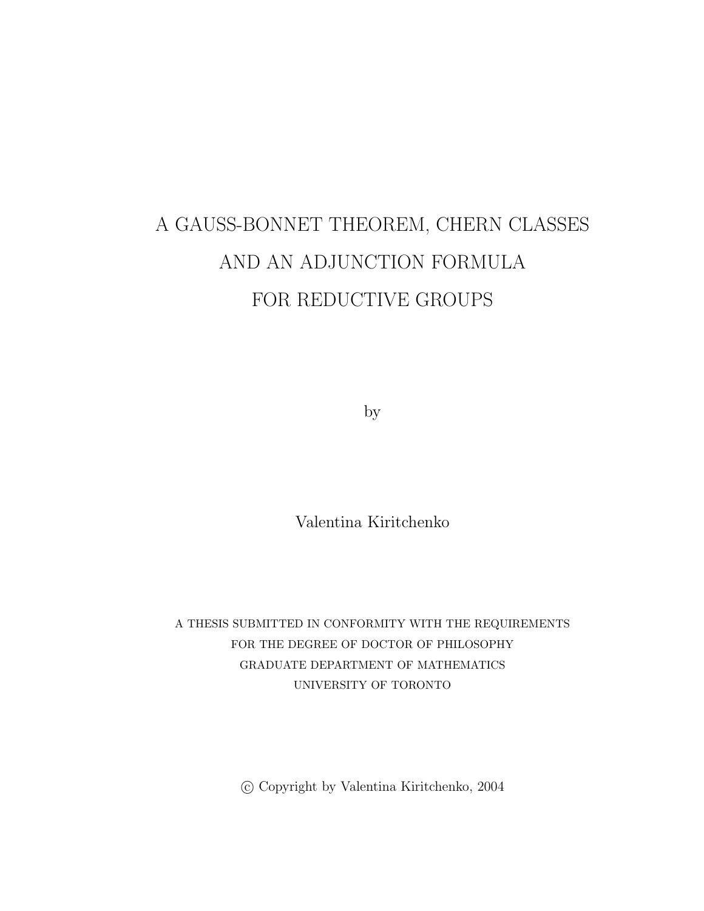# A GAUSS-BONNET THEOREM, CHERN CLASSES AND AN ADJUNCTION FORMULA FOR REDUCTIVE GROUPS

by

Valentina Kiritchenko

A THESIS SUBMITTED IN CONFORMITY WITH THE REQUIREMENTS
FOR THE DEGREE OF DOCTOR OF PHILOSOPHY
GRADUATE DEPARTMENT OF MATHEMATICS
UNIVERSITY OF TORONTO

© Copyright by Valentina Kiritchenko, 2004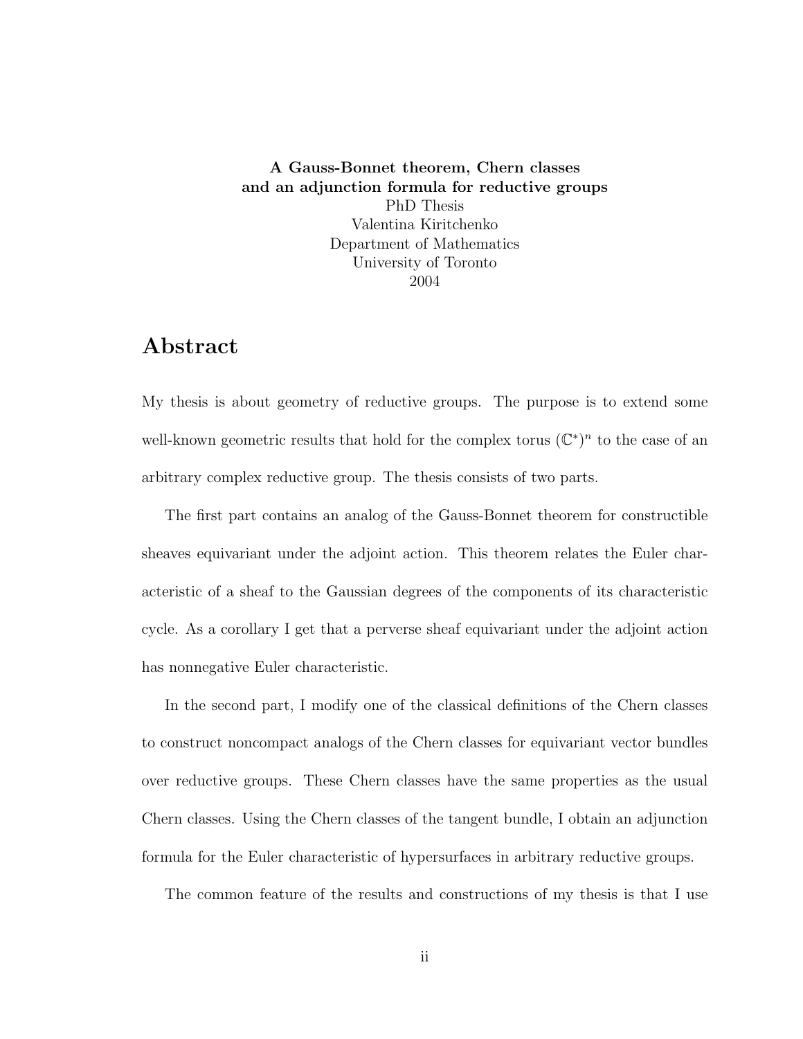**A Gauss-Bonnet theorem, Chern classes and an adjunction formula for reductive groups**
PhD Thesis
Valentina Kiritchenko
Department of Mathematics
University of Toronto
2004

# Abstract

My thesis is about geometry of reductive groups. The purpose is to extend some well-known geometric results that hold for the complex torus $(\mathbb{C}^*)^n$ to the case of an arbitrary complex reductive group. The thesis consists of two parts.

The first part contains an analog of the Gauss-Bonnet theorem for constructible sheaves equivariant under the adjoint action. This theorem relates the Euler characteristic of a sheaf to the Gaussian degrees of the components of its characteristic cycle. As a corollary I get that a perverse sheaf equivariant under the adjoint action has nonnegative Euler characteristic.

In the second part, I modify one of the classical definitions of the Chern classes to construct noncompact analogs of the Chern classes for equivariant vector bundles over reductive groups. These Chern classes have the same properties as the usual Chern classes. Using the Chern classes of the tangent bundle, I obtain an adjunction formula for the Euler characteristic of hypersurfaces in arbitrary reductive groups.

The common feature of the results and constructions of my thesis is that I use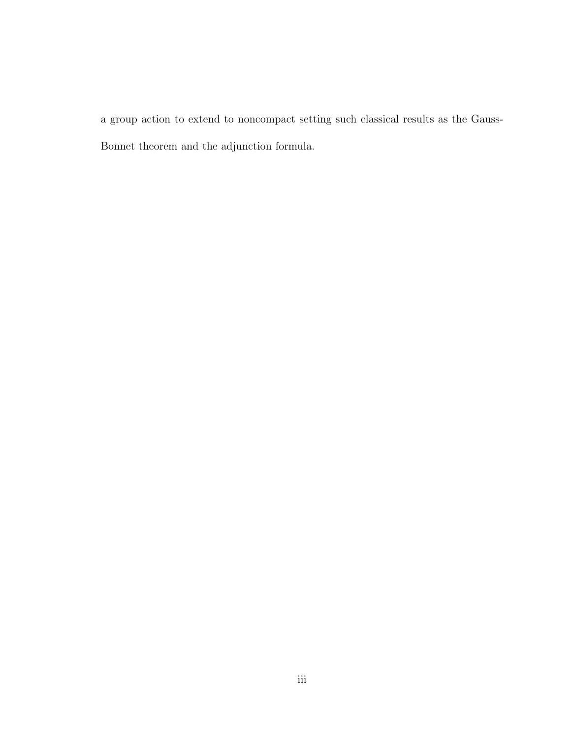a group action to extend to noncompact setting such classical results as the Gauss-Bonnet theorem and the adjunction formula.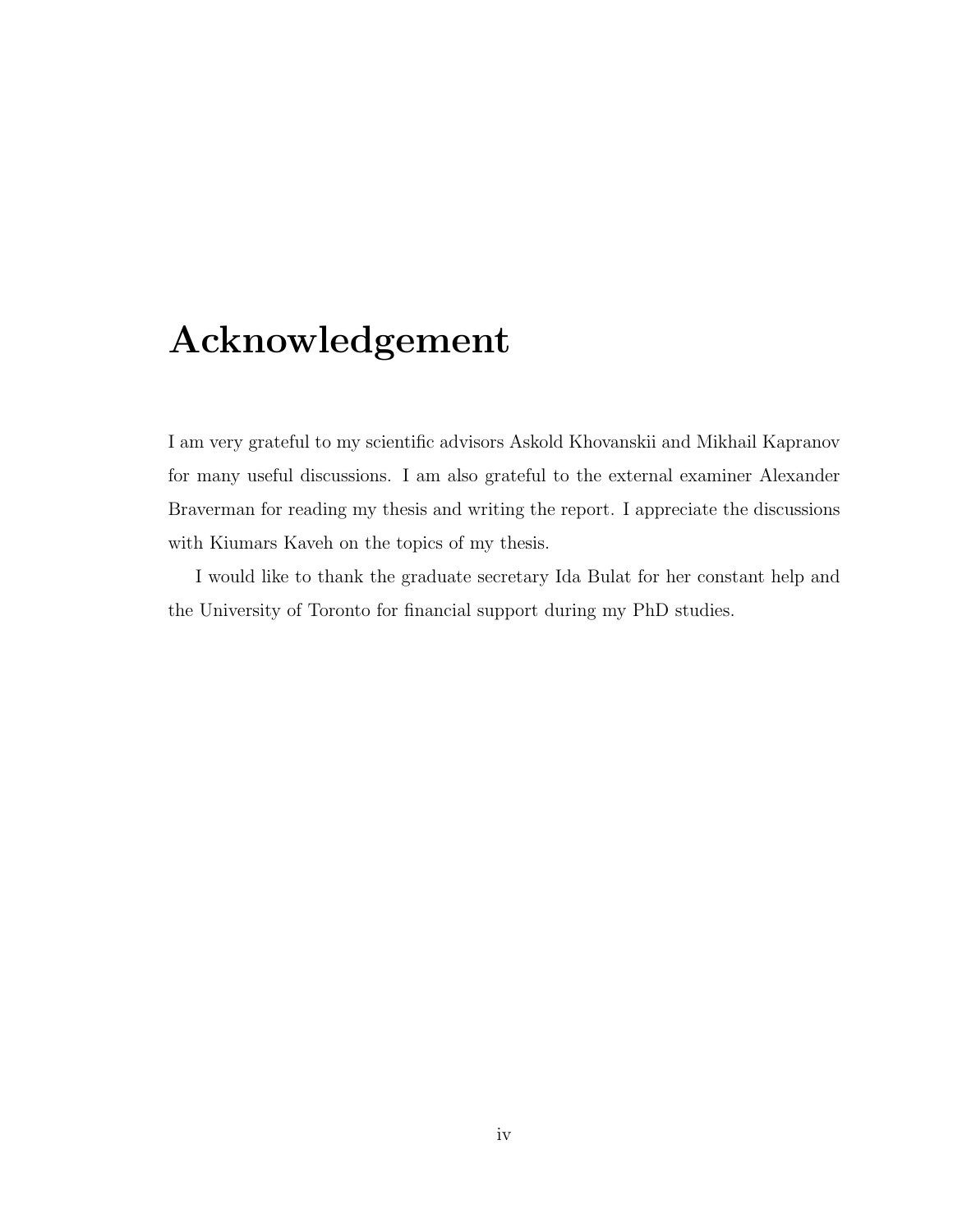# Acknowledgement

I am very grateful to my scientific advisors Askold Khovanskii and Mikhail Kapranov for many useful discussions. I am also grateful to the external examiner Alexander Braverman for reading my thesis and writing the report. I appreciate the discussions with Kiumars Kaveh on the topics of my thesis.

I would like to thank the graduate secretary Ida Bulat for her constant help and the University of Toronto for financial support during my PhD studies.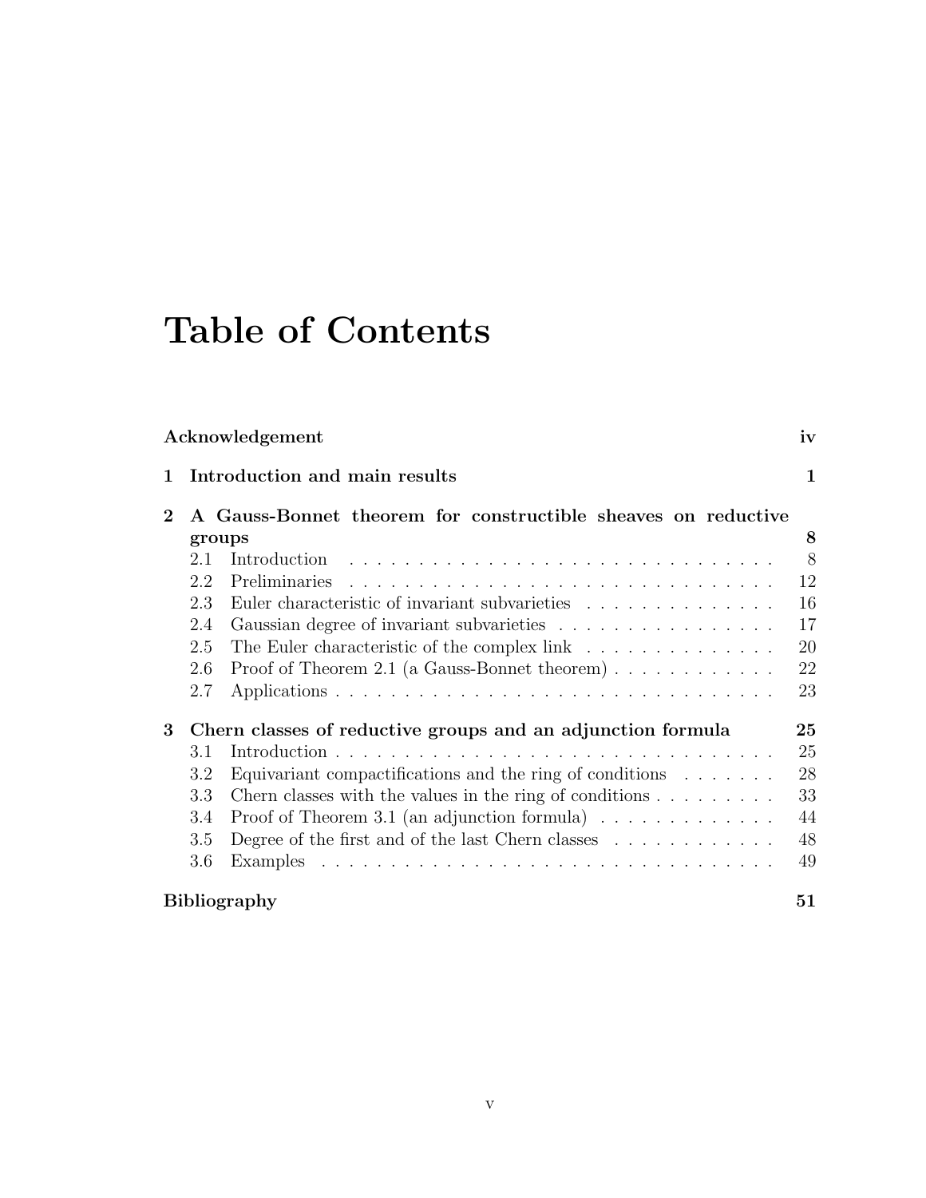# Table of Contents

**Acknowledgement** **iv**

**1 Introduction and main results** **1**

**2 A Gauss-Bonnet theorem for constructible sheaves on reductive groups** **8**

- 2.1 Introduction . . . 8
- 2.2 Preliminaries . . . 12
- 2.3 Euler characteristic of invariant subvarieties . . . 16
- 2.4 Gaussian degree of invariant subvarieties . . . 17
- 2.5 The Euler characteristic of the complex link . . . 20
- 2.6 Proof of Theorem 2.1 (a Gauss-Bonnet theorem) . . . 22
- 2.7 Applications . . . 23

**3 Chern classes of reductive groups and an adjunction formula** **25**

- 3.1 Introduction . . . 25
- 3.2 Equivariant compactifications and the ring of conditions . . . 28
- 3.3 Chern classes with the values in the ring of conditions . . . 33
- 3.4 Proof of Theorem 3.1 (an adjunction formula) . . . 44
- 3.5 Degree of the first and of the last Chern classes . . . 48
- 3.6 Examples . . . 49

**Bibliography** **51**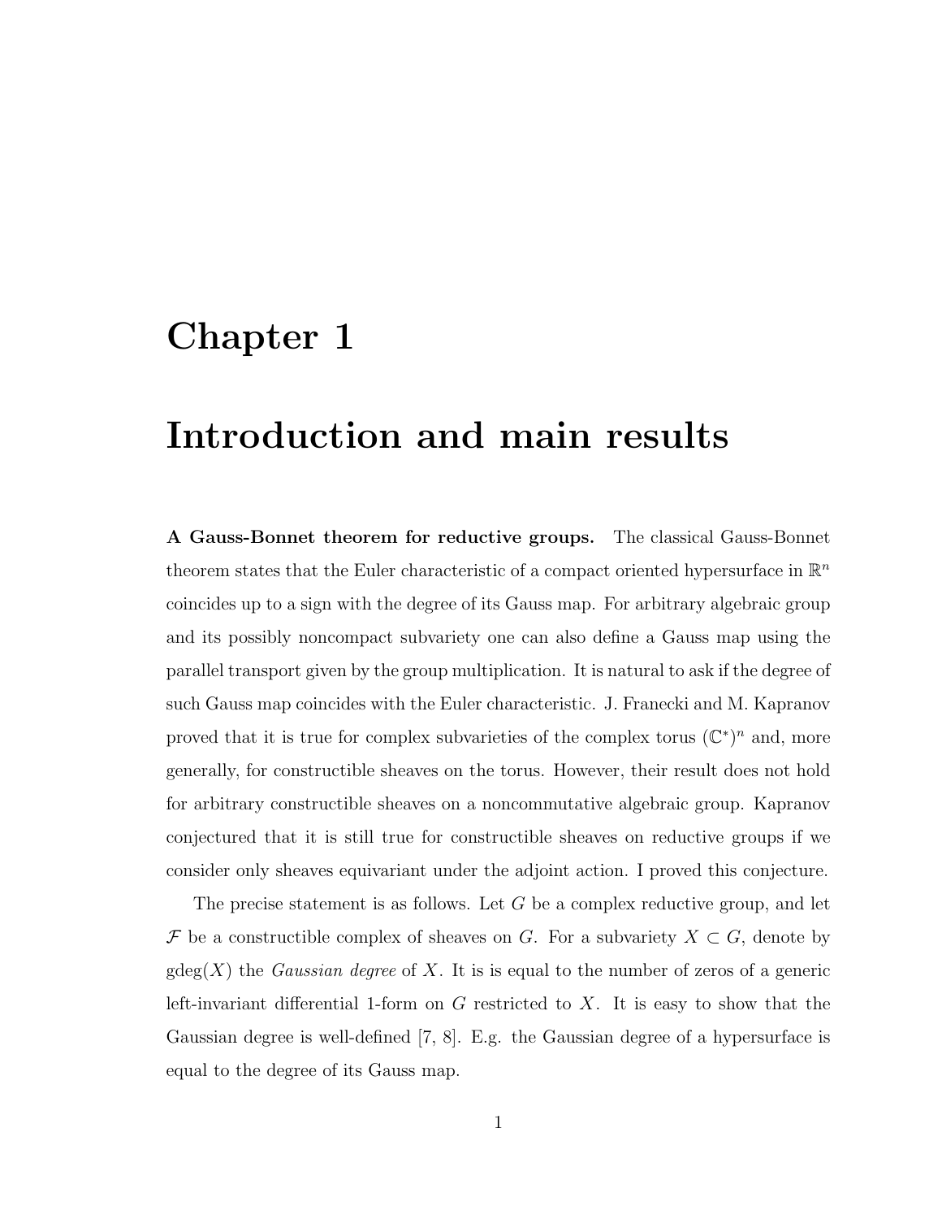# Chapter 1

# Introduction and main results

**A Gauss-Bonnet theorem for reductive groups.** The classical Gauss-Bonnet theorem states that the Euler characteristic of a compact oriented hypersurface in $\mathbb{R}^n$ coincides up to a sign with the degree of its Gauss map. For arbitrary algebraic group and its possibly noncompact subvariety one can also define a Gauss map using the parallel transport given by the group multiplication. It is natural to ask if the degree of such Gauss map coincides with the Euler characteristic. J. Franecki and M. Kapranov proved that it is true for complex subvarieties of the complex torus $(\mathbb{C}^*)^n$ and, more generally, for constructible sheaves on the torus. However, their result does not hold for arbitrary constructible sheaves on a noncommutative algebraic group. Kapranov conjectured that it is still true for constructible sheaves on reductive groups if we consider only sheaves equivariant under the adjoint action. I proved this conjecture.

The precise statement is as follows. Let $G$ be a complex reductive group, and let $\mathcal{F}$ be a constructible complex of sheaves on $G$. For a subvariety $X \subset G$, denote by $\mathrm{gdeg}(X)$ the *Gaussian degree* of $X$. It is is equal to the number of zeros of a generic left-invariant differential 1-form on $G$ restricted to $X$. It is easy to show that the Gaussian degree is well-defined [7, 8]. E.g. the Gaussian degree of a hypersurface is equal to the degree of its Gauss map.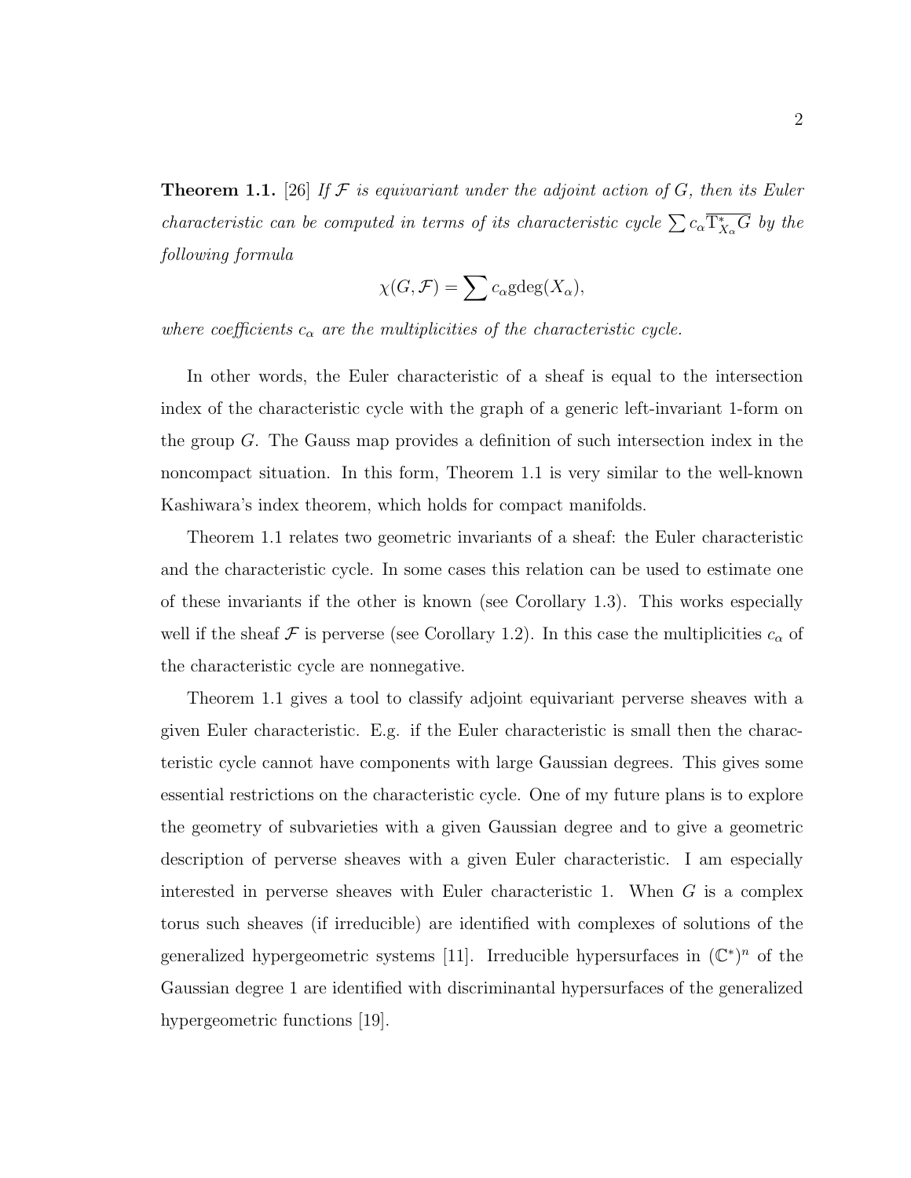**Theorem 1.1.** [26] *If $\mathcal{F}$ is equivariant under the adjoint action of $G$, then its Euler characteristic can be computed in terms of its characteristic cycle $\sum c_\alpha \overline{\mathrm{T}^*_{X_\alpha} G}$ by the following formula*

$$\chi(G, \mathcal{F}) = \sum c_\alpha \mathrm{gdeg}(X_\alpha),$$

*where coefficients $c_\alpha$ are the multiplicities of the characteristic cycle.*

In other words, the Euler characteristic of a sheaf is equal to the intersection index of the characteristic cycle with the graph of a generic left-invariant 1-form on the group $G$. The Gauss map provides a definition of such intersection index in the noncompact situation. In this form, Theorem 1.1 is very similar to the well-known Kashiwara's index theorem, which holds for compact manifolds.

Theorem 1.1 relates two geometric invariants of a sheaf: the Euler characteristic and the characteristic cycle. In some cases this relation can be used to estimate one of these invariants if the other is known (see Corollary 1.3). This works especially well if the sheaf $\mathcal{F}$ is perverse (see Corollary 1.2). In this case the multiplicities $c_\alpha$ of the characteristic cycle are nonnegative.

Theorem 1.1 gives a tool to classify adjoint equivariant perverse sheaves with a given Euler characteristic. E.g. if the Euler characteristic is small then the characteristic cycle cannot have components with large Gaussian degrees. This gives some essential restrictions on the characteristic cycle. One of my future plans is to explore the geometry of subvarieties with a given Gaussian degree and to give a geometric description of perverse sheaves with a given Euler characteristic. I am especially interested in perverse sheaves with Euler characteristic 1. When $G$ is a complex torus such sheaves (if irreducible) are identified with complexes of solutions of the generalized hypergeometric systems [11]. Irreducible hypersurfaces in $(\mathbb{C}^*)^n$ of the Gaussian degree 1 are identified with discriminantal hypersurfaces of the generalized hypergeometric functions [19].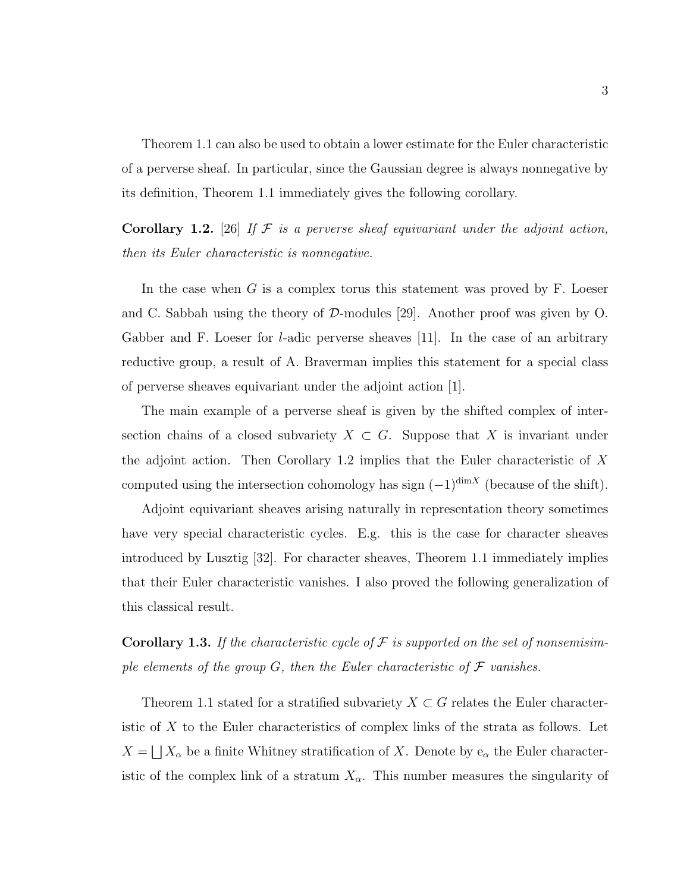Theorem 1.1 can also be used to obtain a lower estimate for the Euler characteristic of a perverse sheaf. In particular, since the Gaussian degree is always nonnegative by its definition, Theorem 1.1 immediately gives the following corollary.

**Corollary 1.2.** [26] *If $\mathcal{F}$ is a perverse sheaf equivariant under the adjoint action, then its Euler characteristic is nonnegative.*

In the case when $G$ is a complex torus this statement was proved by F. Loeser and C. Sabbah using the theory of $\mathcal{D}$-modules [29]. Another proof was given by O. Gabber and F. Loeser for $l$-adic perverse sheaves [11]. In the case of an arbitrary reductive group, a result of A. Braverman implies this statement for a special class of perverse sheaves equivariant under the adjoint action [1].

The main example of a perverse sheaf is given by the shifted complex of intersection chains of a closed subvariety $X \subset G$. Suppose that $X$ is invariant under the adjoint action. Then Corollary 1.2 implies that the Euler characteristic of $X$ computed using the intersection cohomology has sign $(-1)^{\dim X}$ (because of the shift).

Adjoint equivariant sheaves arising naturally in representation theory sometimes have very special characteristic cycles. E.g. this is the case for character sheaves introduced by Lusztig [32]. For character sheaves, Theorem 1.1 immediately implies that their Euler characteristic vanishes. I also proved the following generalization of this classical result.

**Corollary 1.3.** *If the characteristic cycle of $\mathcal{F}$ is supported on the set of nonsemisimple elements of the group $G$, then the Euler characteristic of $\mathcal{F}$ vanishes.*

Theorem 1.1 stated for a stratified subvariety $X \subset G$ relates the Euler characteristic of $X$ to the Euler characteristics of complex links of the strata as follows. Let $X = \bigsqcup X_\alpha$ be a finite Whitney stratification of $X$. Denote by $\mathrm{e}_\alpha$ the Euler characteristic of the complex link of a stratum $X_\alpha$. This number measures the singularity of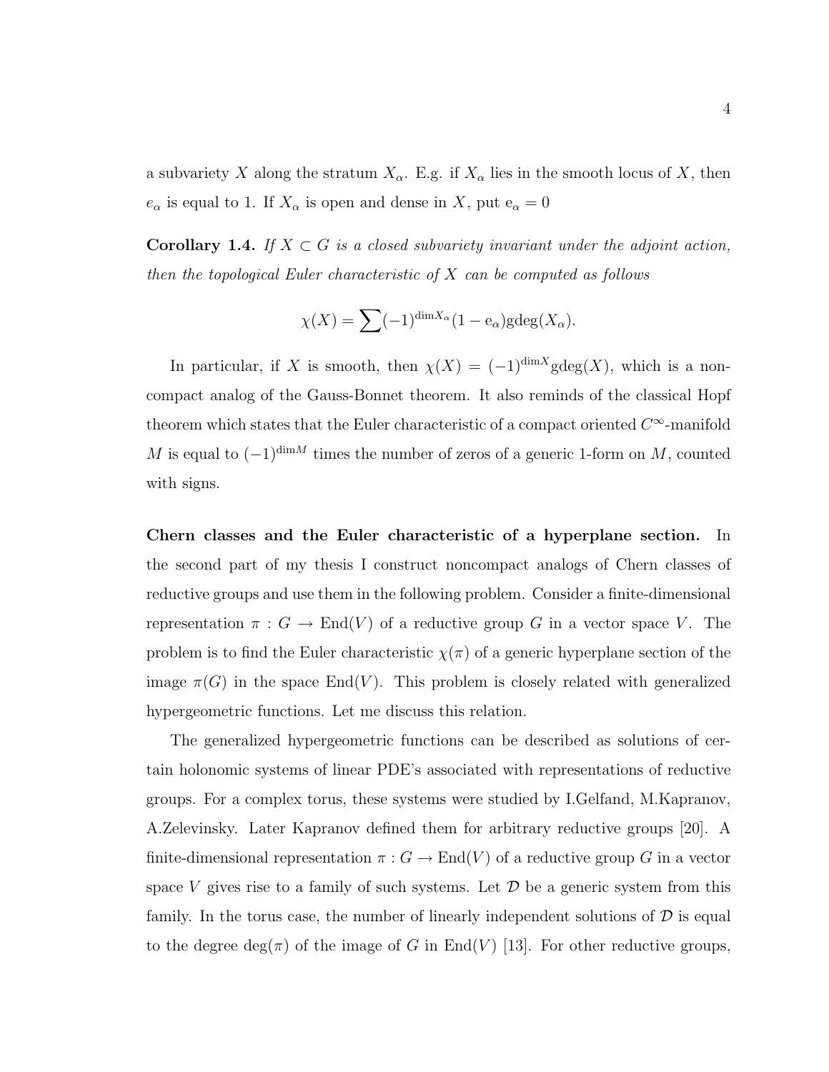a subvariety $X$ along the stratum $X_\alpha$. E.g. if $X_\alpha$ lies in the smooth locus of $X$, then $e_\alpha$ is equal to 1. If $X_\alpha$ is open and dense in $X$, put $\mathrm{e}_\alpha = 0$

**Corollary 1.4.** *If $X \subset G$ is a closed subvariety invariant under the adjoint action, then the topological Euler characteristic of $X$ can be computed as follows*

$$\chi(X) = \sum (-1)^{\dim X_\alpha}(1 - \mathrm{e}_\alpha)\mathrm{gdeg}(X_\alpha).$$

In particular, if $X$ is smooth, then $\chi(X) = (-1)^{\dim X}\mathrm{gdeg}(X)$, which is a noncompact analog of the Gauss-Bonnet theorem. It also reminds of the classical Hopf theorem which states that the Euler characteristic of a compact oriented $C^\infty$-manifold $M$ is equal to $(-1)^{\dim M}$ times the number of zeros of a generic 1-form on $M$, counted with signs.

**Chern classes and the Euler characteristic of a hyperplane section.** In the second part of my thesis I construct noncompact analogs of Chern classes of reductive groups and use them in the following problem. Consider a finite-dimensional representation $\pi : G \to \mathrm{End}(V)$ of a reductive group $G$ in a vector space $V$. The problem is to find the Euler characteristic $\chi(\pi)$ of a generic hyperplane section of the image $\pi(G)$ in the space $\mathrm{End}(V)$. This problem is closely related with generalized hypergeometric functions. Let me discuss this relation.

The generalized hypergeometric functions can be described as solutions of certain holonomic systems of linear PDE's associated with representations of reductive groups. For a complex torus, these systems were studied by I.Gelfand, M.Kapranov, A.Zelevinsky. Later Kapranov defined them for arbitrary reductive groups [20]. A finite-dimensional representation $\pi : G \to \mathrm{End}(V)$ of a reductive group $G$ in a vector space $V$ gives rise to a family of such systems. Let $\mathcal{D}$ be a generic system from this family. In the torus case, the number of linearly independent solutions of $\mathcal{D}$ is equal to the degree $\deg(\pi)$ of the image of $G$ in $\mathrm{End}(V)$ [13]. For other reductive groups,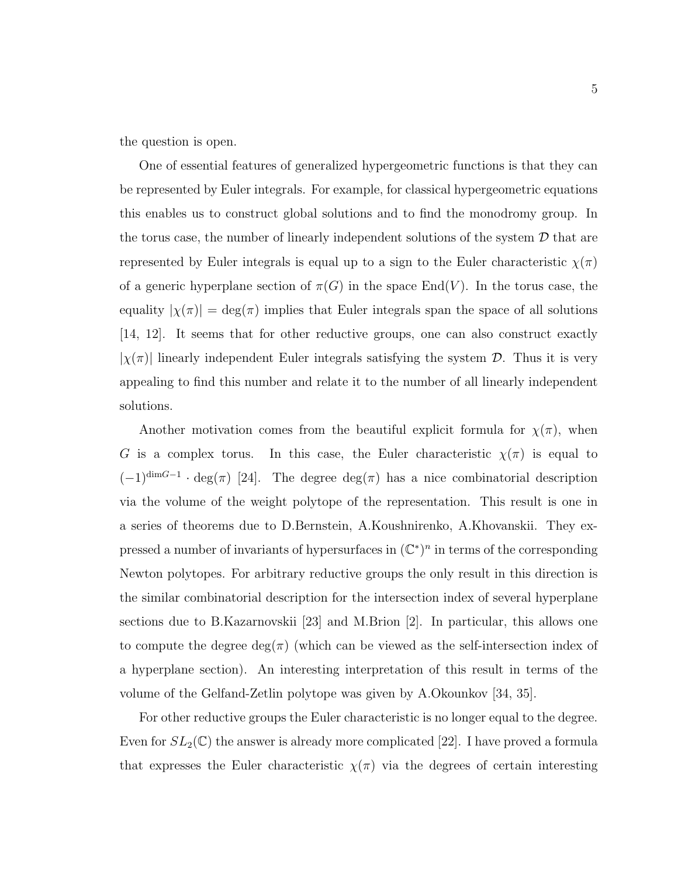the question is open.

One of essential features of generalized hypergeometric functions is that they can be represented by Euler integrals. For example, for classical hypergeometric equations this enables us to construct global solutions and to find the monodromy group. In the torus case, the number of linearly independent solutions of the system $\mathcal{D}$ that are represented by Euler integrals is equal up to a sign to the Euler characteristic $\chi(\pi)$ of a generic hyperplane section of $\pi(G)$ in the space $\mathrm{End}(V)$. In the torus case, the equality $|\chi(\pi)| = \deg(\pi)$ implies that Euler integrals span the space of all solutions [14, 12]. It seems that for other reductive groups, one can also construct exactly $|\chi(\pi)|$ linearly independent Euler integrals satisfying the system $\mathcal{D}$. Thus it is very appealing to find this number and relate it to the number of all linearly independent solutions.

Another motivation comes from the beautiful explicit formula for $\chi(\pi)$, when $G$ is a complex torus. In this case, the Euler characteristic $\chi(\pi)$ is equal to $(-1)^{\dim G - 1} \cdot \deg(\pi)$ [24]. The degree $\deg(\pi)$ has a nice combinatorial description via the volume of the weight polytope of the representation. This result is one in a series of theorems due to D.Bernstein, A.Koushnirenko, A.Khovanskii. They expressed a number of invariants of hypersurfaces in $(\mathbb{C}^*)^n$ in terms of the corresponding Newton polytopes. For arbitrary reductive groups the only result in this direction is the similar combinatorial description for the intersection index of several hyperplane sections due to B.Kazarnovskii [23] and M.Brion [2]. In particular, this allows one to compute the degree $\deg(\pi)$ (which can be viewed as the self-intersection index of a hyperplane section). An interesting interpretation of this result in terms of the volume of the Gelfand-Zetlin polytope was given by A.Okounkov [34, 35].

For other reductive groups the Euler characteristic is no longer equal to the degree. Even for $SL_2(\mathbb{C})$ the answer is already more complicated [22]. I have proved a formula that expresses the Euler characteristic $\chi(\pi)$ via the degrees of certain interesting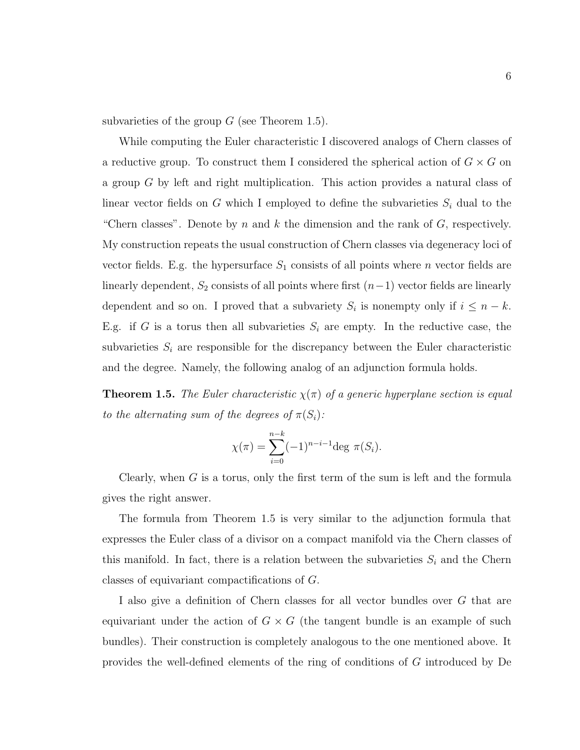subvarieties of the group $G$ (see Theorem 1.5).

While computing the Euler characteristic I discovered analogs of Chern classes of a reductive group. To construct them I considered the spherical action of $G \times G$ on a group $G$ by left and right multiplication. This action provides a natural class of linear vector fields on $G$ which I employed to define the subvarieties $S_i$ dual to the "Chern classes". Denote by $n$ and $k$ the dimension and the rank of $G$, respectively. My construction repeats the usual construction of Chern classes via degeneracy loci of vector fields. E.g. the hypersurface $S_1$ consists of all points where $n$ vector fields are linearly dependent, $S_2$ consists of all points where first $(n-1)$ vector fields are linearly dependent and so on. I proved that a subvariety $S_i$ is nonempty only if $i \leq n-k$. E.g. if $G$ is a torus then all subvarieties $S_i$ are empty. In the reductive case, the subvarieties $S_i$ are responsible for the discrepancy between the Euler characteristic and the degree. Namely, the following analog of an adjunction formula holds.

**Theorem 1.5.** *The Euler characteristic $\chi(\pi)$ of a generic hyperplane section is equal to the alternating sum of the degrees of $\pi(S_i)$:*

$$\chi(\pi) = \sum_{i=0}^{n-k} (-1)^{n-i-1} \deg\ \pi(S_i).$$

Clearly, when $G$ is a torus, only the first term of the sum is left and the formula gives the right answer.

The formula from Theorem 1.5 is very similar to the adjunction formula that expresses the Euler class of a divisor on a compact manifold via the Chern classes of this manifold. In fact, there is a relation between the subvarieties $S_i$ and the Chern classes of equivariant compactifications of $G$.

I also give a definition of Chern classes for all vector bundles over $G$ that are equivariant under the action of $G \times G$ (the tangent bundle is an example of such bundles). Their construction is completely analogous to the one mentioned above. It provides the well-defined elements of the ring of conditions of $G$ introduced by De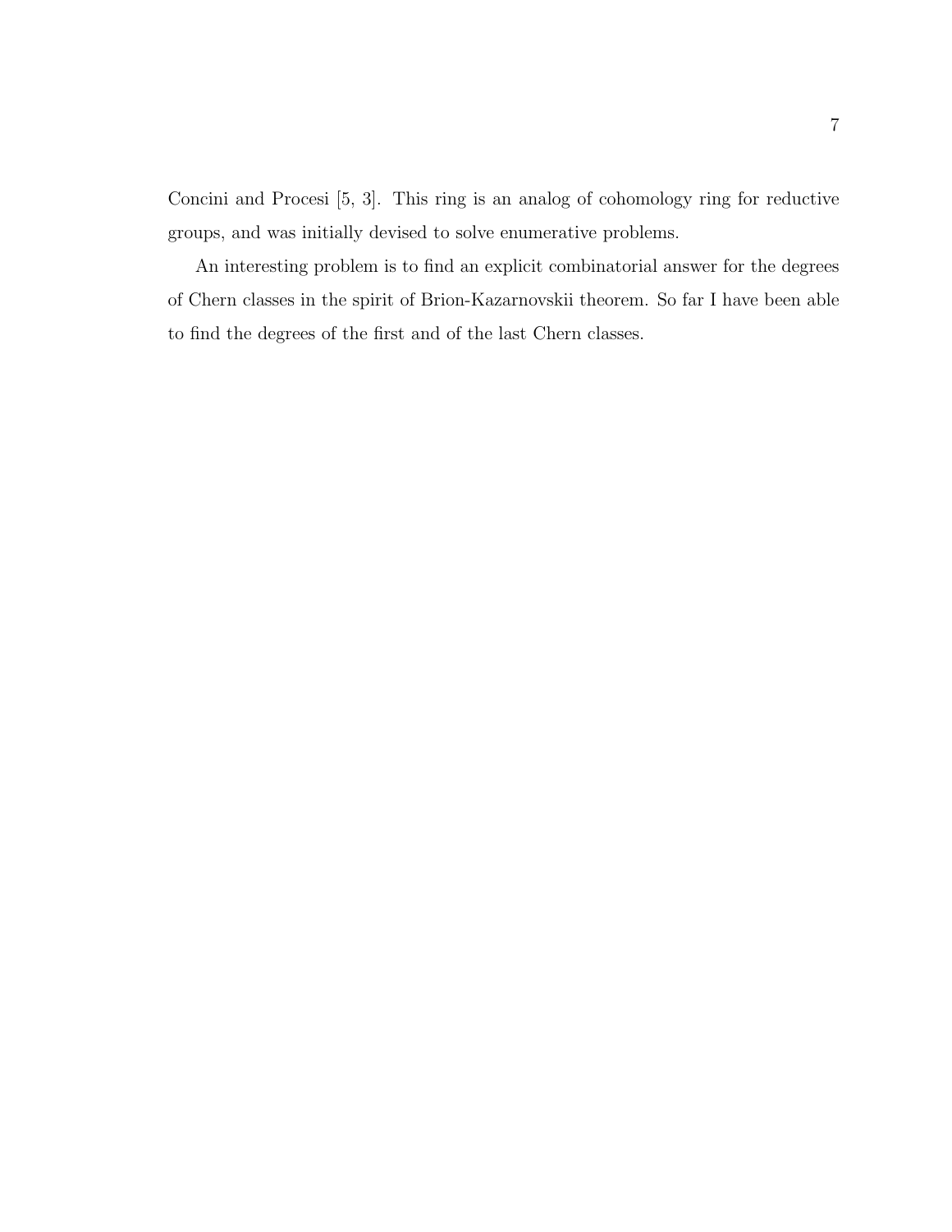Concini and Procesi [5, 3]. This ring is an analog of cohomology ring for reductive groups, and was initially devised to solve enumerative problems.

An interesting problem is to find an explicit combinatorial answer for the degrees of Chern classes in the spirit of Brion-Kazarnovskii theorem. So far I have been able to find the degrees of the first and of the last Chern classes.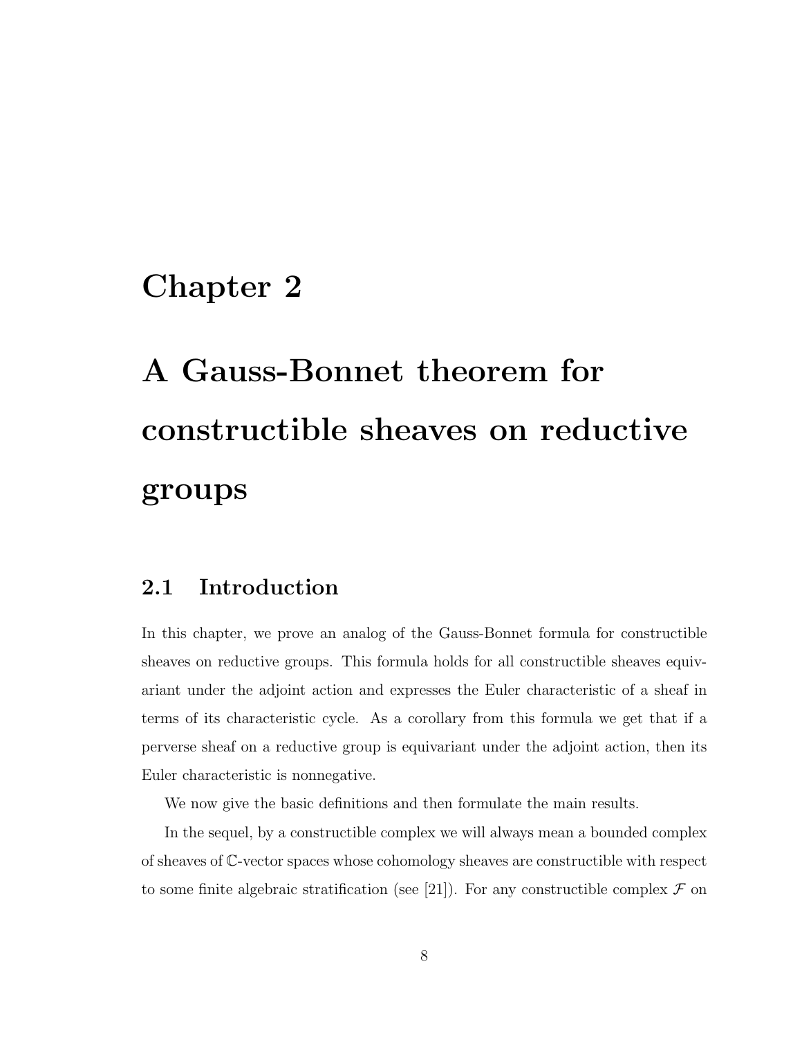# Chapter 2

# A Gauss-Bonnet theorem for constructible sheaves on reductive groups

## 2.1 Introduction

In this chapter, we prove an analog of the Gauss-Bonnet formula for constructible sheaves on reductive groups. This formula holds for all constructible sheaves equivariant under the adjoint action and expresses the Euler characteristic of a sheaf in terms of its characteristic cycle. As a corollary from this formula we get that if a perverse sheaf on a reductive group is equivariant under the adjoint action, then its Euler characteristic is nonnegative.

We now give the basic definitions and then formulate the main results.

In the sequel, by a constructible complex we will always mean a bounded complex of sheaves of $\mathbb{C}$-vector spaces whose cohomology sheaves are constructible with respect to some finite algebraic stratification (see [21]). For any constructible complex $\mathcal{F}$ on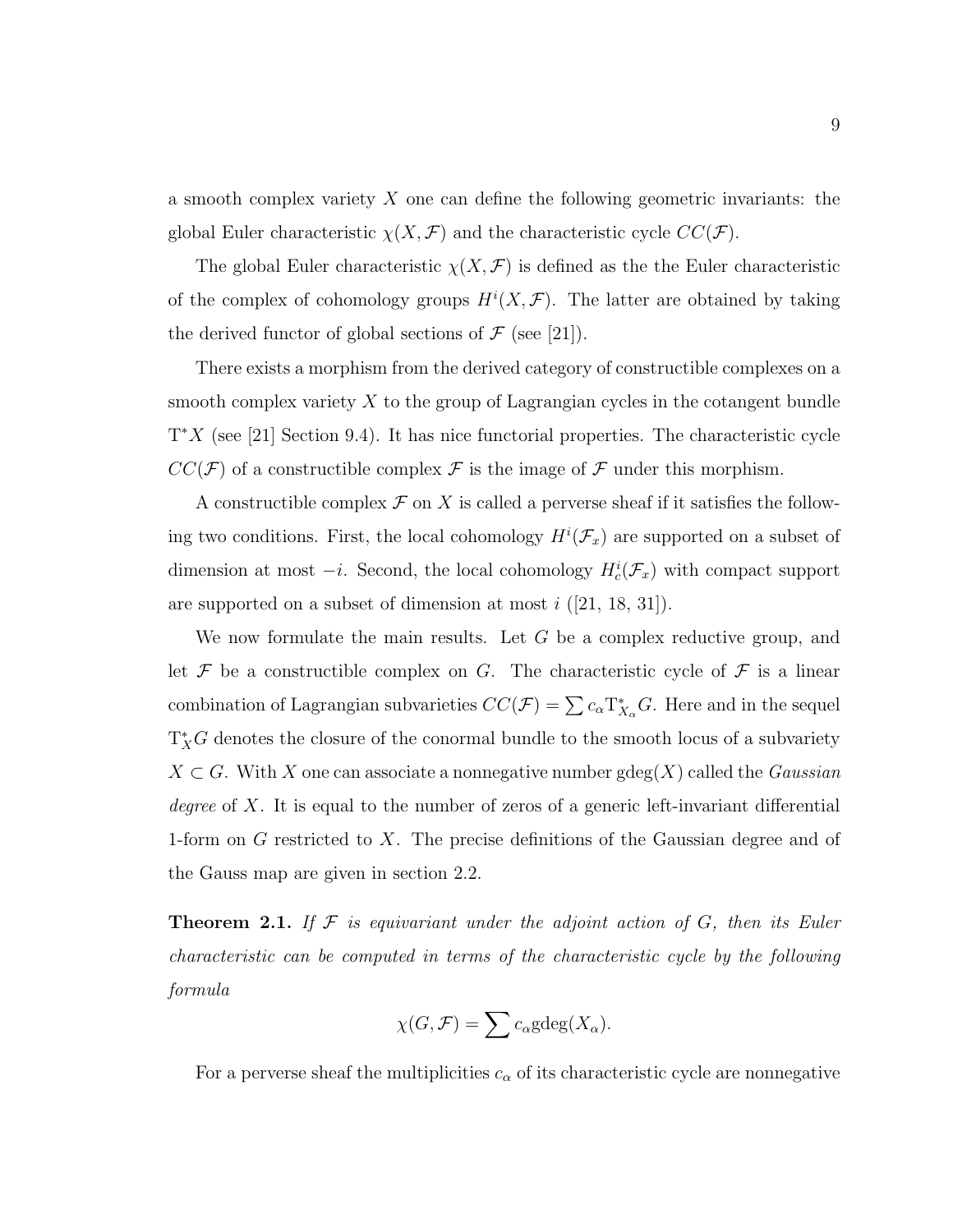a smooth complex variety $X$ one can define the following geometric invariants: the global Euler characteristic $\chi(X, \mathcal{F})$ and the characteristic cycle $CC(\mathcal{F})$.

The global Euler characteristic $\chi(X, \mathcal{F})$ is defined as the the Euler characteristic of the complex of cohomology groups $H^i(X, \mathcal{F})$. The latter are obtained by taking the derived functor of global sections of $\mathcal{F}$ (see [21]).

There exists a morphism from the derived category of constructible complexes on a smooth complex variety $X$ to the group of Lagrangian cycles in the cotangent bundle $\mathrm{T}^*X$ (see [21] Section 9.4). It has nice functorial properties. The characteristic cycle $CC(\mathcal{F})$ of a constructible complex $\mathcal{F}$ is the image of $\mathcal{F}$ under this morphism.

A constructible complex $\mathcal{F}$ on $X$ is called a perverse sheaf if it satisfies the following two conditions. First, the local cohomology $H^i(\mathcal{F}_x)$ are supported on a subset of dimension at most $-i$. Second, the local cohomology $H^i_c(\mathcal{F}_x)$ with compact support are supported on a subset of dimension at most $i$ ([21, 18, 31]).

We now formulate the main results. Let $G$ be a complex reductive group, and let $\mathcal{F}$ be a constructible complex on $G$. The characteristic cycle of $\mathcal{F}$ is a linear combination of Lagrangian subvarieties $CC(\mathcal{F}) = \sum c_\alpha \mathrm{T}^*_{X_\alpha}G$. Here and in the sequel $\mathrm{T}^*_X G$ denotes the closure of the conormal bundle to the smooth locus of a subvariety $X \subset G$. With $X$ one can associate a nonnegative number $\mathrm{gdeg}(X)$ called the *Gaussian degree* of $X$. It is equal to the number of zeros of a generic left-invariant differential 1-form on $G$ restricted to $X$. The precise definitions of the Gaussian degree and of the Gauss map are given in section 2.2.

**Theorem 2.1.** *If $\mathcal{F}$ is equivariant under the adjoint action of $G$, then its Euler characteristic can be computed in terms of the characteristic cycle by the following formula*

$$\chi(G, \mathcal{F}) = \sum c_\alpha \mathrm{gdeg}(X_\alpha).$$

For a perverse sheaf the multiplicities $c_\alpha$ of its characteristic cycle are nonnegative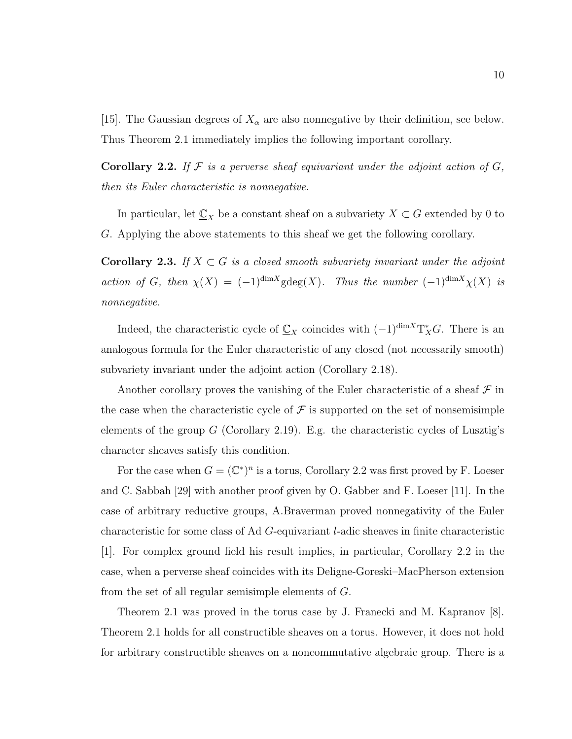[15]. The Gaussian degrees of $X_\alpha$ are also nonnegative by their definition, see below. Thus Theorem 2.1 immediately implies the following important corollary.

**Corollary 2.2.** *If $\mathcal{F}$ is a perverse sheaf equivariant under the adjoint action of $G$, then its Euler characteristic is nonnegative.*

In particular, let $\underline{\mathbb{C}}_X$ be a constant sheaf on a subvariety $X \subset G$ extended by 0 to $G$. Applying the above statements to this sheaf we get the following corollary.

**Corollary 2.3.** *If $X \subset G$ is a closed smooth subvariety invariant under the adjoint action of $G$, then $\chi(X) = (-1)^{\dim X}\mathrm{gdeg}(X)$. Thus the number $(-1)^{\dim X}\chi(X)$ is nonnegative.*

Indeed, the characteristic cycle of $\underline{\mathbb{C}}_X$ coincides with $(-1)^{\dim X}\mathrm{T}^*_X G$. There is an analogous formula for the Euler characteristic of any closed (not necessarily smooth) subvariety invariant under the adjoint action (Corollary 2.18).

Another corollary proves the vanishing of the Euler characteristic of a sheaf $\mathcal{F}$ in the case when the characteristic cycle of $\mathcal{F}$ is supported on the set of nonsemisimple elements of the group $G$ (Corollary 2.19). E.g. the characteristic cycles of Lusztig's character sheaves satisfy this condition.

For the case when $G = (\mathbb{C}^*)^n$ is a torus, Corollary 2.2 was first proved by F. Loeser and C. Sabbah [29] with another proof given by O. Gabber and F. Loeser [11]. In the case of arbitrary reductive groups, A.Braverman proved nonnegativity of the Euler characteristic for some class of Ad $G$-equivariant $l$-adic sheaves in finite characteristic [1]. For complex ground field his result implies, in particular, Corollary 2.2 in the case, when a perverse sheaf coincides with its Deligne-Goreski–MacPherson extension from the set of all regular semisimple elements of $G$.

Theorem 2.1 was proved in the torus case by J. Franecki and M. Kapranov [8]. Theorem 2.1 holds for all constructible sheaves on a torus. However, it does not hold for arbitrary constructible sheaves on a noncommutative algebraic group. There is a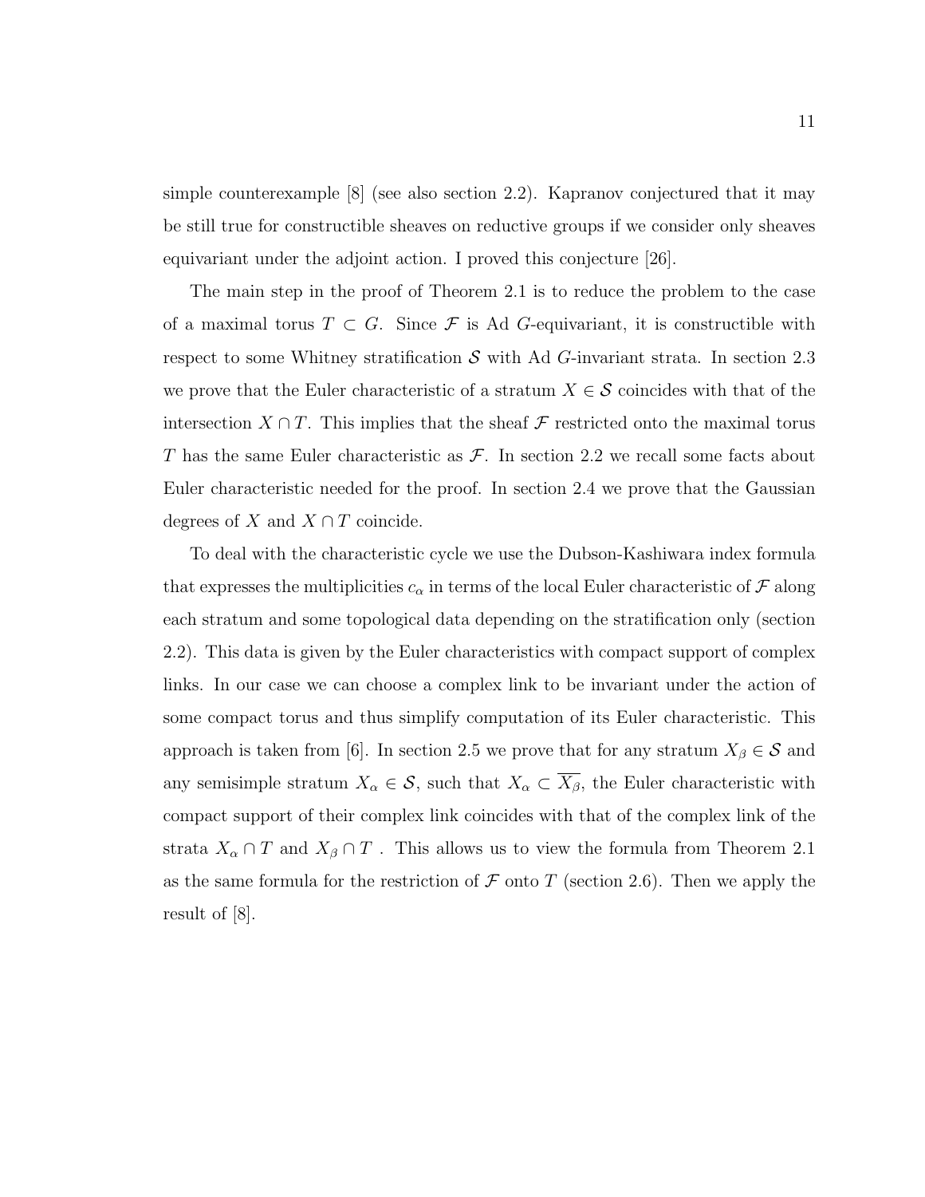simple counterexample [8] (see also section 2.2). Kapranov conjectured that it may be still true for constructible sheaves on reductive groups if we consider only sheaves equivariant under the adjoint action. I proved this conjecture [26].

The main step in the proof of Theorem 2.1 is to reduce the problem to the case of a maximal torus $T \subset G$. Since $\mathcal{F}$ is Ad $G$-equivariant, it is constructible with respect to some Whitney stratification $\mathcal{S}$ with Ad $G$-invariant strata. In section 2.3 we prove that the Euler characteristic of a stratum $X \in \mathcal{S}$ coincides with that of the intersection $X \cap T$. This implies that the sheaf $\mathcal{F}$ restricted onto the maximal torus $T$ has the same Euler characteristic as $\mathcal{F}$. In section 2.2 we recall some facts about Euler characteristic needed for the proof. In section 2.4 we prove that the Gaussian degrees of $X$ and $X \cap T$ coincide.

To deal with the characteristic cycle we use the Dubson-Kashiwara index formula that expresses the multiplicities $c_\alpha$ in terms of the local Euler characteristic of $\mathcal{F}$ along each stratum and some topological data depending on the stratification only (section 2.2). This data is given by the Euler characteristics with compact support of complex links. In our case we can choose a complex link to be invariant under the action of some compact torus and thus simplify computation of its Euler characteristic. This approach is taken from [6]. In section 2.5 we prove that for any stratum $X_\beta \in \mathcal{S}$ and any semisimple stratum $X_\alpha \in \mathcal{S}$, such that $X_\alpha \subset \overline{X_\beta}$, the Euler characteristic with compact support of their complex link coincides with that of the complex link of the strata $X_\alpha \cap T$ and $X_\beta \cap T$ . This allows us to view the formula from Theorem 2.1 as the same formula for the restriction of $\mathcal{F}$ onto $T$ (section 2.6). Then we apply the result of [8].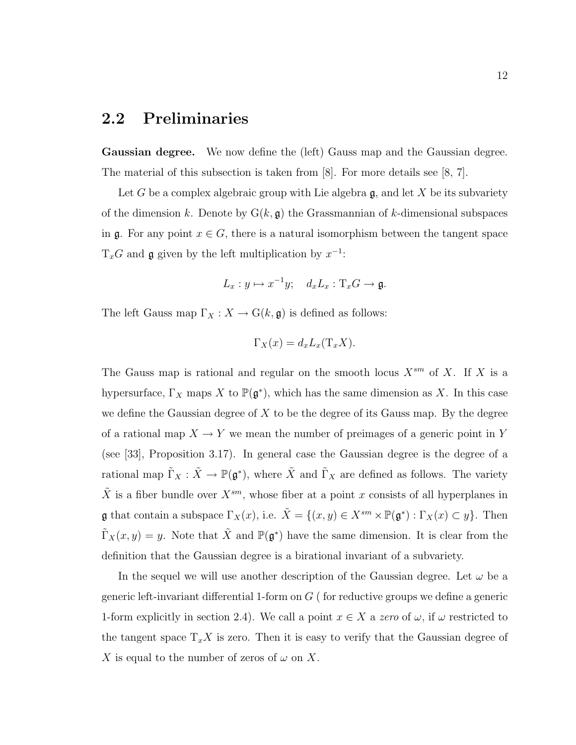## 2.2 Preliminaries

**Gaussian degree.** We now define the (left) Gauss map and the Gaussian degree. The material of this subsection is taken from [8]. For more details see [8, 7].

Let $G$ be a complex algebraic group with Lie algebra $\mathfrak{g}$, and let $X$ be its subvariety of the dimension $k$. Denote by $\mathrm{G}(k, \mathfrak{g})$ the Grassmannian of $k$-dimensional subspaces in $\mathfrak{g}$. For any point $x \in G$, there is a natural isomorphism between the tangent space $\mathrm{T}_x G$ and $\mathfrak{g}$ given by the left multiplication by $x^{-1}$:

$$L_x : y \mapsto x^{-1}y; \quad d_x L_x : \mathrm{T}_x G \to \mathfrak{g}.$$

The left Gauss map $\Gamma_X : X \to \mathrm{G}(k, \mathfrak{g})$ is defined as follows:

$$\Gamma_X(x) = d_x L_x(\mathrm{T}_x X).$$

The Gauss map is rational and regular on the smooth locus $X^{sm}$ of $X$. If $X$ is a hypersurface, $\Gamma_X$ maps $X$ to $\mathbb{P}(\mathfrak{g}^*)$, which has the same dimension as $X$. In this case we define the Gaussian degree of $X$ to be the degree of its Gauss map. By the degree of a rational map $X \to Y$ we mean the number of preimages of a generic point in $Y$ (see [33], Proposition 3.17). In general case the Gaussian degree is the degree of a rational map $\tilde{\Gamma}_X : \tilde{X} \to \mathbb{P}(\mathfrak{g}^*)$, where $\tilde{X}$ and $\tilde{\Gamma}_X$ are defined as follows. The variety $\tilde{X}$ is a fiber bundle over $X^{sm}$, whose fiber at a point $x$ consists of all hyperplanes in $\mathfrak{g}$ that contain a subspace $\Gamma_X(x)$, i.e. $\tilde{X} = \{(x, y) \in X^{sm} \times \mathbb{P}(\mathfrak{g}^*) : \Gamma_X(x) \subset y\}$. Then $\tilde{\Gamma}_X(x, y) = y$. Note that $\tilde{X}$ and $\mathbb{P}(\mathfrak{g}^*)$ have the same dimension. It is clear from the definition that the Gaussian degree is a birational invariant of a subvariety.

In the sequel we will use another description of the Gaussian degree. Let $\omega$ be a generic left-invariant differential 1-form on $G$ ( for reductive groups we define a generic 1-form explicitly in section 2.4). We call a point $x \in X$ a *zero* of $\omega$, if $\omega$ restricted to the tangent space $\mathrm{T}_x X$ is zero. Then it is easy to verify that the Gaussian degree of $X$ is equal to the number of zeros of $\omega$ on $X$.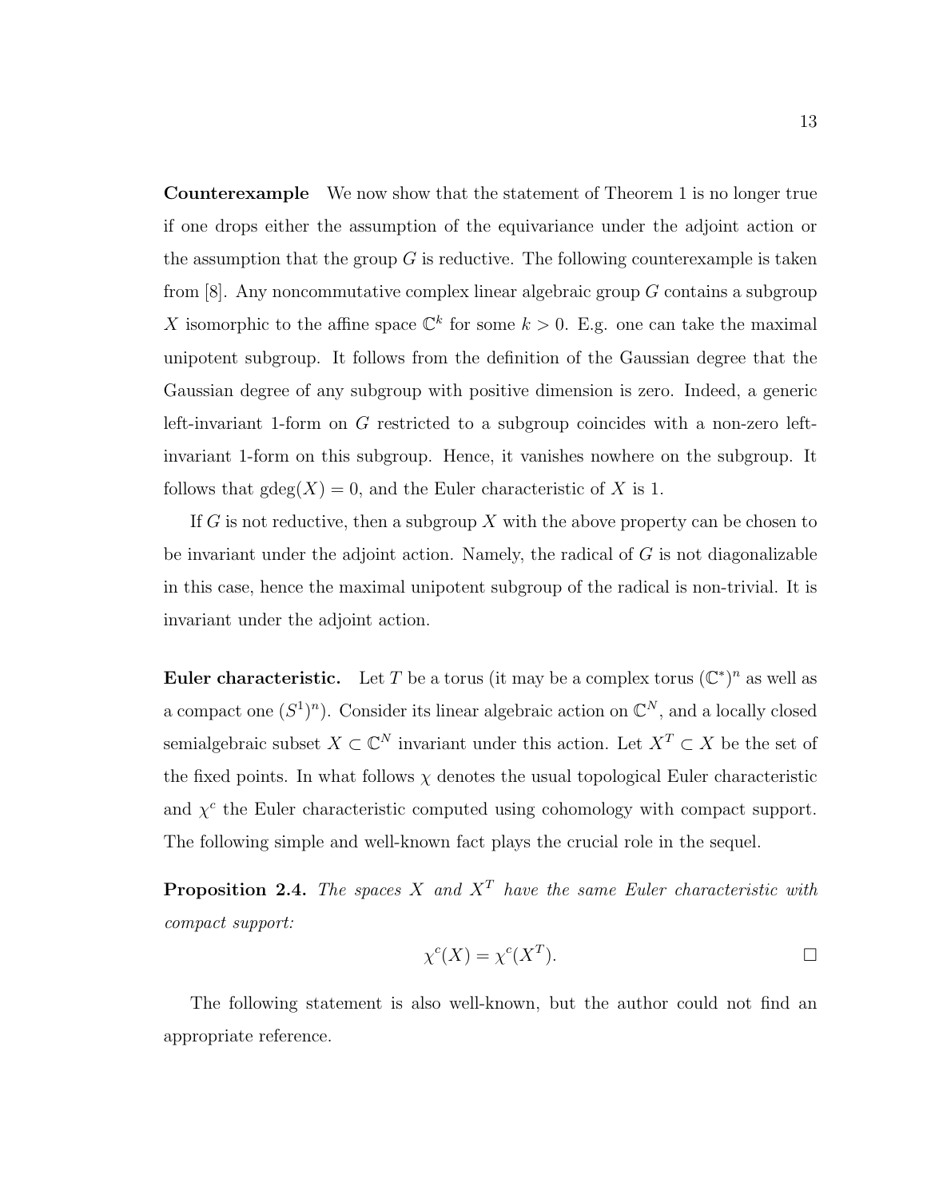**Counterexample** We now show that the statement of Theorem 1 is no longer true if one drops either the assumption of the equivariance under the adjoint action or the assumption that the group $G$ is reductive. The following counterexample is taken from [8]. Any noncommutative complex linear algebraic group $G$ contains a subgroup $X$ isomorphic to the affine space $\mathbb{C}^k$ for some $k > 0$. E.g. one can take the maximal unipotent subgroup. It follows from the definition of the Gaussian degree that the Gaussian degree of any subgroup with positive dimension is zero. Indeed, a generic left-invariant 1-form on $G$ restricted to a subgroup coincides with a non-zero left-invariant 1-form on this subgroup. Hence, it vanishes nowhere on the subgroup. It follows that $\mathrm{gdeg}(X) = 0$, and the Euler characteristic of $X$ is 1.

If $G$ is not reductive, then a subgroup $X$ with the above property can be chosen to be invariant under the adjoint action. Namely, the radical of $G$ is not diagonalizable in this case, hence the maximal unipotent subgroup of the radical is non-trivial. It is invariant under the adjoint action.

**Euler characteristic.** Let $T$ be a torus (it may be a complex torus $(\mathbb{C}^*)^n$ as well as a compact one $(S^1)^n$). Consider its linear algebraic action on $\mathbb{C}^N$, and a locally closed semialgebraic subset $X \subset \mathbb{C}^N$ invariant under this action. Let $X^T \subset X$ be the set of the fixed points. In what follows $\chi$ denotes the usual topological Euler characteristic and $\chi^c$ the Euler characteristic computed using cohomology with compact support. The following simple and well-known fact plays the crucial role in the sequel.

**Proposition 2.4.** *The spaces $X$ and $X^T$ have the same Euler characteristic with compact support:*

$$\chi^c(X) = \chi^c(X^T). \qquad \square$$

The following statement is also well-known, but the author could not find an appropriate reference.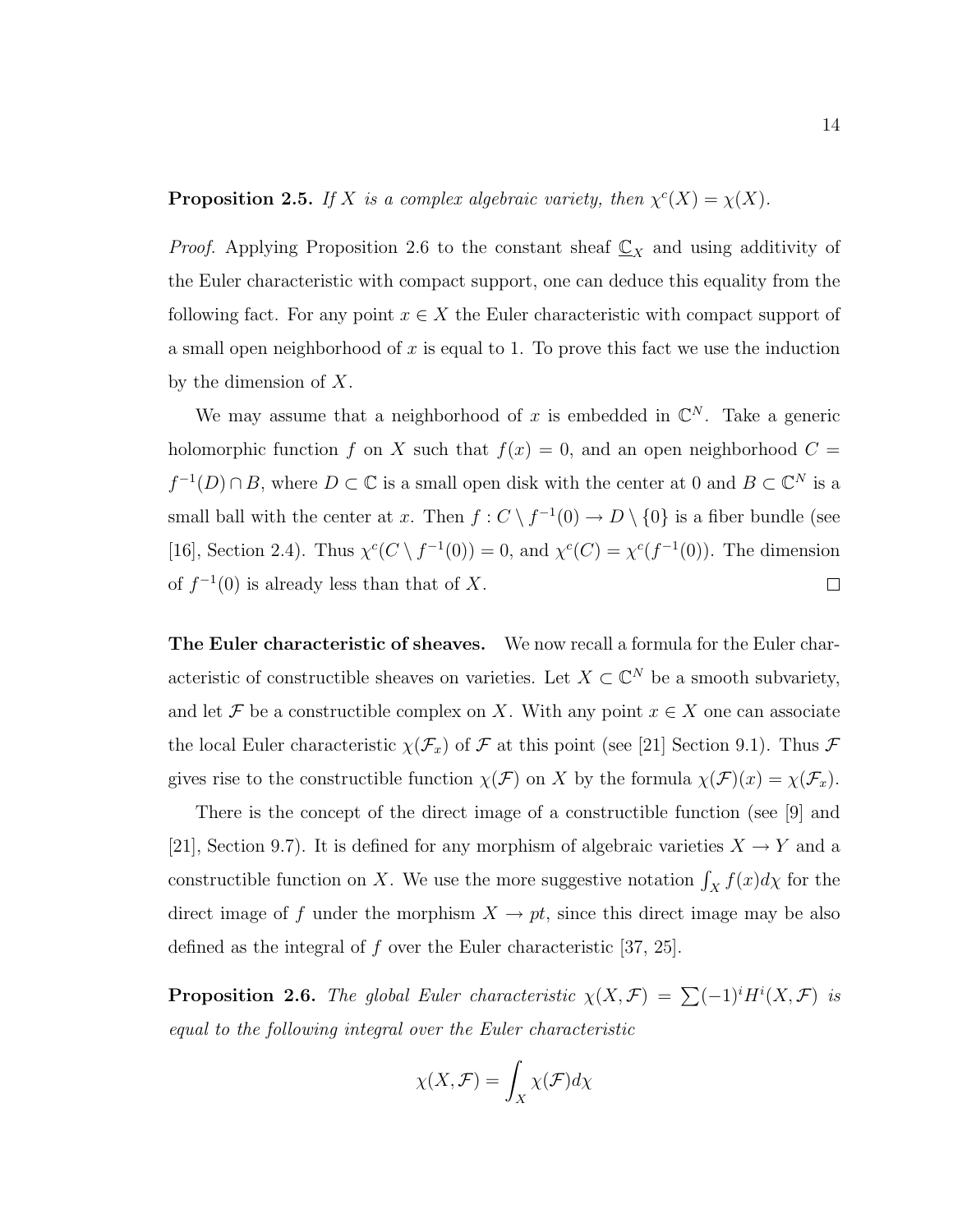**Proposition 2.5.** *If $X$ is a complex algebraic variety, then $\chi^c(X) = \chi(X)$.*

*Proof.* Applying Proposition 2.6 to the constant sheaf $\underline{\mathbb{C}}_X$ and using additivity of the Euler characteristic with compact support, one can deduce this equality from the following fact. For any point $x \in X$ the Euler characteristic with compact support of a small open neighborhood of $x$ is equal to 1. To prove this fact we use the induction by the dimension of $X$.

We may assume that a neighborhood of $x$ is embedded in $\mathbb{C}^N$. Take a generic holomorphic function $f$ on $X$ such that $f(x) = 0$, and an open neighborhood $C = f^{-1}(D) \cap B$, where $D \subset \mathbb{C}$ is a small open disk with the center at 0 and $B \subset \mathbb{C}^N$ is a small ball with the center at $x$. Then $f : C \setminus f^{-1}(0) \to D \setminus \{0\}$ is a fiber bundle (see [16], Section 2.4). Thus $\chi^c(C \setminus f^{-1}(0)) = 0$, and $\chi^c(C) = \chi^c(f^{-1}(0))$. The dimension of $f^{-1}(0)$ is already less than that of $X$. ◻

**The Euler characteristic of sheaves.** We now recall a formula for the Euler characteristic of constructible sheaves on varieties. Let $X \subset \mathbb{C}^N$ be a smooth subvariety, and let $\mathcal{F}$ be a constructible complex on $X$. With any point $x \in X$ one can associate the local Euler characteristic $\chi(\mathcal{F}_x)$ of $\mathcal{F}$ at this point (see [21] Section 9.1). Thus $\mathcal{F}$ gives rise to the constructible function $\chi(\mathcal{F})$ on $X$ by the formula $\chi(\mathcal{F})(x) = \chi(\mathcal{F}_x)$.

There is the concept of the direct image of a constructible function (see [9] and [21], Section 9.7). It is defined for any morphism of algebraic varieties $X \to Y$ and a constructible function on $X$. We use the more suggestive notation $\int_X f(x)d\chi$ for the direct image of $f$ under the morphism $X \to pt$, since this direct image may be also defined as the integral of $f$ over the Euler characteristic [37, 25].

**Proposition 2.6.** *The global Euler characteristic $\chi(X, \mathcal{F}) = \sum(-1)^i H^i(X, \mathcal{F})$ is equal to the following integral over the Euler characteristic*

$$\chi(X, \mathcal{F}) = \int_X \chi(\mathcal{F}) d\chi$$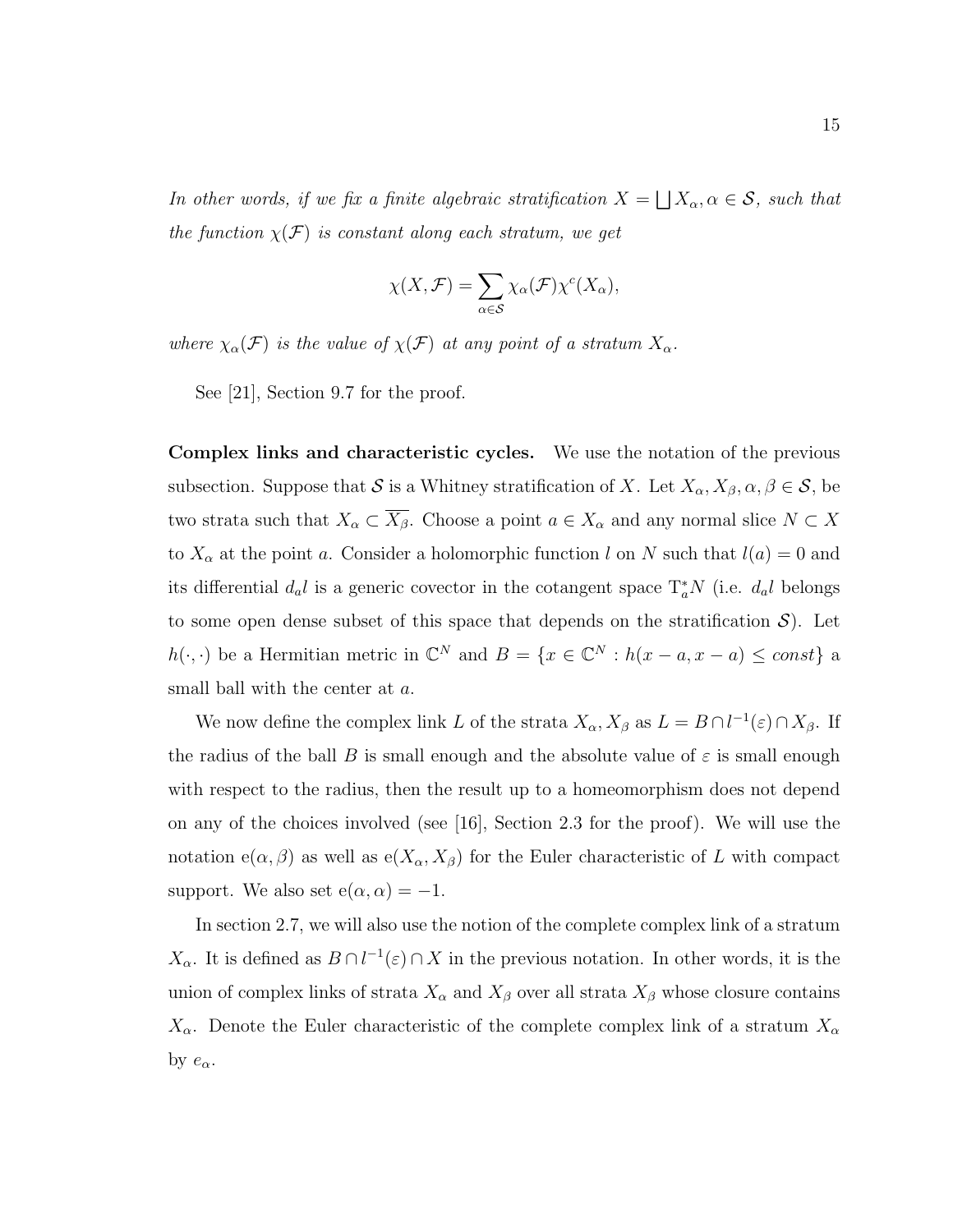*In other words, if we fix a finite algebraic stratification $X = \bigsqcup X_\alpha, \alpha \in \mathcal{S}$, such that the function $\chi(\mathcal{F})$ is constant along each stratum, we get*

$$\chi(X, \mathcal{F}) = \sum_{\alpha \in \mathcal{S}} \chi_\alpha(\mathcal{F}) \chi^c(X_\alpha),$$

*where $\chi_\alpha(\mathcal{F})$ is the value of $\chi(\mathcal{F})$ at any point of a stratum $X_\alpha$.*

See [21], Section 9.7 for the proof.

**Complex links and characteristic cycles.** We use the notation of the previous subsection. Suppose that $\mathcal{S}$ is a Whitney stratification of $X$. Let $X_\alpha, X_\beta, \alpha, \beta \in \mathcal{S}$, be two strata such that $X_\alpha \subset \overline{X_\beta}$. Choose a point $a \in X_\alpha$ and any normal slice $N \subset X$ to $X_\alpha$ at the point $a$. Consider a holomorphic function $l$ on $N$ such that $l(a) = 0$ and its differential $d_a l$ is a generic covector in the cotangent space $\mathrm{T}^*_a N$ (i.e. $d_a l$ belongs to some open dense subset of this space that depends on the stratification $\mathcal{S}$). Let $h(\cdot, \cdot)$ be a Hermitian metric in $\mathbb{C}^N$ and $B = \{x \in \mathbb{C}^N : h(x-a, x-a) \leq const\}$ a small ball with the center at $a$.

We now define the complex link $L$ of the strata $X_\alpha, X_\beta$ as $L = B \cap l^{-1}(\varepsilon) \cap X_\beta$. If the radius of the ball $B$ is small enough and the absolute value of $\varepsilon$ is small enough with respect to the radius, then the result up to a homeomorphism does not depend on any of the choices involved (see [16], Section 2.3 for the proof). We will use the notation $\mathrm{e}(\alpha, \beta)$ as well as $\mathrm{e}(X_\alpha, X_\beta)$ for the Euler characteristic of $L$ with compact support. We also set $\mathrm{e}(\alpha, \alpha) = -1$.

In section 2.7, we will also use the notion of the complete complex link of a stratum $X_\alpha$. It is defined as $B \cap l^{-1}(\varepsilon) \cap X$ in the previous notation. In other words, it is the union of complex links of strata $X_\alpha$ and $X_\beta$ over all strata $X_\beta$ whose closure contains $X_\alpha$. Denote the Euler characteristic of the complete complex link of a stratum $X_\alpha$ by $e_\alpha$.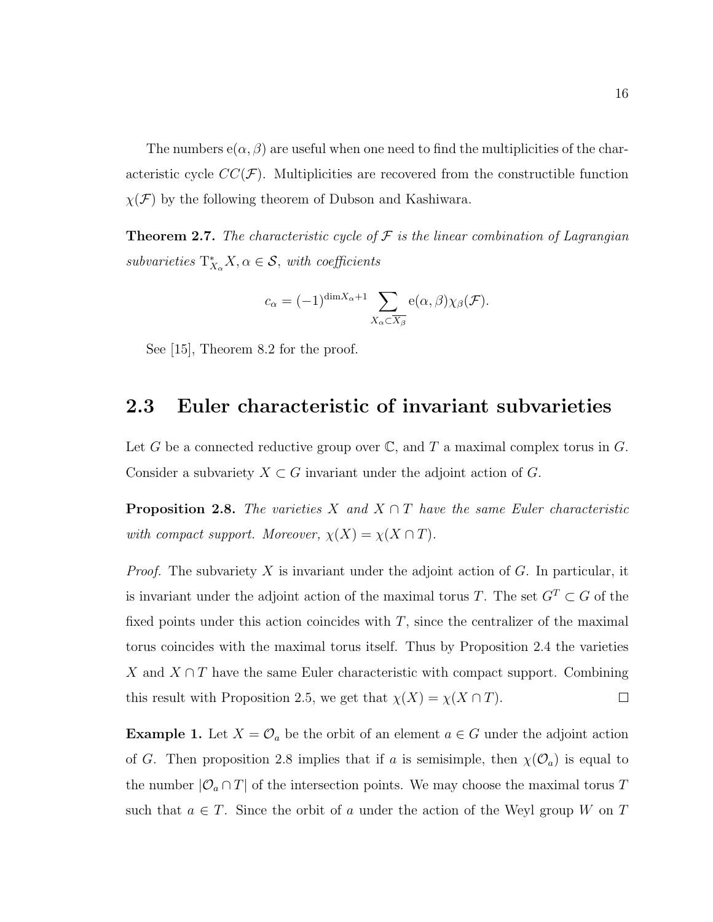The numbers $\mathrm{e}(\alpha, \beta)$ are useful when one need to find the multiplicities of the characteristic cycle $CC(\mathcal{F})$. Multiplicities are recovered from the constructible function $\chi(\mathcal{F})$ by the following theorem of Dubson and Kashiwara.

**Theorem 2.7.** *The characteristic cycle of $\mathcal{F}$ is the linear combination of Lagrangian subvarieties $\mathrm{T}^*_{X_\alpha}X, \alpha \in \mathcal{S}$, with coefficients*

$$c_\alpha = (-1)^{\dim X_\alpha + 1} \sum_{X_\alpha \subset \overline{X_\beta}} \mathrm{e}(\alpha, \beta)\chi_\beta(\mathcal{F}).$$

See [15], Theorem 8.2 for the proof.

## 2.3 Euler characteristic of invariant subvarieties

Let $G$ be a connected reductive group over $\mathbb{C}$, and $T$ a maximal complex torus in $G$. Consider a subvariety $X \subset G$ invariant under the adjoint action of $G$.

**Proposition 2.8.** *The varieties $X$ and $X \cap T$ have the same Euler characteristic with compact support. Moreover, $\chi(X) = \chi(X \cap T)$.*

*Proof.* The subvariety $X$ is invariant under the adjoint action of $G$. In particular, it is invariant under the adjoint action of the maximal torus $T$. The set $G^T \subset G$ of the fixed points under this action coincides with $T$, since the centralizer of the maximal torus coincides with the maximal torus itself. Thus by Proposition 2.4 the varieties $X$ and $X \cap T$ have the same Euler characteristic with compact support. Combining this result with Proposition 2.5, we get that $\chi(X) = \chi(X \cap T)$. $\square$

**Example 1.** Let $X = \mathcal{O}_a$ be the orbit of an element $a \in G$ under the adjoint action of $G$. Then proposition 2.8 implies that if $a$ is semisimple, then $\chi(\mathcal{O}_a)$ is equal to the number $|\mathcal{O}_a \cap T|$ of the intersection points. We may choose the maximal torus $T$ such that $a \in T$. Since the orbit of $a$ under the action of the Weyl group $W$ on $T$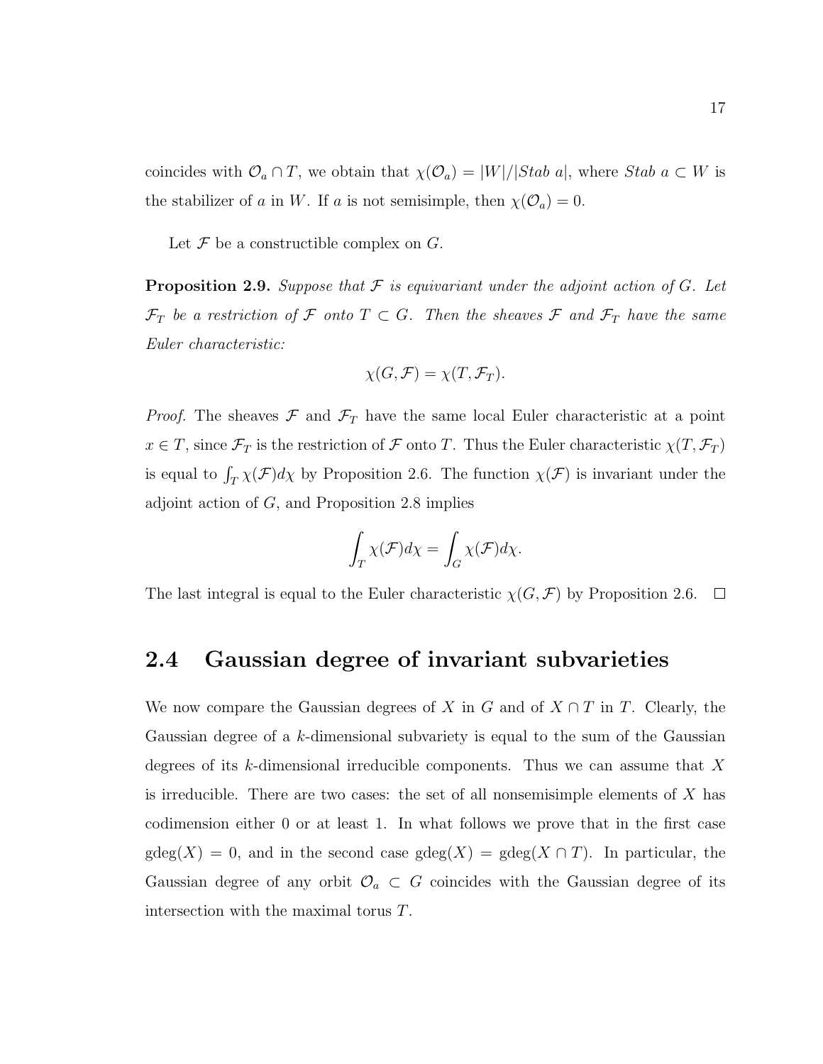coincides with $\mathcal{O}_a \cap T$, we obtain that $\chi(\mathcal{O}_a) = |W|/|Stab\ a|$, where $Stab\ a \subset W$ is the stabilizer of $a$ in $W$. If $a$ is not semisimple, then $\chi(\mathcal{O}_a) = 0$.

Let $\mathcal{F}$ be a constructible complex on $G$.

**Proposition 2.9.** *Suppose that $\mathcal{F}$ is equivariant under the adjoint action of $G$. Let $\mathcal{F}_T$ be a restriction of $\mathcal{F}$ onto $T \subset G$. Then the sheaves $\mathcal{F}$ and $\mathcal{F}_T$ have the same Euler characteristic:*

$$\chi(G, \mathcal{F}) = \chi(T, \mathcal{F}_T).$$

*Proof.* The sheaves $\mathcal{F}$ and $\mathcal{F}_T$ have the same local Euler characteristic at a point $x \in T$, since $\mathcal{F}_T$ is the restriction of $\mathcal{F}$ onto $T$. Thus the Euler characteristic $\chi(T, \mathcal{F}_T)$ is equal to $\int_T \chi(\mathcal{F}) d\chi$ by Proposition 2.6. The function $\chi(\mathcal{F})$ is invariant under the adjoint action of $G$, and Proposition 2.8 implies

$$\int_T \chi(\mathcal{F}) d\chi = \int_G \chi(\mathcal{F}) d\chi.$$

The last integral is equal to the Euler characteristic $\chi(G, \mathcal{F})$ by Proposition 2.6. $\square$

## 2.4 Gaussian degree of invariant subvarieties

We now compare the Gaussian degrees of $X$ in $G$ and of $X \cap T$ in $T$. Clearly, the Gaussian degree of a $k$-dimensional subvariety is equal to the sum of the Gaussian degrees of its $k$-dimensional irreducible components. Thus we can assume that $X$ is irreducible. There are two cases: the set of all nonsemisimple elements of $X$ has codimension either 0 or at least 1. In what follows we prove that in the first case $\text{gdeg}(X) = 0$, and in the second case $\text{gdeg}(X) = \text{gdeg}(X \cap T)$. In particular, the Gaussian degree of any orbit $\mathcal{O}_a \subset G$ coincides with the Gaussian degree of its intersection with the maximal torus $T$.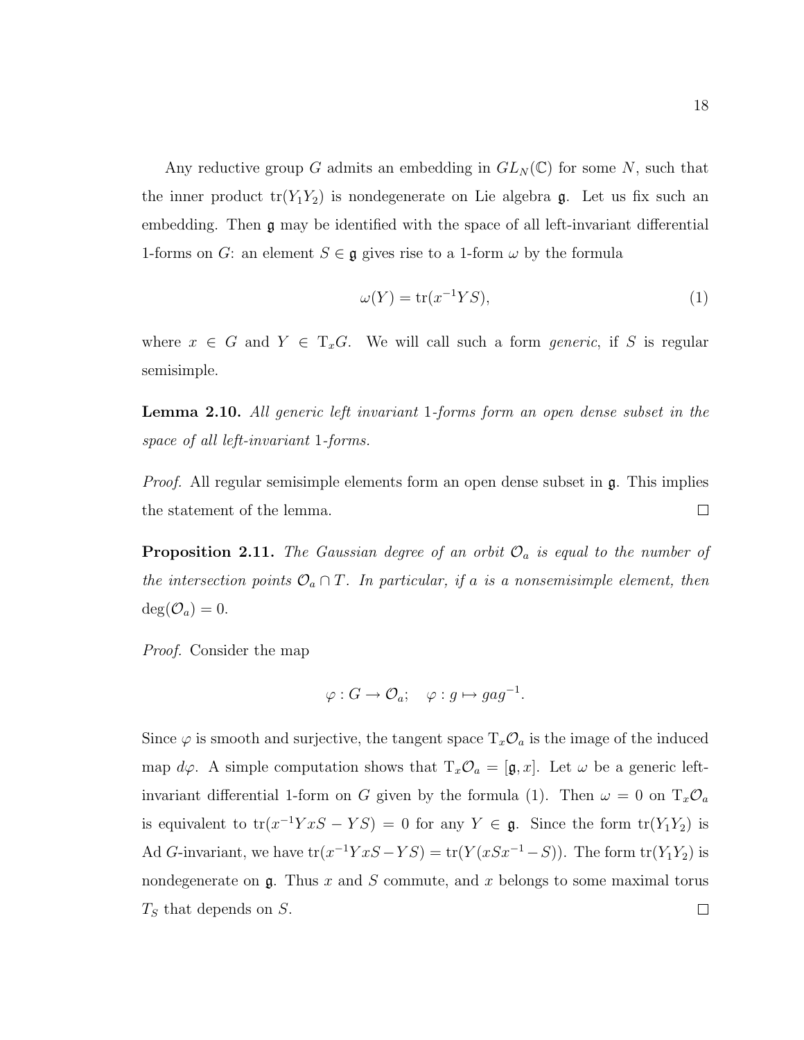Any reductive group $G$ admits an embedding in $GL_N(\mathbb{C})$ for some $N$, such that the inner product $\mathrm{tr}(Y_1Y_2)$ is nondegenerate on Lie algebra $\mathfrak{g}$. Let us fix such an embedding. Then $\mathfrak{g}$ may be identified with the space of all left-invariant differential 1-forms on $G$: an element $S \in \mathfrak{g}$ gives rise to a 1-form $\omega$ by the formula

$$\omega(Y) = \mathrm{tr}(x^{-1}YS), \tag{1}$$

where $x \in G$ and $Y \in \mathrm{T}_xG$. We will call such a form *generic*, if $S$ is regular semisimple.

**Lemma 2.10.** *All generic left invariant 1-forms form an open dense subset in the space of all left-invariant 1-forms.*

*Proof.* All regular semisimple elements form an open dense subset in $\mathfrak{g}$. This implies the statement of the lemma. □

**Proposition 2.11.** *The Gaussian degree of an orbit $\mathcal{O}_a$ is equal to the number of the intersection points $\mathcal{O}_a \cap T$. In particular, if $a$ is a nonsemisimple element, then $\deg(\mathcal{O}_a) = 0$.*

*Proof.* Consider the map

$$\varphi : G \to \mathcal{O}_a; \quad \varphi : g \mapsto gag^{-1}.$$

Since $\varphi$ is smooth and surjective, the tangent space $\mathrm{T}_x\mathcal{O}_a$ is the image of the induced map $d\varphi$. A simple computation shows that $\mathrm{T}_x\mathcal{O}_a = [\mathfrak{g}, x]$. Let $\omega$ be a generic left-invariant differential 1-form on $G$ given by the formula (1). Then $\omega = 0$ on $\mathrm{T}_x\mathcal{O}_a$ is equivalent to $\mathrm{tr}(x^{-1}YxS - YS) = 0$ for any $Y \in \mathfrak{g}$. Since the form $\mathrm{tr}(Y_1Y_2)$ is $\mathrm{Ad}\,G$-invariant, we have $\mathrm{tr}(x^{-1}YxS - YS) = \mathrm{tr}(Y(xSx^{-1} - S))$. The form $\mathrm{tr}(Y_1Y_2)$ is nondegenerate on $\mathfrak{g}$. Thus $x$ and $S$ commute, and $x$ belongs to some maximal torus $T_S$ that depends on $S$. □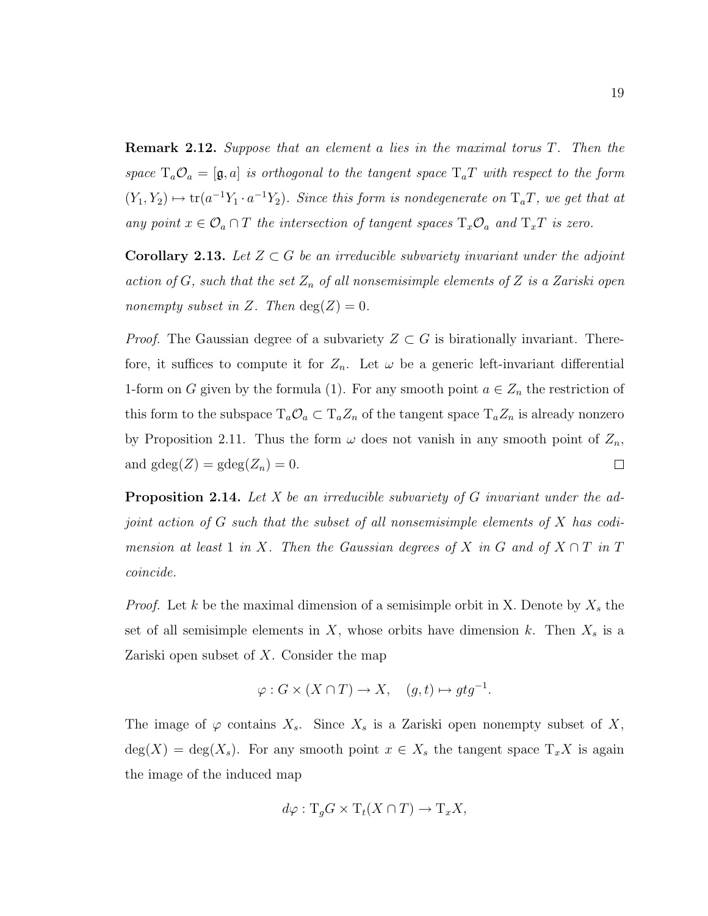**Remark 2.12.** *Suppose that an element $a$ lies in the maximal torus $T$. Then the space $\mathrm{T}_a\mathcal{O}_a = [\mathfrak{g}, a]$ is orthogonal to the tangent space $\mathrm{T}_a T$ with respect to the form $(Y_1, Y_2) \mapsto \mathrm{tr}(a^{-1}Y_1 \cdot a^{-1}Y_2)$. Since this form is nondegenerate on $\mathrm{T}_a T$, we get that at any point $x \in \mathcal{O}_a \cap T$ the intersection of tangent spaces $\mathrm{T}_x\mathcal{O}_a$ and $\mathrm{T}_x T$ is zero.*

**Corollary 2.13.** *Let $Z \subset G$ be an irreducible subvariety invariant under the adjoint action of $G$, such that the set $Z_n$ of all nonsemisimple elements of $Z$ is a Zariski open nonempty subset in $Z$. Then $\deg(Z) = 0$.*

*Proof.* The Gaussian degree of a subvariety $Z \subset G$ is birationally invariant. Therefore, it suffices to compute it for $Z_n$. Let $\omega$ be a generic left-invariant differential 1-form on $G$ given by the formula (1). For any smooth point $a \in Z_n$ the restriction of this form to the subspace $\mathrm{T}_a\mathcal{O}_a \subset \mathrm{T}_a Z_n$ of the tangent space $\mathrm{T}_a Z_n$ is already nonzero by Proposition 2.11. Thus the form $\omega$ does not vanish in any smooth point of $Z_n$, and $\mathrm{gdeg}(Z) = \mathrm{gdeg}(Z_n) = 0$. $\square$

**Proposition 2.14.** *Let $X$ be an irreducible subvariety of $G$ invariant under the adjoint action of $G$ such that the subset of all nonsemisimple elements of $X$ has codimension at least 1 in $X$. Then the Gaussian degrees of $X$ in $G$ and of $X \cap T$ in $T$ coincide.*

*Proof.* Let $k$ be the maximal dimension of a semisimple orbit in X. Denote by $X_s$ the set of all semisimple elements in $X$, whose orbits have dimension $k$. Then $X_s$ is a Zariski open subset of $X$. Consider the map

$$\varphi : G \times (X \cap T) \to X, \quad (g, t) \mapsto gtg^{-1}.$$

The image of $\varphi$ contains $X_s$. Since $X_s$ is a Zariski open nonempty subset of $X$, $\deg(X) = \deg(X_s)$. For any smooth point $x \in X_s$ the tangent space $\mathrm{T}_x X$ is again the image of the induced map

$$d\varphi : \mathrm{T}_g G \times \mathrm{T}_t(X \cap T) \to \mathrm{T}_x X,$$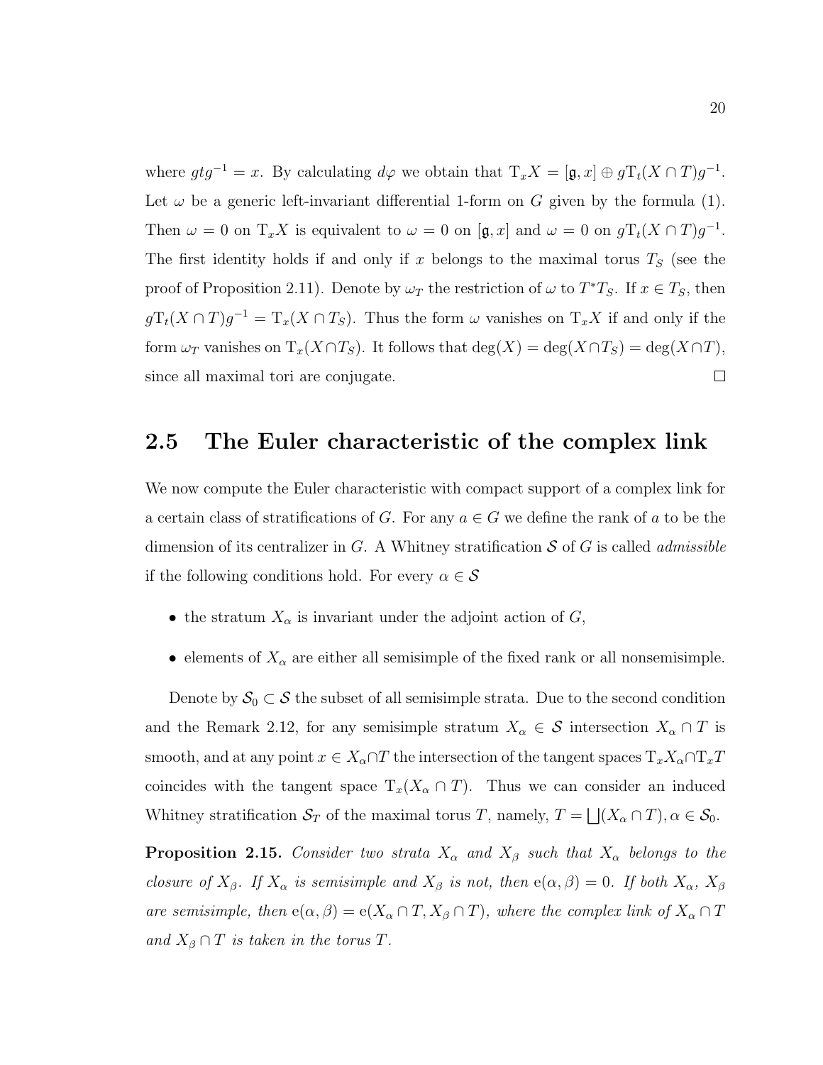where $gtg^{-1} = x$. By calculating $d\varphi$ we obtain that $\mathrm{T}_x X = [\mathfrak{g}, x] \oplus g\mathrm{T}_t(X \cap T)g^{-1}$. Let $\omega$ be a generic left-invariant differential 1-form on $G$ given by the formula (1). Then $\omega = 0$ on $\mathrm{T}_x X$ is equivalent to $\omega = 0$ on $[\mathfrak{g}, x]$ and $\omega = 0$ on $g\mathrm{T}_t(X \cap T)g^{-1}$. The first identity holds if and only if $x$ belongs to the maximal torus $T_S$ (see the proof of Proposition 2.11). Denote by $\omega_T$ the restriction of $\omega$ to $T^*T_S$. If $x \in T_S$, then $g\mathrm{T}_t(X \cap T)g^{-1} = \mathrm{T}_x(X \cap T_S)$. Thus the form $\omega$ vanishes on $\mathrm{T}_x X$ if and only if the form $\omega_T$ vanishes on $\mathrm{T}_x(X \cap T_S)$. It follows that $\deg(X) = \deg(X \cap T_S) = \deg(X \cap T)$, since all maximal tori are conjugate. $\square$

## 2.5 The Euler characteristic of the complex link

We now compute the Euler characteristic with compact support of a complex link for a certain class of stratifications of $G$. For any $a \in G$ we define the rank of $a$ to be the dimension of its centralizer in $G$. A Whitney stratification $\mathcal{S}$ of $G$ is called *admissible* if the following conditions hold. For every $\alpha \in \mathcal{S}$

- the stratum $X_\alpha$ is invariant under the adjoint action of $G$,
- elements of $X_\alpha$ are either all semisimple of the fixed rank or all nonsemisimple.

Denote by $\mathcal{S}_0 \subset \mathcal{S}$ the subset of all semisimple strata. Due to the second condition and the Remark 2.12, for any semisimple stratum $X_\alpha \in \mathcal{S}$ intersection $X_\alpha \cap T$ is smooth, and at any point $x \in X_\alpha \cap T$ the intersection of the tangent spaces $\mathrm{T}_x X_\alpha \cap \mathrm{T}_x T$ coincides with the tangent space $\mathrm{T}_x(X_\alpha \cap T)$. Thus we can consider an induced Whitney stratification $\mathcal{S}_T$ of the maximal torus $T$, namely, $T = \bigsqcup (X_\alpha \cap T), \alpha \in \mathcal{S}_0$.

**Proposition 2.15.** *Consider two strata $X_\alpha$ and $X_\beta$ such that $X_\alpha$ belongs to the closure of $X_\beta$. If $X_\alpha$ is semisimple and $X_\beta$ is not, then $\mathrm{e}(\alpha, \beta) = 0$. If both $X_\alpha$, $X_\beta$ are semisimple, then $\mathrm{e}(\alpha, \beta) = \mathrm{e}(X_\alpha \cap T, X_\beta \cap T)$, where the complex link of $X_\alpha \cap T$ and $X_\beta \cap T$ is taken in the torus $T$.*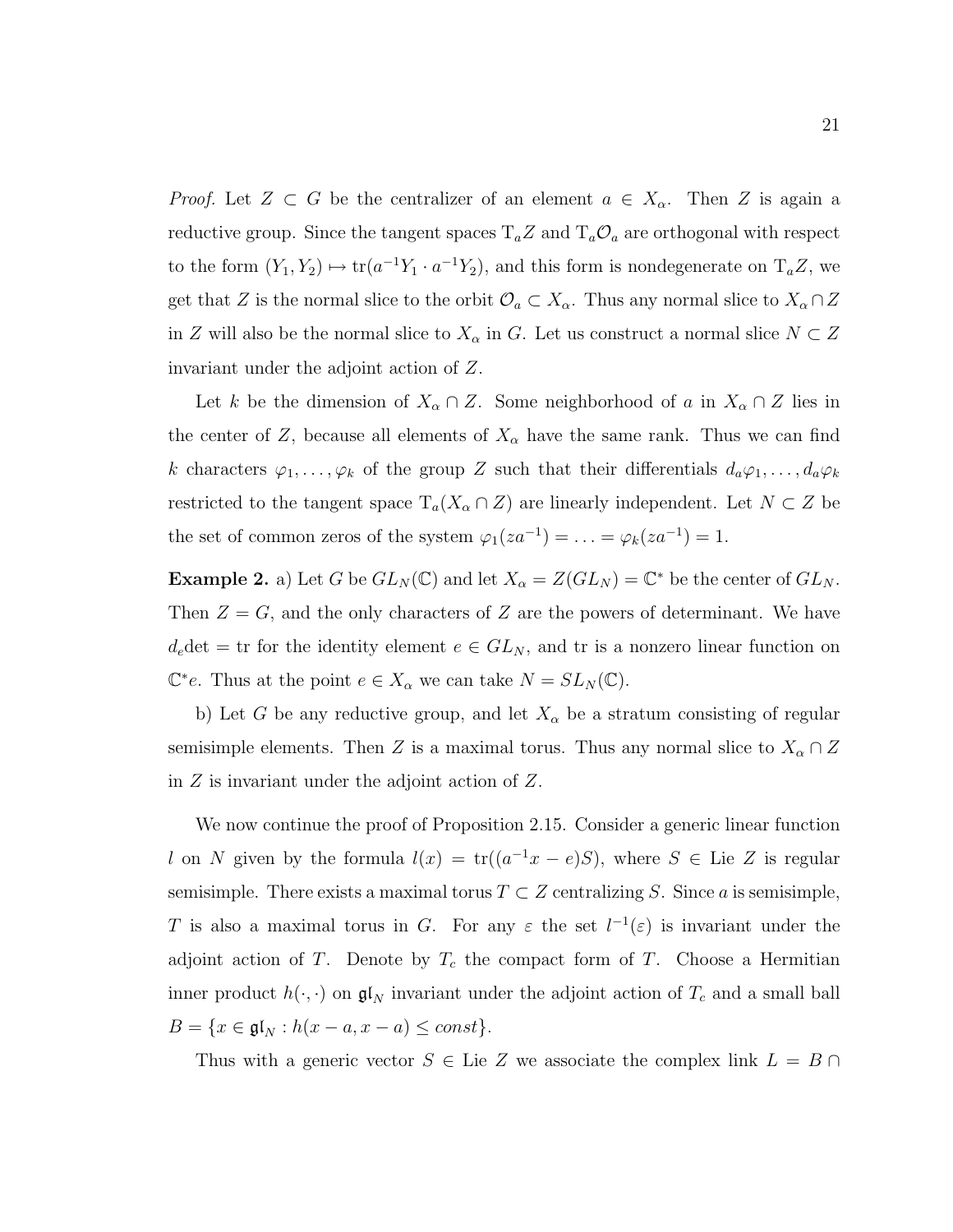*Proof.* Let $Z \subset G$ be the centralizer of an element $a \in X_\alpha$. Then $Z$ is again a reductive group. Since the tangent spaces $\mathrm{T}_a Z$ and $\mathrm{T}_a \mathcal{O}_a$ are orthogonal with respect to the form $(Y_1, Y_2) \mapsto \mathrm{tr}(a^{-1}Y_1 \cdot a^{-1}Y_2)$, and this form is nondegenerate on $\mathrm{T}_a Z$, we get that $Z$ is the normal slice to the orbit $\mathcal{O}_a \subset X_\alpha$. Thus any normal slice to $X_\alpha \cap Z$ in $Z$ will also be the normal slice to $X_\alpha$ in $G$. Let us construct a normal slice $N \subset Z$ invariant under the adjoint action of $Z$.

Let $k$ be the dimension of $X_\alpha \cap Z$. Some neighborhood of $a$ in $X_\alpha \cap Z$ lies in the center of $Z$, because all elements of $X_\alpha$ have the same rank. Thus we can find $k$ characters $\varphi_1, \ldots, \varphi_k$ of the group $Z$ such that their differentials $d_a\varphi_1, \ldots, d_a\varphi_k$ restricted to the tangent space $\mathrm{T}_a(X_\alpha \cap Z)$ are linearly independent. Let $N \subset Z$ be the set of common zeros of the system $\varphi_1(za^{-1}) = \ldots = \varphi_k(za^{-1}) = 1$.

**Example 2.** a) Let $G$ be $GL_N(\mathbb{C})$ and let $X_\alpha = Z(GL_N) = \mathbb{C}^*$ be the center of $GL_N$. Then $Z = G$, and the only characters of $Z$ are the powers of determinant. We have $d_e\mathrm{det} = \mathrm{tr}$ for the identity element $e \in GL_N$, and tr is a nonzero linear function on $\mathbb{C}^* e$. Thus at the point $e \in X_\alpha$ we can take $N = SL_N(\mathbb{C})$.

b) Let $G$ be any reductive group, and let $X_\alpha$ be a stratum consisting of regular semisimple elements. Then $Z$ is a maximal torus. Thus any normal slice to $X_\alpha \cap Z$ in $Z$ is invariant under the adjoint action of $Z$.

We now continue the proof of Proposition 2.15. Consider a generic linear function $l$ on $N$ given by the formula $l(x) = \mathrm{tr}((a^{-1}x - e)S)$, where $S \in \mathrm{Lie}\ Z$ is regular semisimple. There exists a maximal torus $T \subset Z$ centralizing $S$. Since $a$ is semisimple, $T$ is also a maximal torus in $G$. For any $\varepsilon$ the set $l^{-1}(\varepsilon)$ is invariant under the adjoint action of $T$. Denote by $T_c$ the compact form of $T$. Choose a Hermitian inner product $h(\cdot, \cdot)$ on $\mathfrak{gl}_N$ invariant under the adjoint action of $T_c$ and a small ball $B = \{x \in \mathfrak{gl}_N : h(x - a, x - a) \leq const\}$.

Thus with a generic vector $S \in \mathrm{Lie}\ Z$ we associate the complex link $L = B \cap$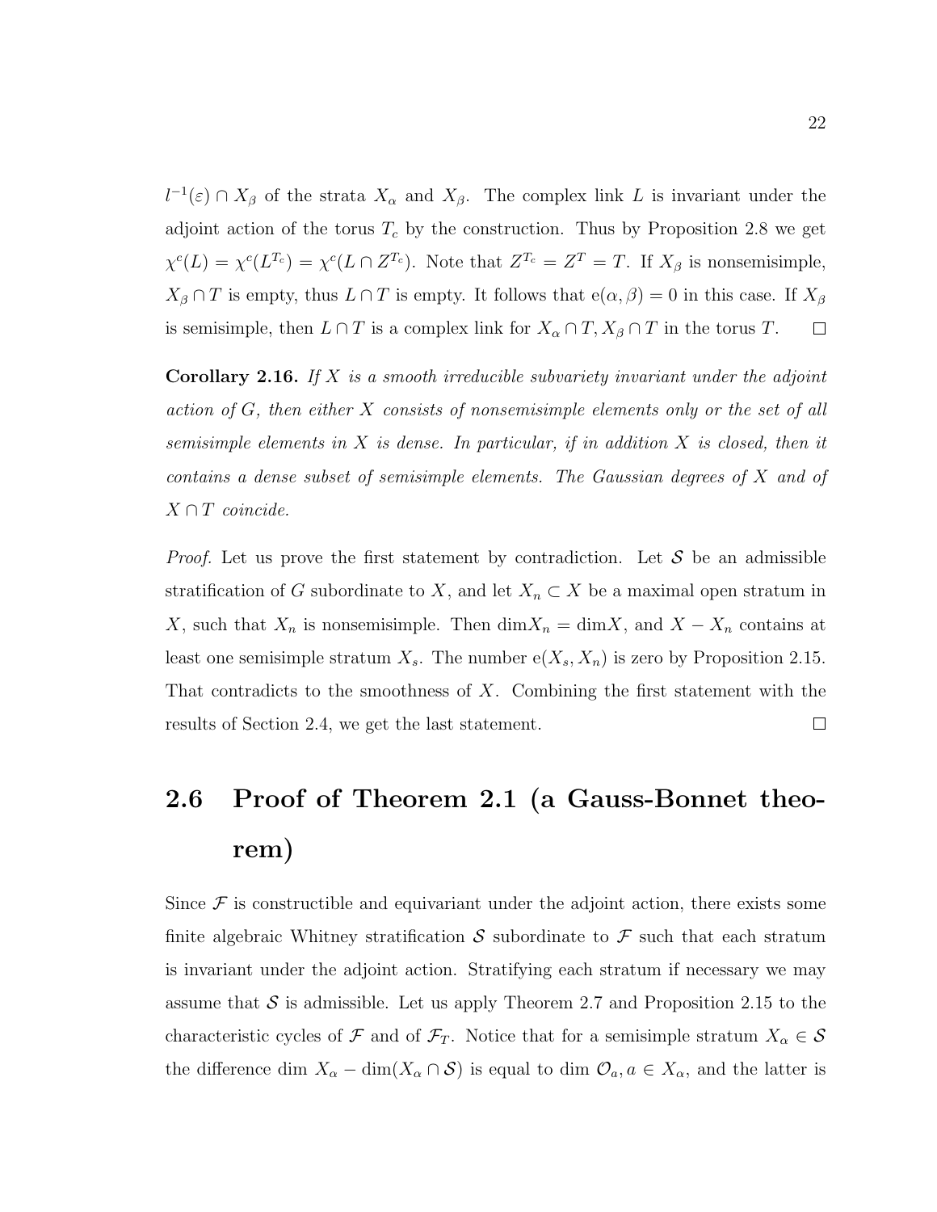$l^{-1}(\varepsilon) \cap X_\beta$ of the strata $X_\alpha$ and $X_\beta$. The complex link $L$ is invariant under the adjoint action of the torus $T_c$ by the construction. Thus by Proposition 2.8 we get $\chi^c(L) = \chi^c(L^{T_c}) = \chi^c(L \cap Z^{T_c})$. Note that $Z^{T_c} = Z^T = T$. If $X_\beta$ is nonsemisimple, $X_\beta \cap T$ is empty, thus $L \cap T$ is empty. It follows that $\mathrm{e}(\alpha, \beta) = 0$ in this case. If $X_\beta$ is semisimple, then $L \cap T$ is a complex link for $X_\alpha \cap T, X_\beta \cap T$ in the torus $T$. $\square$

**Corollary 2.16.** *If $X$ is a smooth irreducible subvariety invariant under the adjoint action of $G$, then either $X$ consists of nonsemisimple elements only or the set of all semisimple elements in $X$ is dense. In particular, if in addition $X$ is closed, then it contains a dense subset of semisimple elements. The Gaussian degrees of $X$ and of $X \cap T$ coincide.*

*Proof.* Let us prove the first statement by contradiction. Let $\mathcal{S}$ be an admissible stratification of $G$ subordinate to $X$, and let $X_n \subset X$ be a maximal open stratum in $X$, such that $X_n$ is nonsemisimple. Then $\dim X_n = \dim X$, and $X - X_n$ contains at least one semisimple stratum $X_s$. The number $\mathrm{e}(X_s, X_n)$ is zero by Proposition 2.15. That contradicts to the smoothness of $X$. Combining the first statement with the results of Section 2.4, we get the last statement. $\square$

## 2.6 Proof of Theorem 2.1 (a Gauss-Bonnet theorem)

Since $\mathcal{F}$ is constructible and equivariant under the adjoint action, there exists some finite algebraic Whitney stratification $\mathcal{S}$ subordinate to $\mathcal{F}$ such that each stratum is invariant under the adjoint action. Stratifying each stratum if necessary we may assume that $\mathcal{S}$ is admissible. Let us apply Theorem 2.7 and Proposition 2.15 to the characteristic cycles of $\mathcal{F}$ and of $\mathcal{F}_T$. Notice that for a semisimple stratum $X_\alpha \in \mathcal{S}$ the difference $\dim X_\alpha - \dim(X_\alpha \cap \mathcal{S})$ is equal to $\dim \mathcal{O}_a, a \in X_\alpha$, and the latter is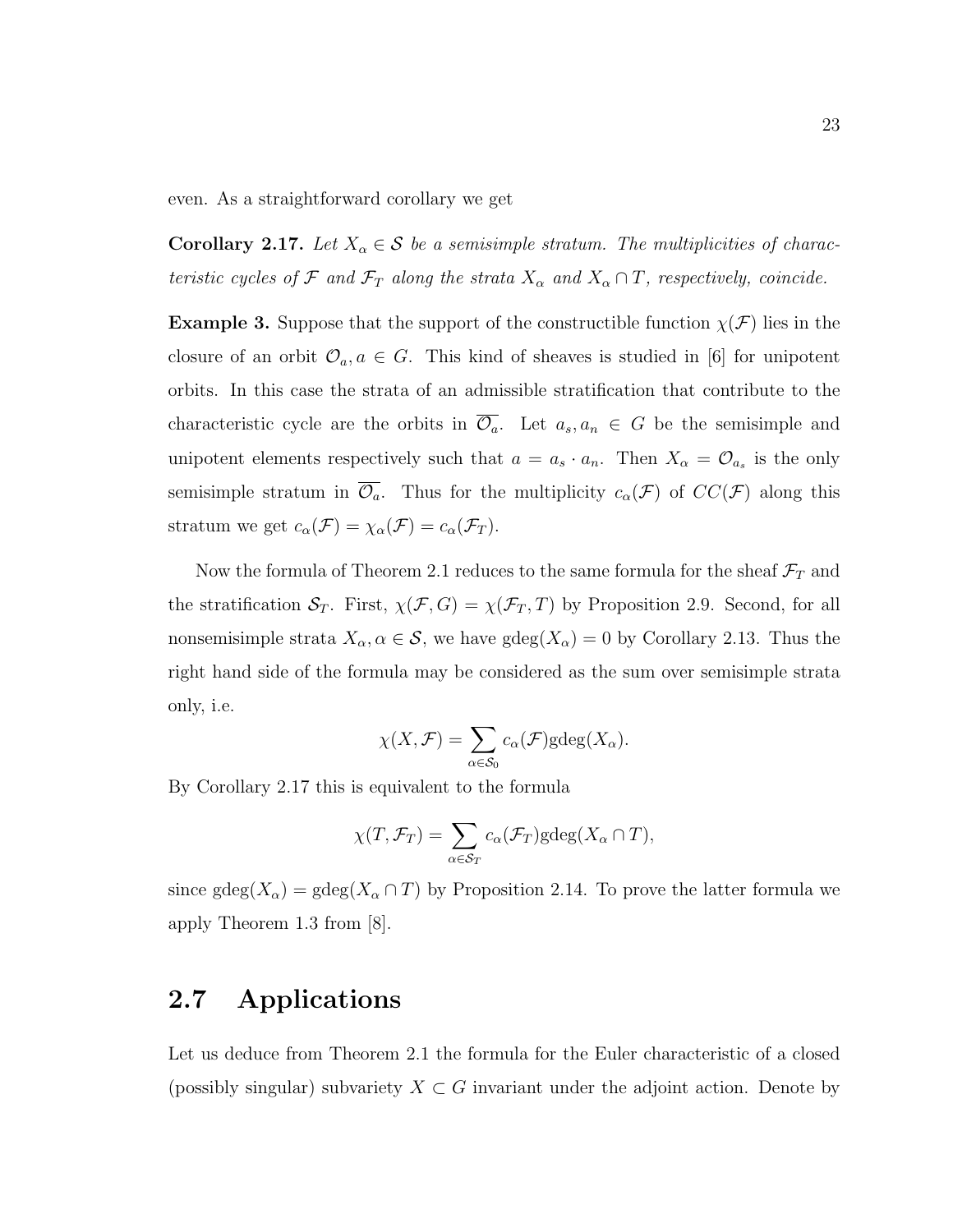even. As a straightforward corollary we get

**Corollary 2.17.** *Let $X_\alpha \in \mathcal{S}$ be a semisimple stratum. The multiplicities of characteristic cycles of $\mathcal{F}$ and $\mathcal{F}_T$ along the strata $X_\alpha$ and $X_\alpha \cap T$, respectively, coincide.*

**Example 3.** Suppose that the support of the constructible function $\chi(\mathcal{F})$ lies in the closure of an orbit $\mathcal{O}_a, a \in G$. This kind of sheaves is studied in [6] for unipotent orbits. In this case the strata of an admissible stratification that contribute to the characteristic cycle are the orbits in $\overline{\mathcal{O}_a}$. Let $a_s, a_n \in G$ be the semisimple and unipotent elements respectively such that $a = a_s \cdot a_n$. Then $X_\alpha = \mathcal{O}_{a_s}$ is the only semisimple stratum in $\overline{\mathcal{O}_a}$. Thus for the multiplicity $c_\alpha(\mathcal{F})$ of $CC(\mathcal{F})$ along this stratum we get $c_\alpha(\mathcal{F}) = \chi_\alpha(\mathcal{F}) = c_\alpha(\mathcal{F}_T)$.

Now the formula of Theorem 2.1 reduces to the same formula for the sheaf $\mathcal{F}_T$ and the stratification $\mathcal{S}_T$. First, $\chi(\mathcal{F}, G) = \chi(\mathcal{F}_T, T)$ by Proposition 2.9. Second, for all nonsemisimple strata $X_\alpha, \alpha \in \mathcal{S}$, we have $\mathrm{gdeg}(X_\alpha) = 0$ by Corollary 2.13. Thus the right hand side of the formula may be considered as the sum over semisimple strata only, i.e.

$$\chi(X, \mathcal{F}) = \sum_{\alpha \in \mathcal{S}_0} c_\alpha(\mathcal{F}) \mathrm{gdeg}(X_\alpha).$$

By Corollary 2.17 this is equivalent to the formula

$$\chi(T, \mathcal{F}_T) = \sum_{\alpha \in \mathcal{S}_T} c_\alpha(\mathcal{F}_T) \mathrm{gdeg}(X_\alpha \cap T),$$

since $\mathrm{gdeg}(X_\alpha) = \mathrm{gdeg}(X_\alpha \cap T)$ by Proposition 2.14. To prove the latter formula we apply Theorem 1.3 from [8].

## 2.7 Applications

Let us deduce from Theorem 2.1 the formula for the Euler characteristic of a closed (possibly singular) subvariety $X \subset G$ invariant under the adjoint action. Denote by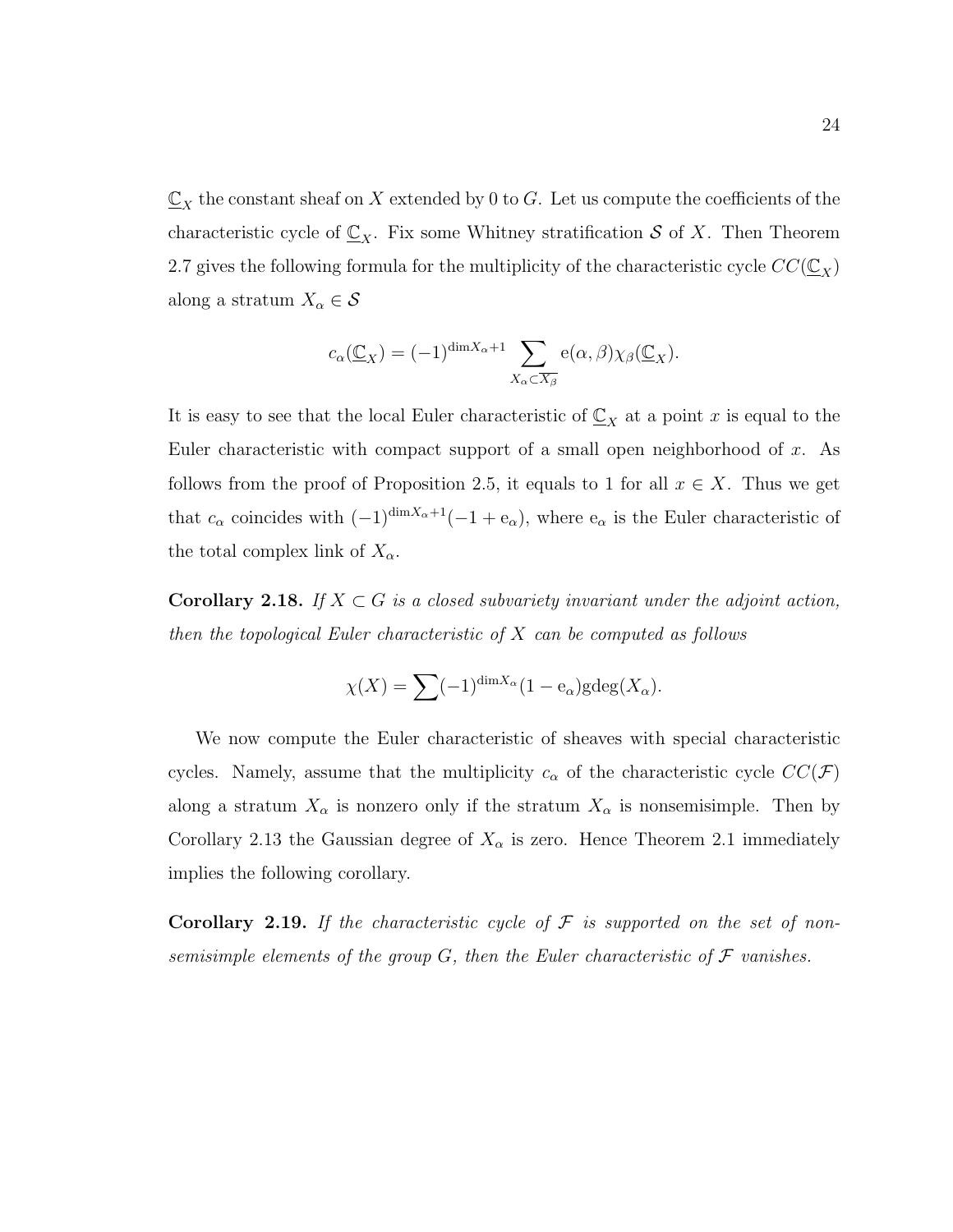$\underline{\mathbb{C}}_X$ the constant sheaf on $X$ extended by 0 to $G$. Let us compute the coefficients of the characteristic cycle of $\underline{\mathbb{C}}_X$. Fix some Whitney stratification $\mathcal{S}$ of $X$. Then Theorem 2.7 gives the following formula for the multiplicity of the characteristic cycle $CC(\underline{\mathbb{C}}_X)$ along a stratum $X_\alpha \in \mathcal{S}$

$$c_\alpha(\underline{\mathbb{C}}_X) = (-1)^{\dim X_\alpha + 1} \sum_{X_\alpha \subset \overline{X_\beta}} \mathrm{e}(\alpha, \beta)\chi_\beta(\underline{\mathbb{C}}_X).$$

It is easy to see that the local Euler characteristic of $\underline{\mathbb{C}}_X$ at a point $x$ is equal to the Euler characteristic with compact support of a small open neighborhood of $x$. As follows from the proof of Proposition 2.5, it equals to 1 for all $x \in X$. Thus we get that $c_\alpha$ coincides with $(-1)^{\dim X_\alpha + 1}(-1 + \mathrm{e}_\alpha)$, where $\mathrm{e}_\alpha$ is the Euler characteristic of the total complex link of $X_\alpha$.

**Corollary 2.18.** *If $X \subset G$ is a closed subvariety invariant under the adjoint action, then the topological Euler characteristic of $X$ can be computed as follows*

$$\chi(X) = \sum (-1)^{\dim X_\alpha}(1 - \mathrm{e}_\alpha)\mathrm{gdeg}(X_\alpha).$$

We now compute the Euler characteristic of sheaves with special characteristic cycles. Namely, assume that the multiplicity $c_\alpha$ of the characteristic cycle $CC(\mathcal{F})$ along a stratum $X_\alpha$ is nonzero only if the stratum $X_\alpha$ is nonsemisimple. Then by Corollary 2.13 the Gaussian degree of $X_\alpha$ is zero. Hence Theorem 2.1 immediately implies the following corollary.

**Corollary 2.19.** *If the characteristic cycle of $\mathcal{F}$ is supported on the set of non-semisimple elements of the group $G$, then the Euler characteristic of $\mathcal{F}$ vanishes.*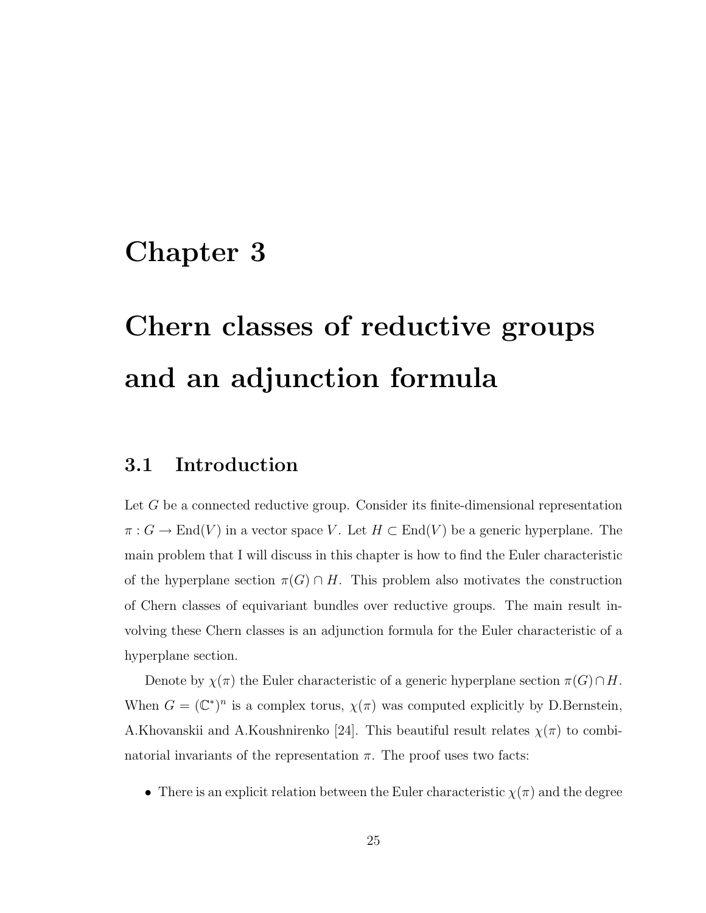# Chapter 3

# Chern classes of reductive groups and an adjunction formula

## 3.1 Introduction

Let $G$ be a connected reductive group. Consider its finite-dimensional representation $\pi : G \to \mathrm{End}(V)$ in a vector space $V$. Let $H \subset \mathrm{End}(V)$ be a generic hyperplane. The main problem that I will discuss in this chapter is how to find the Euler characteristic of the hyperplane section $\pi(G) \cap H$. This problem also motivates the construction of Chern classes of equivariant bundles over reductive groups. The main result involving these Chern classes is an adjunction formula for the Euler characteristic of a hyperplane section.

Denote by $\chi(\pi)$ the Euler characteristic of a generic hyperplane section $\pi(G) \cap H$. When $G = (\mathbb{C}^*)^n$ is a complex torus, $\chi(\pi)$ was computed explicitly by D.Bernstein, A.Khovanskii and A.Koushnirenko [24]. This beautiful result relates $\chi(\pi)$ to combinatorial invariants of the representation $\pi$. The proof uses two facts:

- There is an explicit relation between the Euler characteristic $\chi(\pi)$ and the degree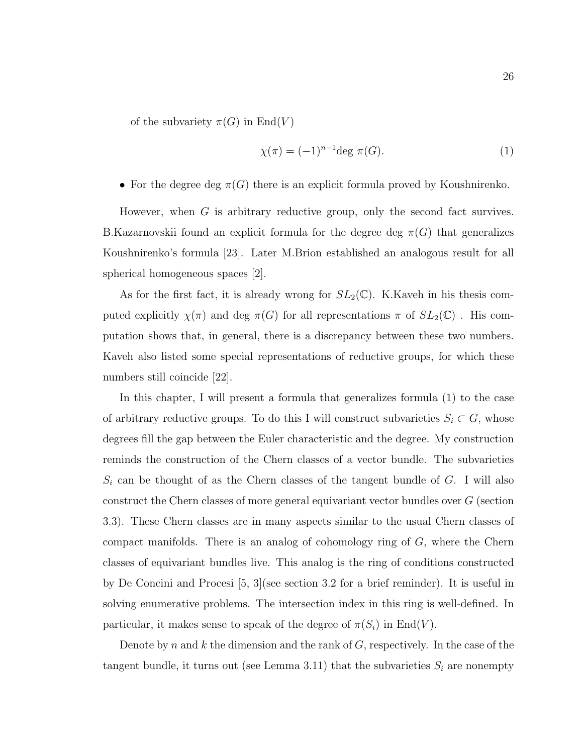of the subvariety $\pi(G)$ in $\mathrm{End}(V)$

$$\chi(\pi) = (-1)^{n-1}\mathrm{deg}\ \pi(G). \tag{1}$$

- For the degree deg $\pi(G)$ there is an explicit formula proved by Koushnirenko.

However, when $G$ is arbitrary reductive group, only the second fact survives. B.Kazarnovskii found an explicit formula for the degree deg $\pi(G)$ that generalizes Koushnirenko's formula [23]. Later M.Brion established an analogous result for all spherical homogeneous spaces [2].

As for the first fact, it is already wrong for $SL_2(\mathbb{C})$. K.Kaveh in his thesis computed explicitly $\chi(\pi)$ and deg $\pi(G)$ for all representations $\pi$ of $SL_2(\mathbb{C})$ . His computation shows that, in general, there is a discrepancy between these two numbers. Kaveh also listed some special representations of reductive groups, for which these numbers still coincide [22].

In this chapter, I will present a formula that generalizes formula (1) to the case of arbitrary reductive groups. To do this I will construct subvarieties $S_i \subset G$, whose degrees fill the gap between the Euler characteristic and the degree. My construction reminds the construction of the Chern classes of a vector bundle. The subvarieties $S_i$ can be thought of as the Chern classes of the tangent bundle of $G$. I will also construct the Chern classes of more general equivariant vector bundles over $G$ (section 3.3). These Chern classes are in many aspects similar to the usual Chern classes of compact manifolds. There is an analog of cohomology ring of $G$, where the Chern classes of equivariant bundles live. This analog is the ring of conditions constructed by De Concini and Procesi [5, 3](see section 3.2 for a brief reminder). It is useful in solving enumerative problems. The intersection index in this ring is well-defined. In particular, it makes sense to speak of the degree of $\pi(S_i)$ in $\mathrm{End}(V)$.

Denote by $n$ and $k$ the dimension and the rank of $G$, respectively. In the case of the tangent bundle, it turns out (see Lemma 3.11) that the subvarieties $S_i$ are nonempty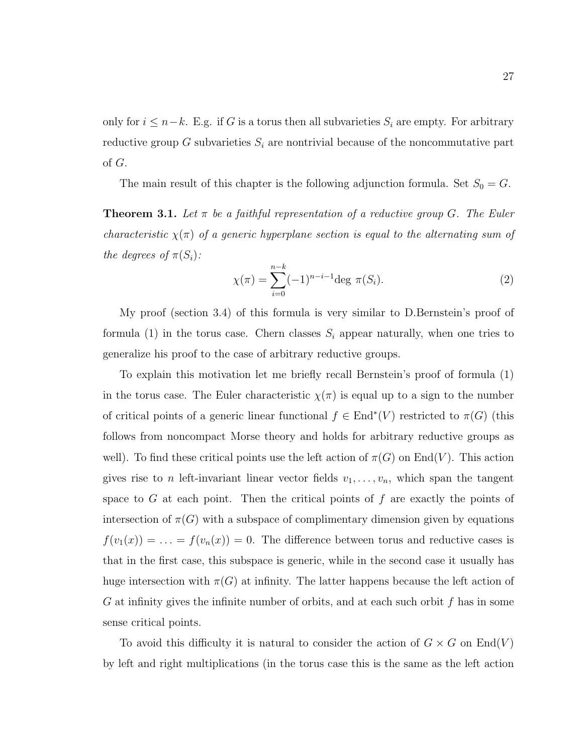only for $i \leq n-k$. E.g. if $G$ is a torus then all subvarieties $S_i$ are empty. For arbitrary reductive group $G$ subvarieties $S_i$ are nontrivial because of the noncommutative part of $G$.

The main result of this chapter is the following adjunction formula. Set $S_0 = G$.

**Theorem 3.1.** *Let $\pi$ be a faithful representation of a reductive group $G$. The Euler characteristic $\chi(\pi)$ of a generic hyperplane section is equal to the alternating sum of the degrees of $\pi(S_i)$:*

$$\chi(\pi) = \sum_{i=0}^{n-k} (-1)^{n-i-1} \text{deg } \pi(S_i). \tag{2}$$

My proof (section 3.4) of this formula is very similar to D.Bernstein's proof of formula (1) in the torus case. Chern classes $S_i$ appear naturally, when one tries to generalize his proof to the case of arbitrary reductive groups.

To explain this motivation let me briefly recall Bernstein's proof of formula (1) in the torus case. The Euler characteristic $\chi(\pi)$ is equal up to a sign to the number of critical points of a generic linear functional $f \in \text{End}^*(V)$ restricted to $\pi(G)$ (this follows from noncompact Morse theory and holds for arbitrary reductive groups as well). To find these critical points use the left action of $\pi(G)$ on $\text{End}(V)$. This action gives rise to $n$ left-invariant linear vector fields $v_1, \ldots, v_n$, which span the tangent space to $G$ at each point. Then the critical points of $f$ are exactly the points of intersection of $\pi(G)$ with a subspace of complimentary dimension given by equations $f(v_1(x)) = \ldots = f(v_n(x)) = 0$. The difference between torus and reductive cases is that in the first case, this subspace is generic, while in the second case it usually has huge intersection with $\pi(G)$ at infinity. The latter happens because the left action of $G$ at infinity gives the infinite number of orbits, and at each such orbit $f$ has in some sense critical points.

To avoid this difficulty it is natural to consider the action of $G \times G$ on $\text{End}(V)$ by left and right multiplications (in the torus case this is the same as the left action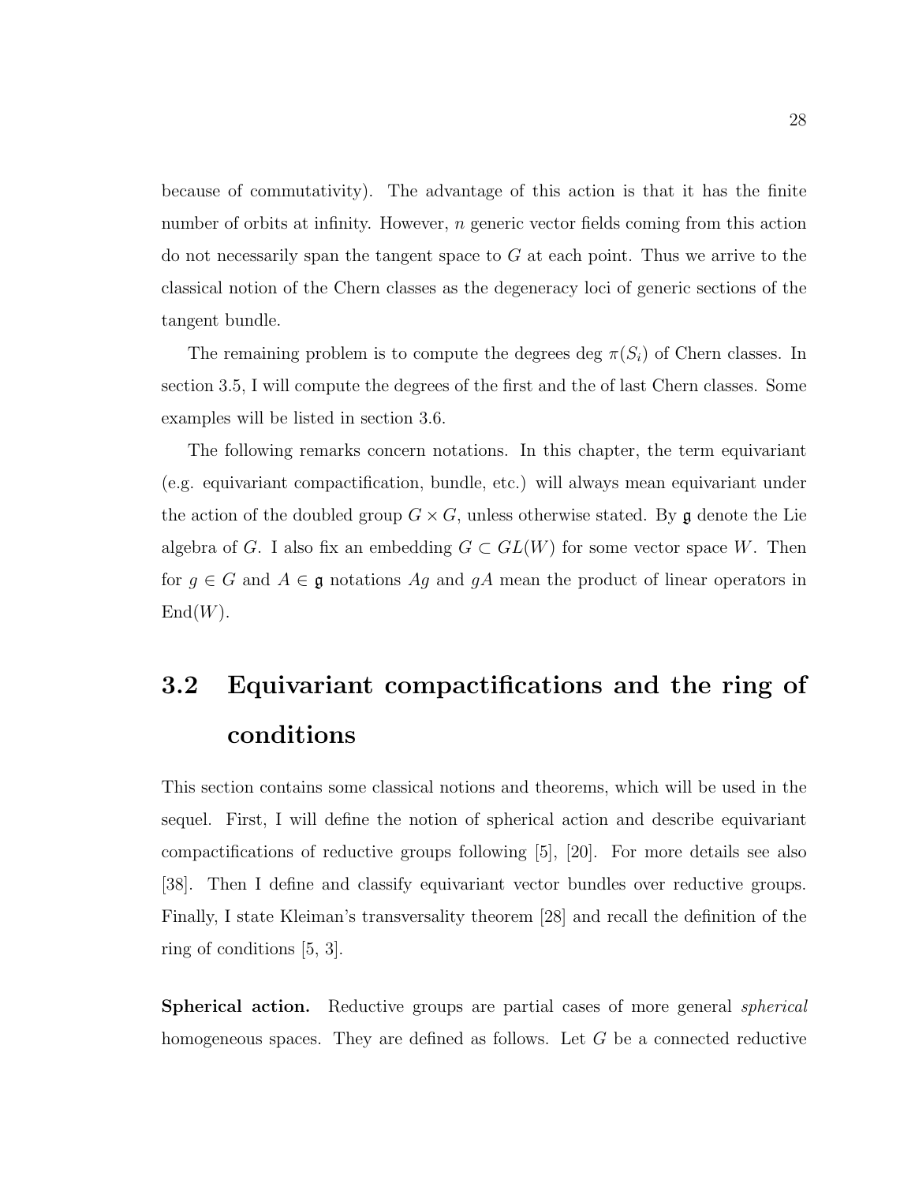because of commutativity). The advantage of this action is that it has the finite number of orbits at infinity. However, $n$ generic vector fields coming from this action do not necessarily span the tangent space to $G$ at each point. Thus we arrive to the classical notion of the Chern classes as the degeneracy loci of generic sections of the tangent bundle.

The remaining problem is to compute the degrees $\deg \pi(S_i)$ of Chern classes. In section 3.5, I will compute the degrees of the first and the of last Chern classes. Some examples will be listed in section 3.6.

The following remarks concern notations. In this chapter, the term equivariant (e.g. equivariant compactification, bundle, etc.) will always mean equivariant under the action of the doubled group $G \times G$, unless otherwise stated. By $\mathfrak{g}$ denote the Lie algebra of $G$. I also fix an embedding $G \subset GL(W)$ for some vector space $W$. Then for $g \in G$ and $A \in \mathfrak{g}$ notations $Ag$ and $gA$ mean the product of linear operators in $\mathrm{End}(W)$.

## 3.2 Equivariant compactifications and the ring of conditions

This section contains some classical notions and theorems, which will be used in the sequel. First, I will define the notion of spherical action and describe equivariant compactifications of reductive groups following [5], [20]. For more details see also [38]. Then I define and classify equivariant vector bundles over reductive groups. Finally, I state Kleiman's transversality theorem [28] and recall the definition of the ring of conditions [5, 3].

**Spherical action.** Reductive groups are partial cases of more general *spherical* homogeneous spaces. They are defined as follows. Let $G$ be a connected reductive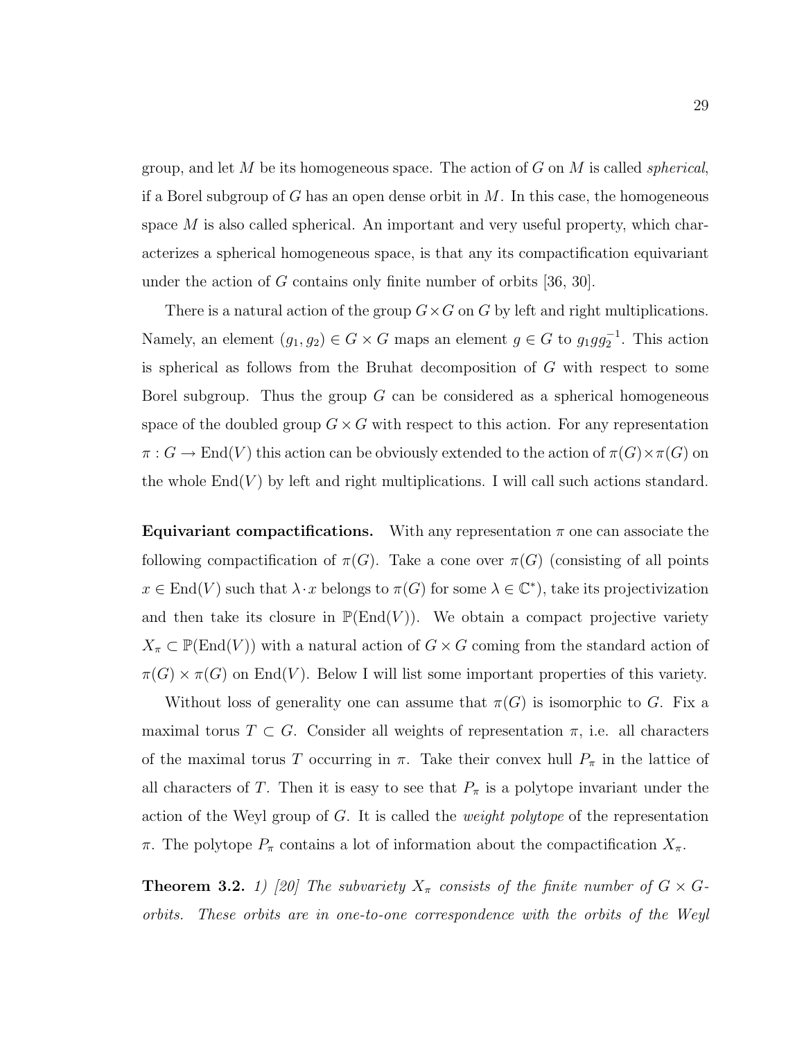group, and let $M$ be its homogeneous space. The action of $G$ on $M$ is called *spherical*, if a Borel subgroup of $G$ has an open dense orbit in $M$. In this case, the homogeneous space $M$ is also called spherical. An important and very useful property, which characterizes a spherical homogeneous space, is that any its compactification equivariant under the action of $G$ contains only finite number of orbits [36, 30].

There is a natural action of the group $G \times G$ on $G$ by left and right multiplications. Namely, an element $(g_1, g_2) \in G \times G$ maps an element $g \in G$ to $g_1 g g_2^{-1}$. This action is spherical as follows from the Bruhat decomposition of $G$ with respect to some Borel subgroup. Thus the group $G$ can be considered as a spherical homogeneous space of the doubled group $G \times G$ with respect to this action. For any representation $\pi : G \to \mathrm{End}(V)$ this action can be obviously extended to the action of $\pi(G) \times \pi(G)$ on the whole $\mathrm{End}(V)$ by left and right multiplications. I will call such actions standard.

**Equivariant compactifications.** With any representation $\pi$ one can associate the following compactification of $\pi(G)$. Take a cone over $\pi(G)$ (consisting of all points $x \in \mathrm{End}(V)$ such that $\lambda \cdot x$ belongs to $\pi(G)$ for some $\lambda \in \mathbb{C}^*$), take its projectivization and then take its closure in $\mathbb{P}(\mathrm{End}(V))$. We obtain a compact projective variety $X_\pi \subset \mathbb{P}(\mathrm{End}(V))$ with a natural action of $G \times G$ coming from the standard action of $\pi(G) \times \pi(G)$ on $\mathrm{End}(V)$. Below I will list some important properties of this variety.

Without loss of generality one can assume that $\pi(G)$ is isomorphic to $G$. Fix a maximal torus $T \subset G$. Consider all weights of representation $\pi$, i.e. all characters of the maximal torus $T$ occurring in $\pi$. Take their convex hull $P_\pi$ in the lattice of all characters of $T$. Then it is easy to see that $P_\pi$ is a polytope invariant under the action of the Weyl group of $G$. It is called the *weight polytope* of the representation $\pi$. The polytope $P_\pi$ contains a lot of information about the compactification $X_\pi$.

**Theorem 3.2.** *1) [20] The subvariety $X_\pi$ consists of the finite number of $G \times G$-orbits. These orbits are in one-to-one correspondence with the orbits of the Weyl*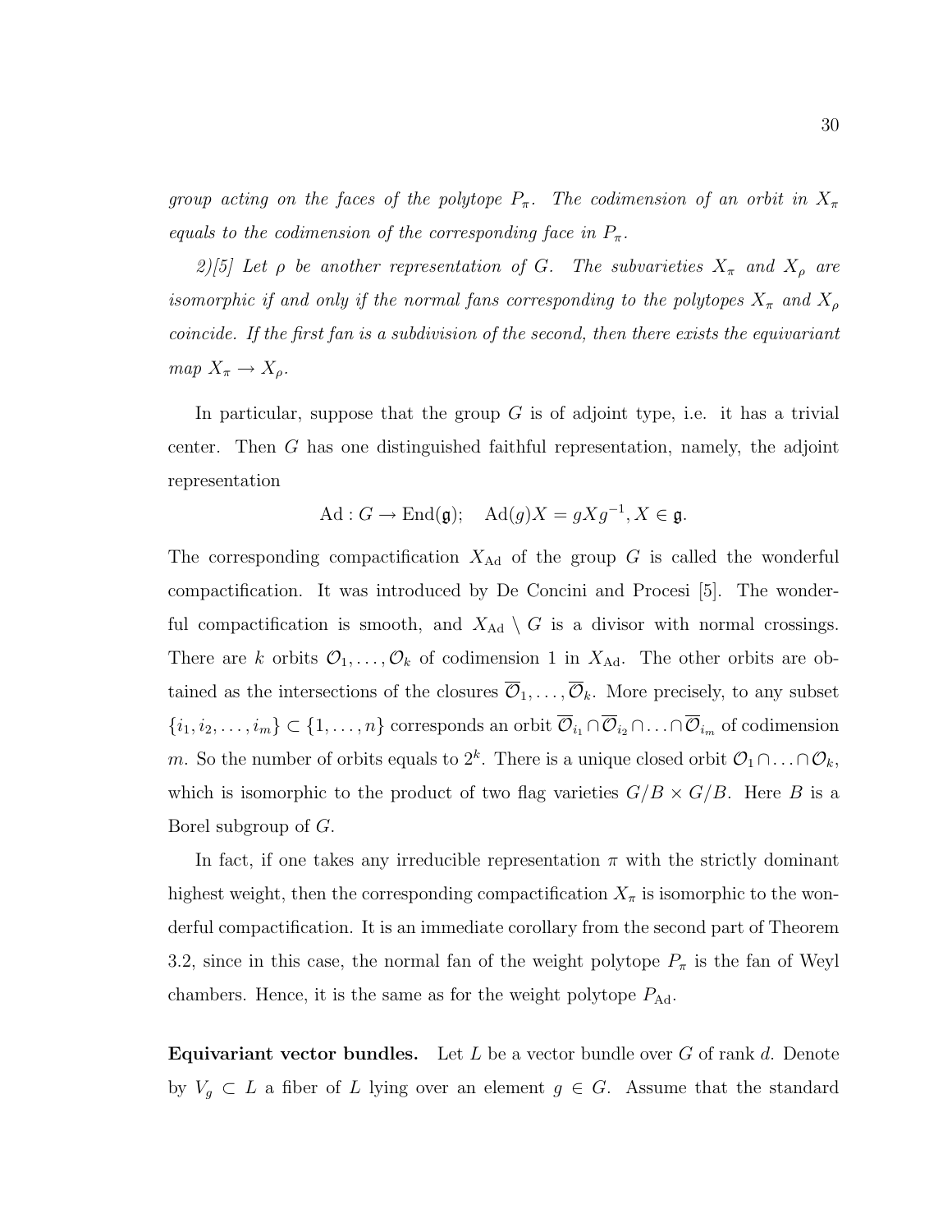*group acting on the faces of the polytope $P_\pi$. The codimension of an orbit in $X_\pi$ equals to the codimension of the corresponding face in $P_\pi$.*

*2)[5] Let $\rho$ be another representation of $G$. The subvarieties $X_\pi$ and $X_\rho$ are isomorphic if and only if the normal fans corresponding to the polytopes $X_\pi$ and $X_\rho$ coincide. If the first fan is a subdivision of the second, then there exists the equivariant map $X_\pi \to X_\rho$.*

In particular, suppose that the group $G$ is of adjoint type, i.e. it has a trivial center. Then $G$ has one distinguished faithful representation, namely, the adjoint representation

$$\mathrm{Ad} : G \to \mathrm{End}(\mathfrak{g}); \quad \mathrm{Ad}(g)X = gXg^{-1}, X \in \mathfrak{g}.$$

The corresponding compactification $X_{\mathrm{Ad}}$ of the group $G$ is called the wonderful compactification. It was introduced by De Concini and Procesi [5]. The wonderful compactification is smooth, and $X_{\mathrm{Ad}} \setminus G$ is a divisor with normal crossings. There are $k$ orbits $\mathcal{O}_1, \ldots, \mathcal{O}_k$ of codimension 1 in $X_{\mathrm{Ad}}$. The other orbits are obtained as the intersections of the closures $\overline{\mathcal{O}}_1, \ldots, \overline{\mathcal{O}}_k$. More precisely, to any subset $\{i_1, i_2, \ldots, i_m\} \subset \{1, \ldots, n\}$ corresponds an orbit $\overline{\mathcal{O}}_{i_1} \cap \overline{\mathcal{O}}_{i_2} \cap \ldots \cap \overline{\mathcal{O}}_{i_m}$ of codimension $m$. So the number of orbits equals to $2^k$. There is a unique closed orbit $\mathcal{O}_1 \cap \ldots \cap \mathcal{O}_k$, which is isomorphic to the product of two flag varieties $G/B \times G/B$. Here $B$ is a Borel subgroup of $G$.

In fact, if one takes any irreducible representation $\pi$ with the strictly dominant highest weight, then the corresponding compactification $X_\pi$ is isomorphic to the wonderful compactification. It is an immediate corollary from the second part of Theorem 3.2, since in this case, the normal fan of the weight polytope $P_\pi$ is the fan of Weyl chambers. Hence, it is the same as for the weight polytope $P_{\mathrm{Ad}}$.

**Equivariant vector bundles.** Let $L$ be a vector bundle over $G$ of rank $d$. Denote by $V_g \subset L$ a fiber of $L$ lying over an element $g \in G$. Assume that the standard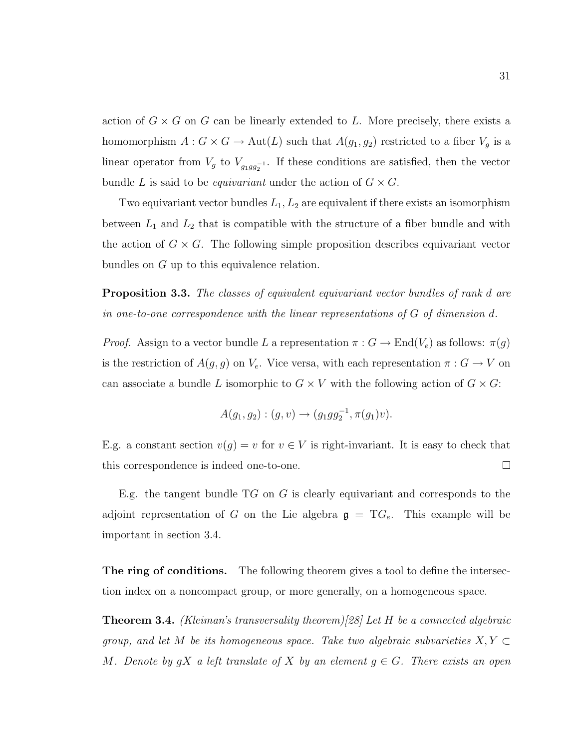action of $G \times G$ on $G$ can be linearly extended to $L$. More precisely, there exists a homomorphism $A : G \times G \to \mathrm{Aut}(L)$ such that $A(g_1, g_2)$ restricted to a fiber $V_g$ is a linear operator from $V_g$ to $V_{g_1 g g_2^{-1}}$. If these conditions are satisfied, then the vector bundle $L$ is said to be *equivariant* under the action of $G \times G$.

Two equivariant vector bundles $L_1, L_2$ are equivalent if there exists an isomorphism between $L_1$ and $L_2$ that is compatible with the structure of a fiber bundle and with the action of $G \times G$. The following simple proposition describes equivariant vector bundles on $G$ up to this equivalence relation.

**Proposition 3.3.** *The classes of equivalent equivariant vector bundles of rank $d$ are in one-to-one correspondence with the linear representations of $G$ of dimension $d$.*

*Proof.* Assign to a vector bundle $L$ a representation $\pi : G \to \mathrm{End}(V_e)$ as follows: $\pi(g)$ is the restriction of $A(g, g)$ on $V_e$. Vice versa, with each representation $\pi : G \to V$ on can associate a bundle $L$ isomorphic to $G \times V$ with the following action of $G \times G$:

$$A(g_1, g_2) : (g, v) \to (g_1 g g_2^{-1}, \pi(g_1)v).$$

E.g. a constant section $v(g) = v$ for $v \in V$ is right-invariant. It is easy to check that this correspondence is indeed one-to-one. □

E.g. the tangent bundle $\mathrm{T}G$ on $G$ is clearly equivariant and corresponds to the adjoint representation of $G$ on the Lie algebra $\mathfrak{g} = \mathrm{T}G_e$. This example will be important in section 3.4.

**The ring of conditions.** The following theorem gives a tool to define the intersection index on a noncompact group, or more generally, on a homogeneous space.

**Theorem 3.4.** *(Kleiman's transversality theorem)[28] Let $H$ be a connected algebraic group, and let $M$ be its homogeneous space. Take two algebraic subvarieties $X, Y \subset M$. Denote by $gX$ a left translate of $X$ by an element $g \in G$. There exists an open*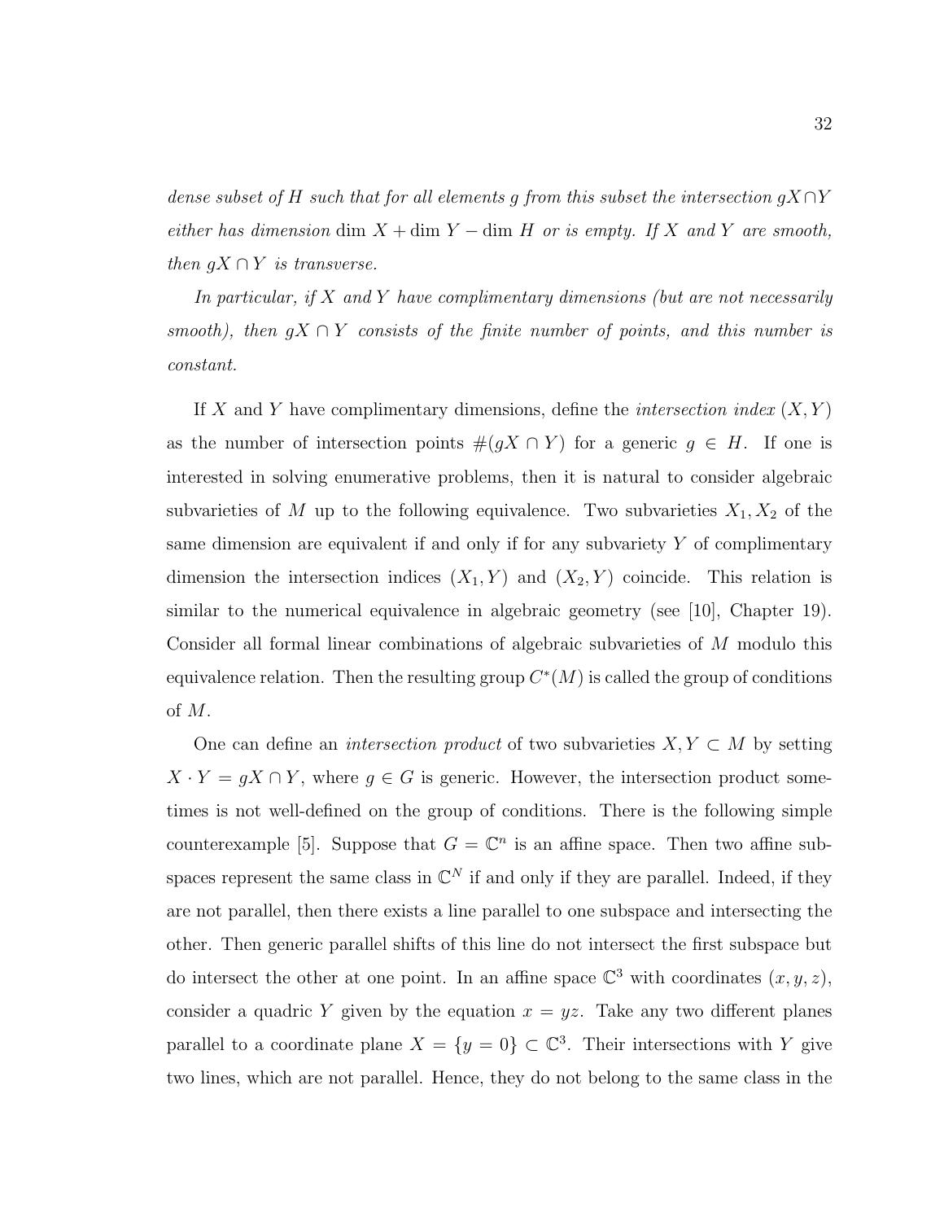*dense subset of $H$ such that for all elements $g$ from this subset the intersection $gX \cap Y$ either has dimension* $\dim X + \dim Y - \dim H$ *or is empty. If $X$ and $Y$ are smooth, then $gX \cap Y$ is transverse.*

*In particular, if $X$ and $Y$ have complimentary dimensions (but are not necessarily smooth), then $gX \cap Y$ consists of the finite number of points, and this number is constant.*

If $X$ and $Y$ have complimentary dimensions, define the *intersection index* $(X, Y)$ as the number of intersection points $\#(gX \cap Y)$ for a generic $g \in H$. If one is interested in solving enumerative problems, then it is natural to consider algebraic subvarieties of $M$ up to the following equivalence. Two subvarieties $X_1, X_2$ of the same dimension are equivalent if and only if for any subvariety $Y$ of complimentary dimension the intersection indices $(X_1, Y)$ and $(X_2, Y)$ coincide. This relation is similar to the numerical equivalence in algebraic geometry (see [10], Chapter 19). Consider all formal linear combinations of algebraic subvarieties of $M$ modulo this equivalence relation. Then the resulting group $C^*(M)$ is called the group of conditions of $M$.

One can define an *intersection product* of two subvarieties $X, Y \subset M$ by setting $X \cdot Y = gX \cap Y$, where $g \in G$ is generic. However, the intersection product sometimes is not well-defined on the group of conditions. There is the following simple counterexample [5]. Suppose that $G = \mathbb{C}^n$ is an affine space. Then two affine subspaces represent the same class in $\mathbb{C}^N$ if and only if they are parallel. Indeed, if they are not parallel, then there exists a line parallel to one subspace and intersecting the other. Then generic parallel shifts of this line do not intersect the first subspace but do intersect the other at one point. In an affine space $\mathbb{C}^3$ with coordinates $(x, y, z)$, consider a quadric $Y$ given by the equation $x = yz$. Take any two different planes parallel to a coordinate plane $X = \{y = 0\} \subset \mathbb{C}^3$. Their intersections with $Y$ give two lines, which are not parallel. Hence, they do not belong to the same class in the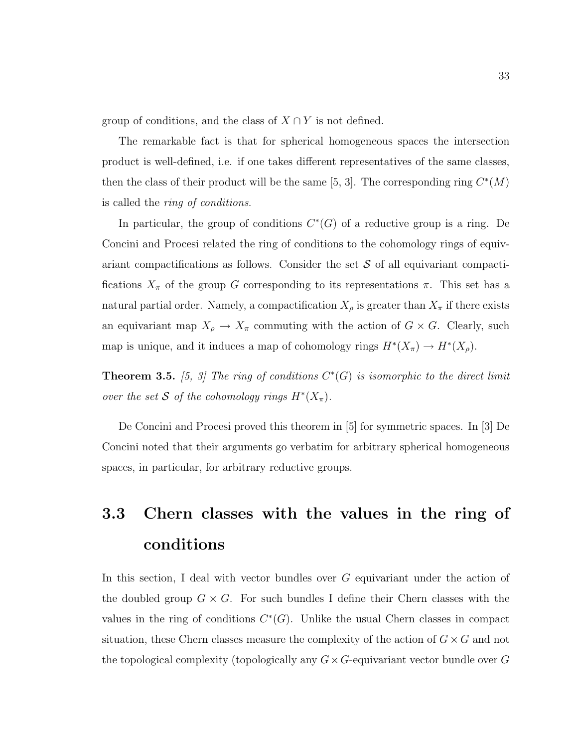group of conditions, and the class of $X \cap Y$ is not defined.

The remarkable fact is that for spherical homogeneous spaces the intersection product is well-defined, i.e. if one takes different representatives of the same classes, then the class of their product will be the same [5, 3]. The corresponding ring $C^*(M)$ is called the *ring of conditions*.

In particular, the group of conditions $C^*(G)$ of a reductive group is a ring. De Concini and Procesi related the ring of conditions to the cohomology rings of equivariant compactifications as follows. Consider the set $\mathcal{S}$ of all equivariant compactifications $X_\pi$ of the group $G$ corresponding to its representations $\pi$. This set has a natural partial order. Namely, a compactification $X_\rho$ is greater than $X_\pi$ if there exists an equivariant map $X_\rho \to X_\pi$ commuting with the action of $G \times G$. Clearly, such map is unique, and it induces a map of cohomology rings $H^*(X_\pi) \to H^*(X_\rho)$.

**Theorem 3.5.** *[5, 3] The ring of conditions $C^*(G)$ is isomorphic to the direct limit over the set $\mathcal{S}$ of the cohomology rings $H^*(X_\pi)$.*

De Concini and Procesi proved this theorem in [5] for symmetric spaces. In [3] De Concini noted that their arguments go verbatim for arbitrary spherical homogeneous spaces, in particular, for arbitrary reductive groups.

## 3.3 Chern classes with the values in the ring of conditions

In this section, I deal with vector bundles over $G$ equivariant under the action of the doubled group $G \times G$. For such bundles I define their Chern classes with the values in the ring of conditions $C^*(G)$. Unlike the usual Chern classes in compact situation, these Chern classes measure the complexity of the action of $G \times G$ and not the topological complexity (topologically any $G \times G$-equivariant vector bundle over $G$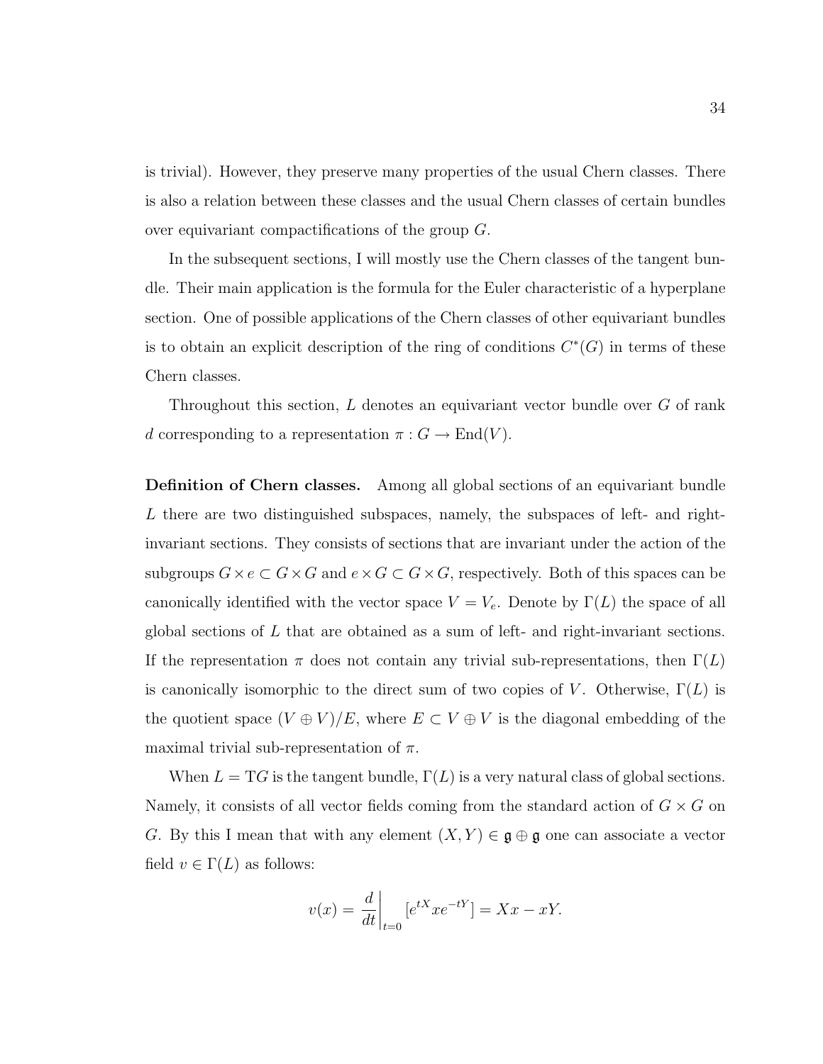is trivial). However, they preserve many properties of the usual Chern classes. There is also a relation between these classes and the usual Chern classes of certain bundles over equivariant compactifications of the group $G$.

In the subsequent sections, I will mostly use the Chern classes of the tangent bundle. Their main application is the formula for the Euler characteristic of a hyperplane section. One of possible applications of the Chern classes of other equivariant bundles is to obtain an explicit description of the ring of conditions $C^*(G)$ in terms of these Chern classes.

Throughout this section, $L$ denotes an equivariant vector bundle over $G$ of rank $d$ corresponding to a representation $\pi : G \to \mathrm{End}(V)$.

**Definition of Chern classes.** Among all global sections of an equivariant bundle $L$ there are two distinguished subspaces, namely, the subspaces of left- and right-invariant sections. They consists of sections that are invariant under the action of the subgroups $G \times e \subset G \times G$ and $e \times G \subset G \times G$, respectively. Both of this spaces can be canonically identified with the vector space $V = V_e$. Denote by $\Gamma(L)$ the space of all global sections of $L$ that are obtained as a sum of left- and right-invariant sections. If the representation $\pi$ does not contain any trivial sub-representations, then $\Gamma(L)$ is canonically isomorphic to the direct sum of two copies of $V$. Otherwise, $\Gamma(L)$ is the quotient space $(V \oplus V)/E$, where $E \subset V \oplus V$ is the diagonal embedding of the maximal trivial sub-representation of $\pi$.

When $L = \mathrm{T}G$ is the tangent bundle, $\Gamma(L)$ is a very natural class of global sections. Namely, it consists of all vector fields coming from the standard action of $G \times G$ on $G$. By this I mean that with any element $(X, Y) \in \mathfrak{g} \oplus \mathfrak{g}$ one can associate a vector field $v \in \Gamma(L)$ as follows:

$$v(x) = \left.\frac{d}{dt}\right|_{t=0} [e^{tX} x e^{-tY}] = Xx - xY.$$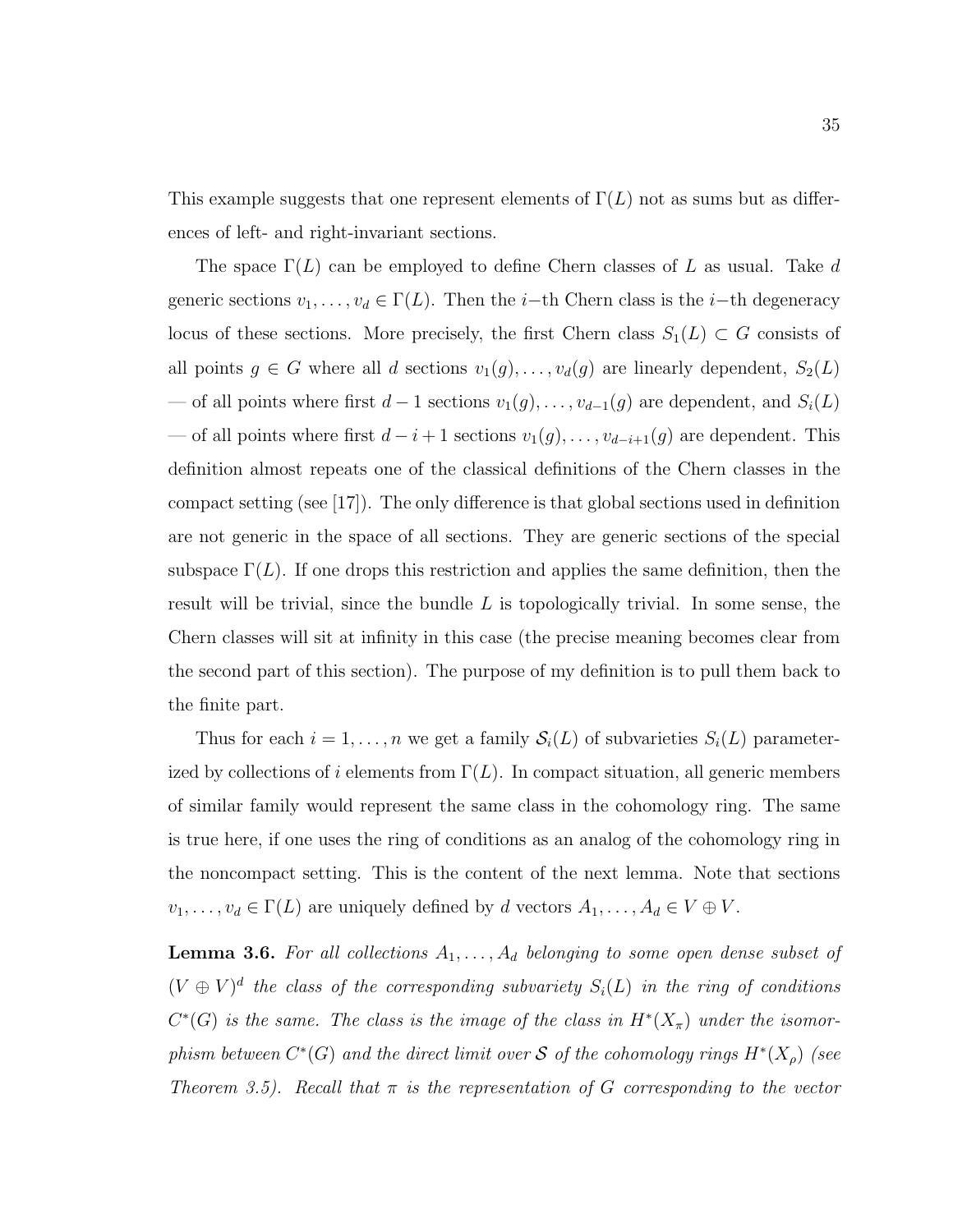This example suggests that one represent elements of $\Gamma(L)$ not as sums but as differences of left- and right-invariant sections.

The space $\Gamma(L)$ can be employed to define Chern classes of $L$ as usual. Take $d$ generic sections $v_1, \ldots, v_d \in \Gamma(L)$. Then the $i$−th Chern class is the $i$−th degeneracy locus of these sections. More precisely, the first Chern class $S_1(L) \subset G$ consists of all points $g \in G$ where all $d$ sections $v_1(g), \ldots, v_d(g)$ are linearly dependent, $S_2(L)$ — of all points where first $d-1$ sections $v_1(g), \ldots, v_{d-1}(g)$ are dependent, and $S_i(L)$ — of all points where first $d-i+1$ sections $v_1(g), \ldots, v_{d-i+1}(g)$ are dependent. This definition almost repeats one of the classical definitions of the Chern classes in the compact setting (see [17]). The only difference is that global sections used in definition are not generic in the space of all sections. They are generic sections of the special subspace $\Gamma(L)$. If one drops this restriction and applies the same definition, then the result will be trivial, since the bundle $L$ is topologically trivial. In some sense, the Chern classes will sit at infinity in this case (the precise meaning becomes clear from the second part of this section). The purpose of my definition is to pull them back to the finite part.

Thus for each $i = 1, \ldots, n$ we get a family $\mathcal{S}_i(L)$ of subvarieties $S_i(L)$ parameterized by collections of $i$ elements from $\Gamma(L)$. In compact situation, all generic members of similar family would represent the same class in the cohomology ring. The same is true here, if one uses the ring of conditions as an analog of the cohomology ring in the noncompact setting. This is the content of the next lemma. Note that sections $v_1, \ldots, v_d \in \Gamma(L)$ are uniquely defined by $d$ vectors $A_1, \ldots, A_d \in V \oplus V$.

**Lemma 3.6.** *For all collections $A_1, \ldots, A_d$ belonging to some open dense subset of $(V \oplus V)^d$ the class of the corresponding subvariety $S_i(L)$ in the ring of conditions $C^*(G)$ is the same. The class is the image of the class in $H^*(X_\pi)$ under the isomorphism between $C^*(G)$ and the direct limit over $\mathcal{S}$ of the cohomology rings $H^*(X_\rho)$ (see Theorem 3.5). Recall that $\pi$ is the representation of $G$ corresponding to the vector*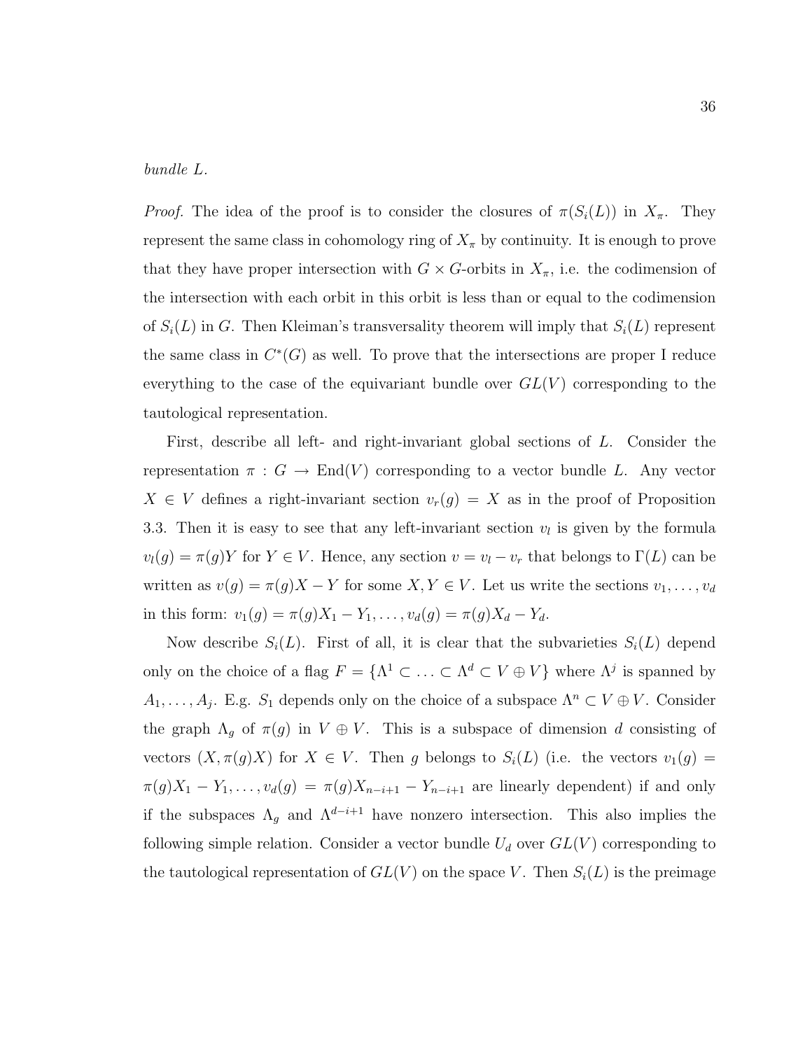*bundle L.*

*Proof.* The idea of the proof is to consider the closures of $\pi(S_i(L))$ in $X_\pi$. They represent the same class in cohomology ring of $X_\pi$ by continuity. It is enough to prove that they have proper intersection with $G \times G$-orbits in $X_\pi$, i.e. the codimension of the intersection with each orbit in this orbit is less than or equal to the codimension of $S_i(L)$ in $G$. Then Kleiman's transversality theorem will imply that $S_i(L)$ represent the same class in $C^*(G)$ as well. To prove that the intersections are proper I reduce everything to the case of the equivariant bundle over $GL(V)$ corresponding to the tautological representation.

First, describe all left- and right-invariant global sections of $L$. Consider the representation $\pi : G \to \mathrm{End}(V)$ corresponding to a vector bundle $L$. Any vector $X \in V$ defines a right-invariant section $v_r(g) = X$ as in the proof of Proposition 3.3. Then it is easy to see that any left-invariant section $v_l$ is given by the formula $v_l(g) = \pi(g)Y$ for $Y \in V$. Hence, any section $v = v_l - v_r$ that belongs to $\Gamma(L)$ can be written as $v(g) = \pi(g)X - Y$ for some $X, Y \in V$. Let us write the sections $v_1, \ldots, v_d$ in this form: $v_1(g) = \pi(g)X_1 - Y_1, \ldots, v_d(g) = \pi(g)X_d - Y_d$.

Now describe $S_i(L)$. First of all, it is clear that the subvarieties $S_i(L)$ depend only on the choice of a flag $F = \{\Lambda^1 \subset \ldots \subset \Lambda^d \subset V \oplus V\}$ where $\Lambda^j$ is spanned by $A_1, \ldots, A_j$. E.g. $S_1$ depends only on the choice of a subspace $\Lambda^n \subset V \oplus V$. Consider the graph $\Lambda_g$ of $\pi(g)$ in $V \oplus V$. This is a subspace of dimension $d$ consisting of vectors $(X, \pi(g)X)$ for $X \in V$. Then $g$ belongs to $S_i(L)$ (i.e. the vectors $v_1(g) = \pi(g)X_1 - Y_1, \ldots, v_d(g) = \pi(g)X_{n-i+1} - Y_{n-i+1}$ are linearly dependent) if and only if the subspaces $\Lambda_g$ and $\Lambda^{d-i+1}$ have nonzero intersection. This also implies the following simple relation. Consider a vector bundle $U_d$ over $GL(V)$ corresponding to the tautological representation of $GL(V)$ on the space $V$. Then $S_i(L)$ is the preimage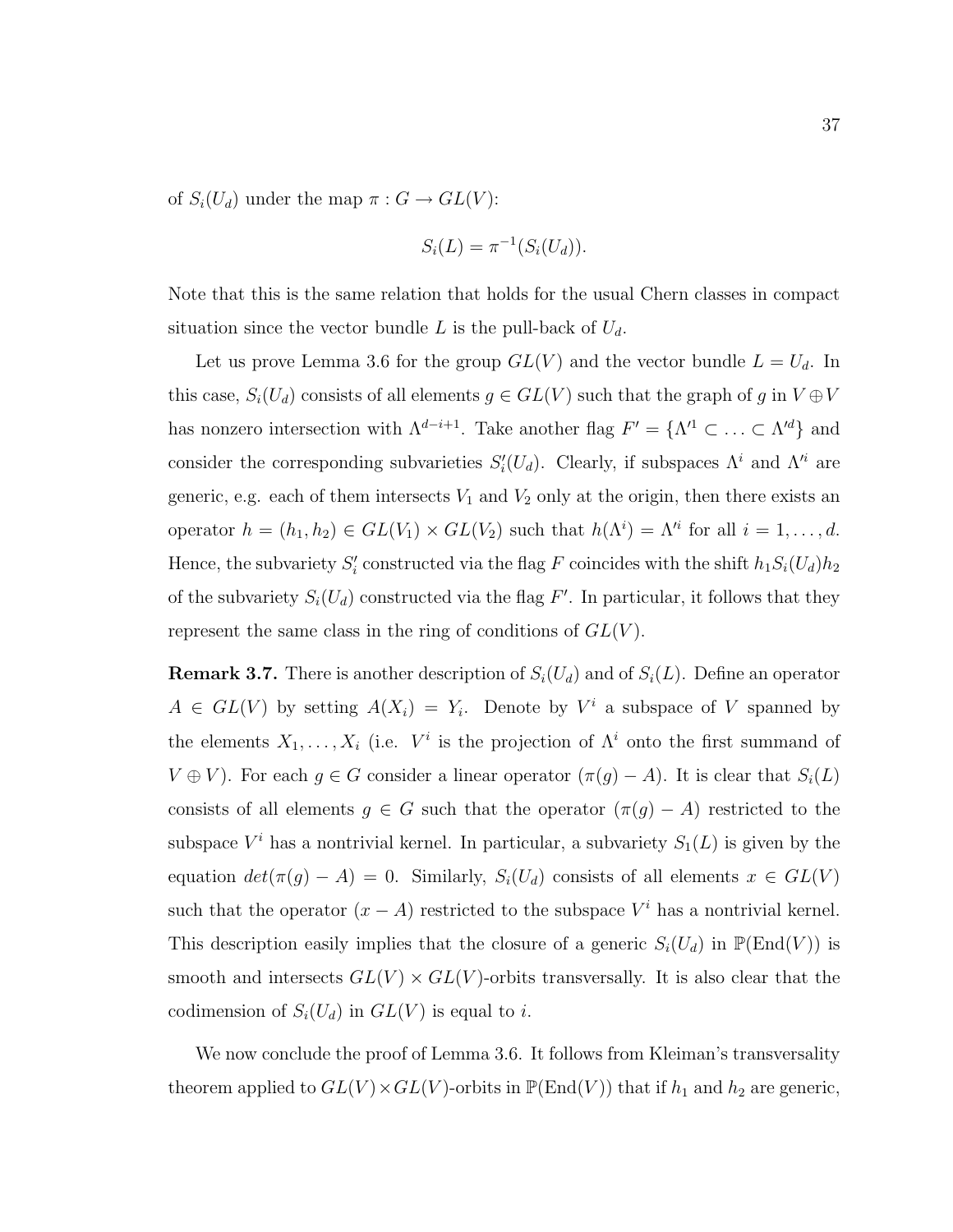of $S_i(U_d)$ under the map $\pi : G \to GL(V)$:

$$S_i(L) = \pi^{-1}(S_i(U_d)).$$

Note that this is the same relation that holds for the usual Chern classes in compact situation since the vector bundle $L$ is the pull-back of $U_d$.

Let us prove Lemma 3.6 for the group $GL(V)$ and the vector bundle $L = U_d$. In this case, $S_i(U_d)$ consists of all elements $g \in GL(V)$ such that the graph of $g$ in $V \oplus V$ has nonzero intersection with $\Lambda^{d-i+1}$. Take another flag $F' = \{\Lambda'^1 \subset \ldots \subset \Lambda'^d\}$ and consider the corresponding subvarieties $S_i'(U_d)$. Clearly, if subspaces $\Lambda^i$ and $\Lambda'^i$ are generic, e.g. each of them intersects $V_1$ and $V_2$ only at the origin, then there exists an operator $h = (h_1, h_2) \in GL(V_1) \times GL(V_2)$ such that $h(\Lambda^i) = \Lambda'^i$ for all $i = 1, \ldots, d$. Hence, the subvariety $S_i'$ constructed via the flag $F$ coincides with the shift $h_1 S_i(U_d) h_2$ of the subvariety $S_i(U_d)$ constructed via the flag $F'$. In particular, it follows that they represent the same class in the ring of conditions of $GL(V)$.

**Remark 3.7.** There is another description of $S_i(U_d)$ and of $S_i(L)$. Define an operator $A \in GL(V)$ by setting $A(X_i) = Y_i$. Denote by $V^i$ a subspace of $V$ spanned by the elements $X_1, \ldots, X_i$ (i.e. $V^i$ is the projection of $\Lambda^i$ onto the first summand of $V \oplus V$). For each $g \in G$ consider a linear operator $(\pi(g) - A)$. It is clear that $S_i(L)$ consists of all elements $g \in G$ such that the operator $(\pi(g) - A)$ restricted to the subspace $V^i$ has a nontrivial kernel. In particular, a subvariety $S_1(L)$ is given by the equation $det(\pi(g) - A) = 0$. Similarly, $S_i(U_d)$ consists of all elements $x \in GL(V)$ such that the operator $(x - A)$ restricted to the subspace $V^i$ has a nontrivial kernel. This description easily implies that the closure of a generic $S_i(U_d)$ in $\mathbb{P}(\mathrm{End}(V))$ is smooth and intersects $GL(V) \times GL(V)$-orbits transversally. It is also clear that the codimension of $S_i(U_d)$ in $GL(V)$ is equal to $i$.

We now conclude the proof of Lemma 3.6. It follows from Kleiman's transversality theorem applied to $GL(V) \times GL(V)$-orbits in $\mathbb{P}(\mathrm{End}(V))$ that if $h_1$ and $h_2$ are generic,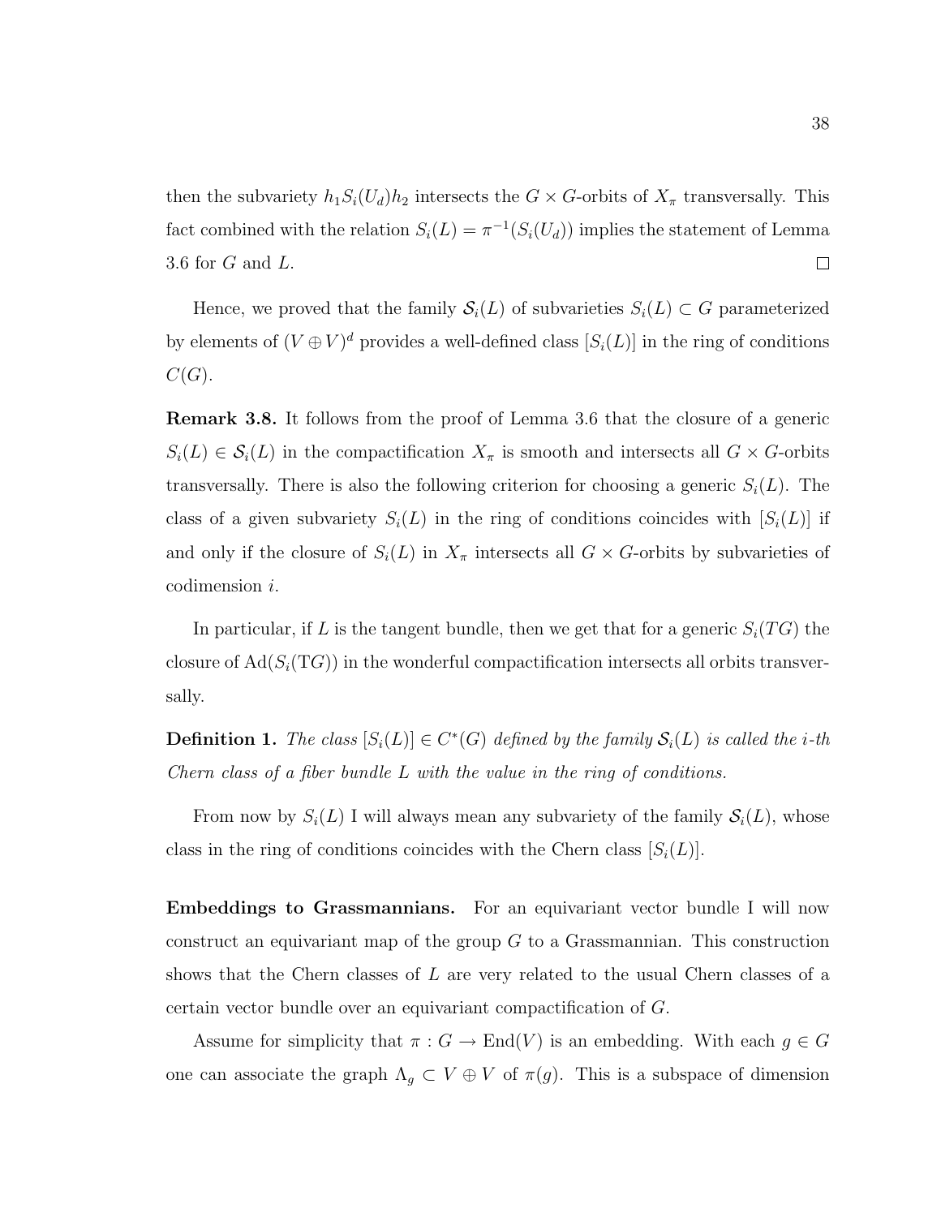then the subvariety $h_1 S_i(U_d) h_2$ intersects the $G \times G$-orbits of $X_\pi$ transversally. This fact combined with the relation $S_i(L) = \pi^{-1}(S_i(U_d))$ implies the statement of Lemma 3.6 for $G$ and $L$. □

Hence, we proved that the family $\mathcal{S}_i(L)$ of subvarieties $S_i(L) \subset G$ parameterized by elements of $(V \oplus V)^d$ provides a well-defined class $[S_i(L)]$ in the ring of conditions $C(G)$.

**Remark 3.8.** It follows from the proof of Lemma 3.6 that the closure of a generic $S_i(L) \in \mathcal{S}_i(L)$ in the compactification $X_\pi$ is smooth and intersects all $G \times G$-orbits transversally. There is also the following criterion for choosing a generic $S_i(L)$. The class of a given subvariety $S_i(L)$ in the ring of conditions coincides with $[S_i(L)]$ if and only if the closure of $S_i(L)$ in $X_\pi$ intersects all $G \times G$-orbits by subvarieties of codimension $i$.

In particular, if $L$ is the tangent bundle, then we get that for a generic $S_i(TG)$ the closure of $\mathrm{Ad}(S_i(\mathrm{T}G))$ in the wonderful compactification intersects all orbits transversally.

**Definition 1.** *The class $[S_i(L)] \in C^*(G)$ defined by the family $\mathcal{S}_i(L)$ is called the $i$-th Chern class of a fiber bundle $L$ with the value in the ring of conditions.*

From now by $S_i(L)$ I will always mean any subvariety of the family $\mathcal{S}_i(L)$, whose class in the ring of conditions coincides with the Chern class $[S_i(L)]$.

**Embeddings to Grassmannians.** For an equivariant vector bundle I will now construct an equivariant map of the group $G$ to a Grassmannian. This construction shows that the Chern classes of $L$ are very related to the usual Chern classes of a certain vector bundle over an equivariant compactification of $G$.

Assume for simplicity that $\pi : G \to \mathrm{End}(V)$ is an embedding. With each $g \in G$ one can associate the graph $\Lambda_g \subset V \oplus V$ of $\pi(g)$. This is a subspace of dimension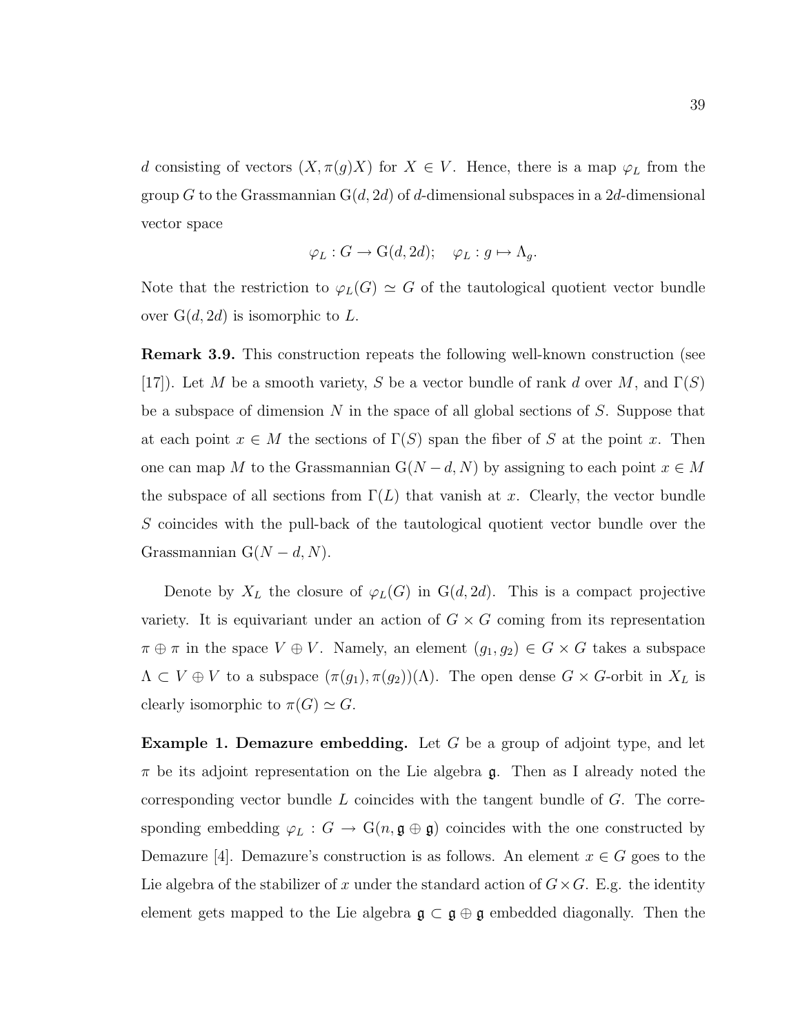$d$ consisting of vectors $(X, \pi(g)X)$ for $X \in V$. Hence, there is a map $\varphi_L$ from the group $G$ to the Grassmannian $\mathrm{G}(d, 2d)$ of $d$-dimensional subspaces in a $2d$-dimensional vector space

$$\varphi_L : G \to \mathrm{G}(d, 2d); \quad \varphi_L : g \mapsto \Lambda_g.$$

Note that the restriction to $\varphi_L(G) \simeq G$ of the tautological quotient vector bundle over $\mathrm{G}(d, 2d)$ is isomorphic to $L$.

**Remark 3.9.** This construction repeats the following well-known construction (see [17]). Let $M$ be a smooth variety, $S$ be a vector bundle of rank $d$ over $M$, and $\Gamma(S)$ be a subspace of dimension $N$ in the space of all global sections of $S$. Suppose that at each point $x \in M$ the sections of $\Gamma(S)$ span the fiber of $S$ at the point $x$. Then one can map $M$ to the Grassmannian $\mathrm{G}(N - d, N)$ by assigning to each point $x \in M$ the subspace of all sections from $\Gamma(L)$ that vanish at $x$. Clearly, the vector bundle $S$ coincides with the pull-back of the tautological quotient vector bundle over the Grassmannian $\mathrm{G}(N - d, N)$.

Denote by $X_L$ the closure of $\varphi_L(G)$ in $\mathrm{G}(d, 2d)$. This is a compact projective variety. It is equivariant under an action of $G \times G$ coming from its representation $\pi \oplus \pi$ in the space $V \oplus V$. Namely, an element $(g_1, g_2) \in G \times G$ takes a subspace $\Lambda \subset V \oplus V$ to a subspace $(\pi(g_1), \pi(g_2))(\Lambda)$. The open dense $G \times G$-orbit in $X_L$ is clearly isomorphic to $\pi(G) \simeq G$.

**Example 1. Demazure embedding.** Let $G$ be a group of adjoint type, and let $\pi$ be its adjoint representation on the Lie algebra $\mathfrak{g}$. Then as I already noted the corresponding vector bundle $L$ coincides with the tangent bundle of $G$. The corresponding embedding $\varphi_L : G \to \mathrm{G}(n, \mathfrak{g} \oplus \mathfrak{g})$ coincides with the one constructed by Demazure [4]. Demazure's construction is as follows. An element $x \in G$ goes to the Lie algebra of the stabilizer of $x$ under the standard action of $G \times G$. E.g. the identity element gets mapped to the Lie algebra $\mathfrak{g} \subset \mathfrak{g} \oplus \mathfrak{g}$ embedded diagonally. Then the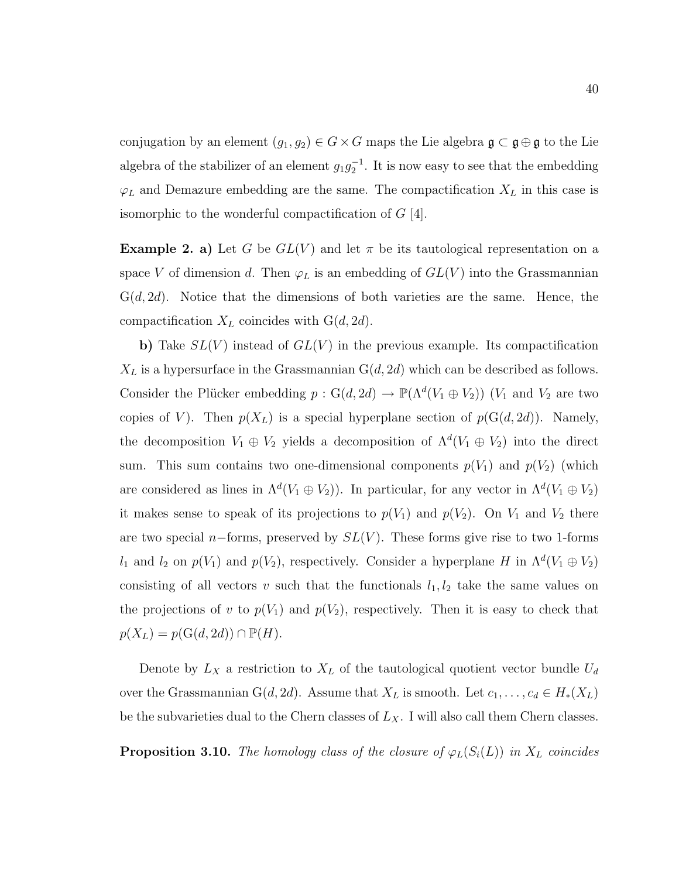conjugation by an element $(g_1, g_2) \in G \times G$ maps the Lie algebra $\mathfrak{g} \subset \mathfrak{g} \oplus \mathfrak{g}$ to the Lie algebra of the stabilizer of an element $g_1 g_2^{-1}$. It is now easy to see that the embedding $\varphi_L$ and Demazure embedding are the same. The compactification $X_L$ in this case is isomorphic to the wonderful compactification of $G$ [4].

**Example 2. a)** Let $G$ be $GL(V)$ and let $\pi$ be its tautological representation on a space $V$ of dimension $d$. Then $\varphi_L$ is an embedding of $GL(V)$ into the Grassmannian $\mathrm{G}(d, 2d)$. Notice that the dimensions of both varieties are the same. Hence, the compactification $X_L$ coincides with $\mathrm{G}(d, 2d)$.

**b)** Take $SL(V)$ instead of $GL(V)$ in the previous example. Its compactification $X_L$ is a hypersurface in the Grassmannian $\mathrm{G}(d, 2d)$ which can be described as follows. Consider the Plücker embedding $p : \mathrm{G}(d, 2d) \to \mathbb{P}(\Lambda^d(V_1 \oplus V_2))$ ($V_1$ and $V_2$ are two copies of $V$). Then $p(X_L)$ is a special hyperplane section of $p(\mathrm{G}(d, 2d))$. Namely, the decomposition $V_1 \oplus V_2$ yields a decomposition of $\Lambda^d(V_1 \oplus V_2)$ into the direct sum. This sum contains two one-dimensional components $p(V_1)$ and $p(V_2)$ (which are considered as lines in $\Lambda^d(V_1 \oplus V_2)$). In particular, for any vector in $\Lambda^d(V_1 \oplus V_2)$ it makes sense to speak of its projections to $p(V_1)$ and $p(V_2)$. On $V_1$ and $V_2$ there are two special $n-$forms, preserved by $SL(V)$. These forms give rise to two 1-forms $l_1$ and $l_2$ on $p(V_1)$ and $p(V_2)$, respectively. Consider a hyperplane $H$ in $\Lambda^d(V_1 \oplus V_2)$ consisting of all vectors $v$ such that the functionals $l_1, l_2$ take the same values on the projections of $v$ to $p(V_1)$ and $p(V_2)$, respectively. Then it is easy to check that $p(X_L) = p(\mathrm{G}(d, 2d)) \cap \mathbb{P}(H)$.

Denote by $L_X$ a restriction to $X_L$ of the tautological quotient vector bundle $U_d$ over the Grassmannian $\mathrm{G}(d, 2d)$. Assume that $X_L$ is smooth. Let $c_1, \ldots, c_d \in H_*(X_L)$ be the subvarieties dual to the Chern classes of $L_X$. I will also call them Chern classes.

**Proposition 3.10.** *The homology class of the closure of $\varphi_L(S_i(L))$ in $X_L$ coincides*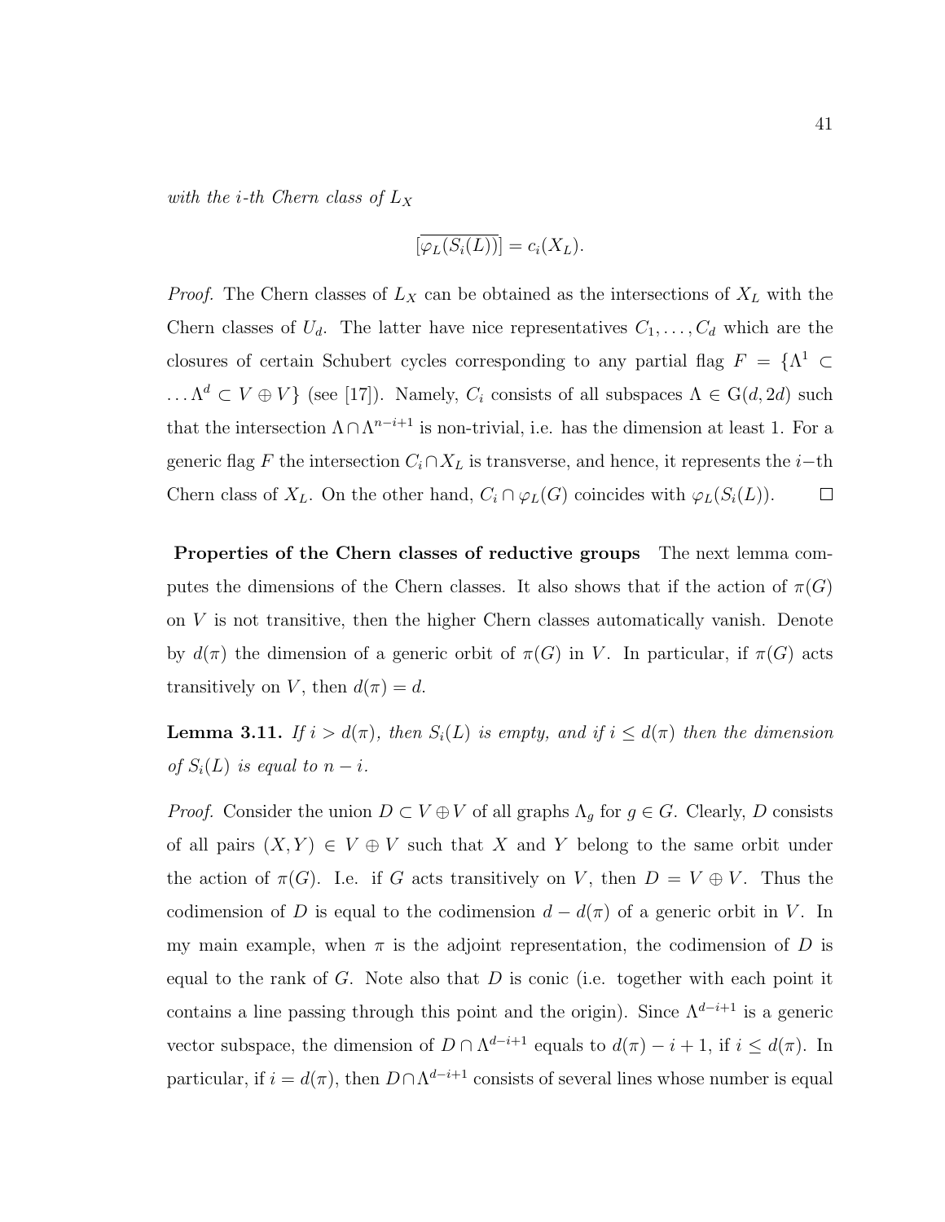*with the i-th Chern class of* $L_X$

$$[\overline{\varphi_L(S_i(L))}] = c_i(X_L).$$

*Proof.* The Chern classes of $L_X$ can be obtained as the intersections of $X_L$ with the Chern classes of $U_d$. The latter have nice representatives $C_1, \ldots, C_d$ which are the closures of certain Schubert cycles corresponding to any partial flag $F = \{\Lambda^1 \subset \ldots \Lambda^d \subset V \oplus V\}$ (see [17]). Namely, $C_i$ consists of all subspaces $\Lambda \in \mathrm{G}(d, 2d)$ such that the intersection $\Lambda \cap \Lambda^{n-i+1}$ is non-trivial, i.e. has the dimension at least 1. For a generic flag $F$ the intersection $C_i \cap X_L$ is transverse, and hence, it represents the $i-$th Chern class of $X_L$. On the other hand, $C_i \cap \varphi_L(G)$ coincides with $\varphi_L(S_i(L))$. □

**Properties of the Chern classes of reductive groups** The next lemma computes the dimensions of the Chern classes. It also shows that if the action of $\pi(G)$ on $V$ is not transitive, then the higher Chern classes automatically vanish. Denote by $d(\pi)$ the dimension of a generic orbit of $\pi(G)$ in $V$. In particular, if $\pi(G)$ acts transitively on $V$, then $d(\pi) = d$.

**Lemma 3.11.** *If* $i > d(\pi)$*, then* $S_i(L)$ *is empty, and if* $i \leq d(\pi)$ *then the dimension of* $S_i(L)$ *is equal to* $n - i$*.*

*Proof.* Consider the union $D \subset V \oplus V$ of all graphs $\Lambda_g$ for $g \in G$. Clearly, $D$ consists of all pairs $(X, Y) \in V \oplus V$ such that $X$ and $Y$ belong to the same orbit under the action of $\pi(G)$. I.e. if $G$ acts transitively on $V$, then $D = V \oplus V$. Thus the codimension of $D$ is equal to the codimension $d - d(\pi)$ of a generic orbit in $V$. In my main example, when $\pi$ is the adjoint representation, the codimension of $D$ is equal to the rank of $G$. Note also that $D$ is conic (i.e. together with each point it contains a line passing through this point and the origin). Since $\Lambda^{d-i+1}$ is a generic vector subspace, the dimension of $D \cap \Lambda^{d-i+1}$ equals to $d(\pi) - i + 1$, if $i \leq d(\pi)$. In particular, if $i = d(\pi)$, then $D \cap \Lambda^{d-i+1}$ consists of several lines whose number is equal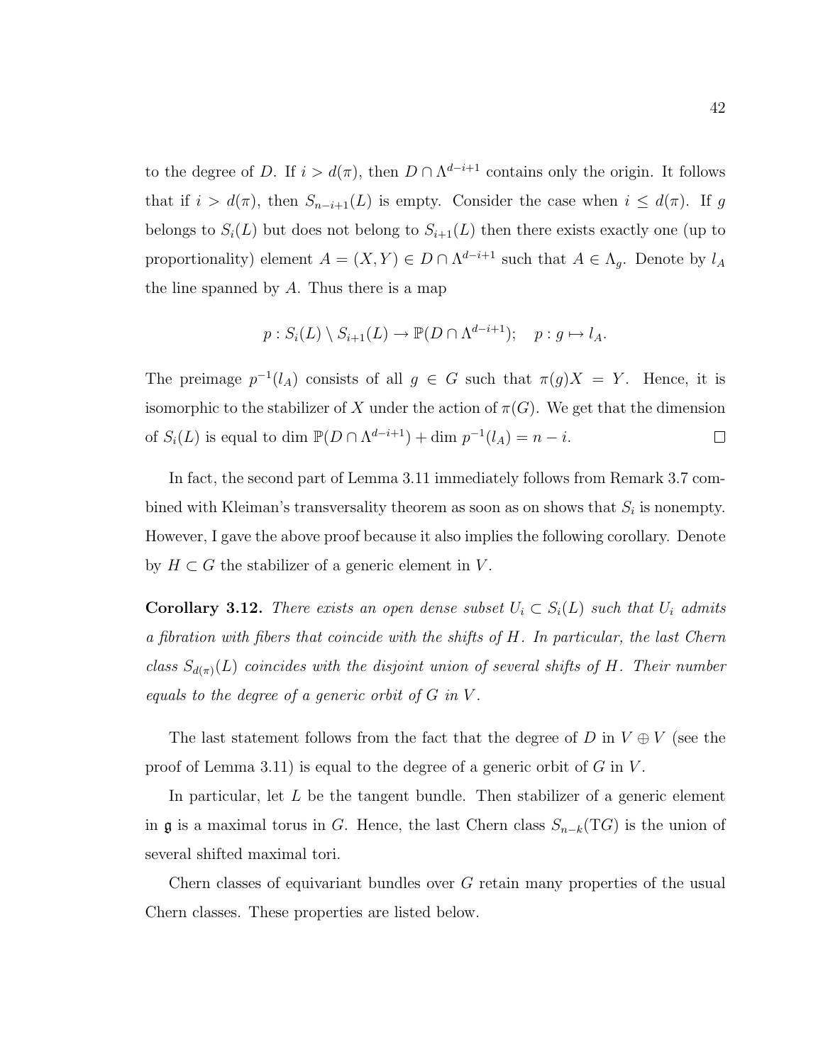to the degree of $D$. If $i > d(\pi)$, then $D \cap \Lambda^{d-i+1}$ contains only the origin. It follows that if $i > d(\pi)$, then $S_{n-i+1}(L)$ is empty. Consider the case when $i \le d(\pi)$. If $g$ belongs to $S_i(L)$ but does not belong to $S_{i+1}(L)$ then there exists exactly one (up to proportionality) element $A = (X, Y) \in D \cap \Lambda^{d-i+1}$ such that $A \in \Lambda_g$. Denote by $l_A$ the line spanned by $A$. Thus there is a map

$$p : S_i(L) \setminus S_{i+1}(L) \to \mathbb{P}(D \cap \Lambda^{d-i+1}); \quad p : g \mapsto l_A.$$

The preimage $p^{-1}(l_A)$ consists of all $g \in G$ such that $\pi(g)X = Y$. Hence, it is isomorphic to the stabilizer of $X$ under the action of $\pi(G)$. We get that the dimension of $S_i(L)$ is equal to $\dim \mathbb{P}(D \cap \Lambda^{d-i+1}) + \dim p^{-1}(l_A) = n - i$. $\square$

In fact, the second part of Lemma 3.11 immediately follows from Remark 3.7 combined with Kleiman's transversality theorem as soon as on shows that $S_i$ is nonempty. However, I gave the above proof because it also implies the following corollary. Denote by $H \subset G$ the stabilizer of a generic element in $V$.

**Corollary 3.12.** *There exists an open dense subset $U_i \subset S_i(L)$ such that $U_i$ admits a fibration with fibers that coincide with the shifts of $H$. In particular, the last Chern class $S_{d(\pi)}(L)$ coincides with the disjoint union of several shifts of $H$. Their number equals to the degree of a generic orbit of $G$ in $V$.*

The last statement follows from the fact that the degree of $D$ in $V \oplus V$ (see the proof of Lemma 3.11) is equal to the degree of a generic orbit of $G$ in $V$.

In particular, let $L$ be the tangent bundle. Then stabilizer of a generic element in $\mathfrak{g}$ is a maximal torus in $G$. Hence, the last Chern class $S_{n-k}(\mathrm{T}G)$ is the union of several shifted maximal tori.

Chern classes of equivariant bundles over $G$ retain many properties of the usual Chern classes. These properties are listed below.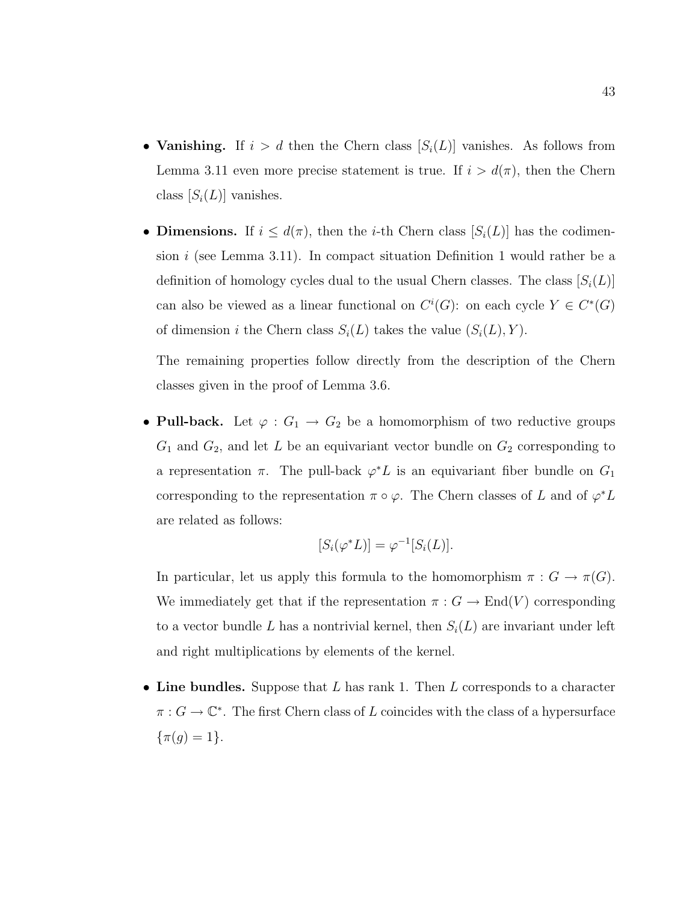- **Vanishing.** If $i > d$ then the Chern class $[S_i(L)]$ vanishes. As follows from Lemma 3.11 even more precise statement is true. If $i > d(\pi)$, then the Chern class $[S_i(L)]$ vanishes.

- **Dimensions.** If $i \leq d(\pi)$, then the $i$-th Chern class $[S_i(L)]$ has the codimension $i$ (see Lemma 3.11). In compact situation Definition 1 would rather be a definition of homology cycles dual to the usual Chern classes. The class $[S_i(L)]$ can also be viewed as a linear functional on $C^i(G)$: on each cycle $Y \in C^*(G)$ of dimension $i$ the Chern class $S_i(L)$ takes the value $(S_i(L), Y)$.

  The remaining properties follow directly from the description of the Chern classes given in the proof of Lemma 3.6.

- **Pull-back.** Let $\varphi : G_1 \to G_2$ be a homomorphism of two reductive groups $G_1$ and $G_2$, and let $L$ be an equivariant vector bundle on $G_2$ corresponding to a representation $\pi$. The pull-back $\varphi^*L$ is an equivariant fiber bundle on $G_1$ corresponding to the representation $\pi \circ \varphi$. The Chern classes of $L$ and of $\varphi^*L$ are related as follows:

$$[S_i(\varphi^*L)] = \varphi^{-1}[S_i(L)].$$

  In particular, let us apply this formula to the homomorphism $\pi : G \to \pi(G)$. We immediately get that if the representation $\pi : G \to \mathrm{End}(V)$ corresponding to a vector bundle $L$ has a nontrivial kernel, then $S_i(L)$ are invariant under left and right multiplications by elements of the kernel.

- **Line bundles.** Suppose that $L$ has rank 1. Then $L$ corresponds to a character $\pi : G \to \mathbb{C}^*$. The first Chern class of $L$ coincides with the class of a hypersurface $\{\pi(g) = 1\}$.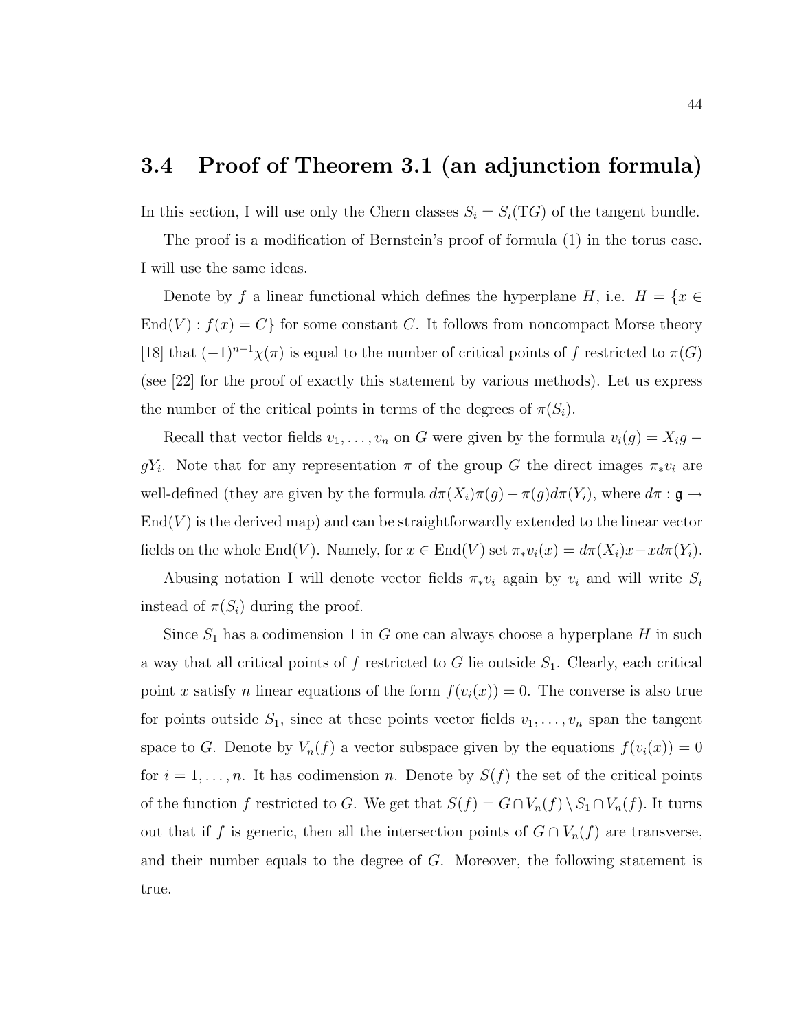## 3.4 Proof of Theorem 3.1 (an adjunction formula)

In this section, I will use only the Chern classes $S_i = S_i(\mathrm{T}G)$ of the tangent bundle.

The proof is a modification of Bernstein's proof of formula (1) in the torus case. I will use the same ideas.

Denote by $f$ a linear functional which defines the hyperplane $H$, i.e. $H = \{x \in \mathrm{End}(V) : f(x) = C\}$ for some constant $C$. It follows from noncompact Morse theory [18] that $(-1)^{n-1}\chi(\pi)$ is equal to the number of critical points of $f$ restricted to $\pi(G)$ (see [22] for the proof of exactly this statement by various methods). Let us express the number of the critical points in terms of the degrees of $\pi(S_i)$.

Recall that vector fields $v_1, \ldots, v_n$ on $G$ were given by the formula $v_i(g) = X_i g - gY_i$. Note that for any representation $\pi$ of the group $G$ the direct images $\pi_* v_i$ are well-defined (they are given by the formula $d\pi(X_i)\pi(g) - \pi(g)d\pi(Y_i)$, where $d\pi : \mathfrak{g} \to \mathrm{End}(V)$ is the derived map) and can be straightforwardly extended to the linear vector fields on the whole $\mathrm{End}(V)$. Namely, for $x \in \mathrm{End}(V)$ set $\pi_* v_i(x) = d\pi(X_i)x - xd\pi(Y_i)$.

Abusing notation I will denote vector fields $\pi_* v_i$ again by $v_i$ and will write $S_i$ instead of $\pi(S_i)$ during the proof.

Since $S_1$ has a codimension 1 in $G$ one can always choose a hyperplane $H$ in such a way that all critical points of $f$ restricted to $G$ lie outside $S_1$. Clearly, each critical point $x$ satisfy $n$ linear equations of the form $f(v_i(x)) = 0$. The converse is also true for points outside $S_1$, since at these points vector fields $v_1, \ldots, v_n$ span the tangent space to $G$. Denote by $V_n(f)$ a vector subspace given by the equations $f(v_i(x)) = 0$ for $i = 1, \ldots, n$. It has codimension $n$. Denote by $S(f)$ the set of the critical points of the function $f$ restricted to $G$. We get that $S(f) = G \cap V_n(f) \setminus S_1 \cap V_n(f)$. It turns out that if $f$ is generic, then all the intersection points of $G \cap V_n(f)$ are transverse, and their number equals to the degree of $G$. Moreover, the following statement is true.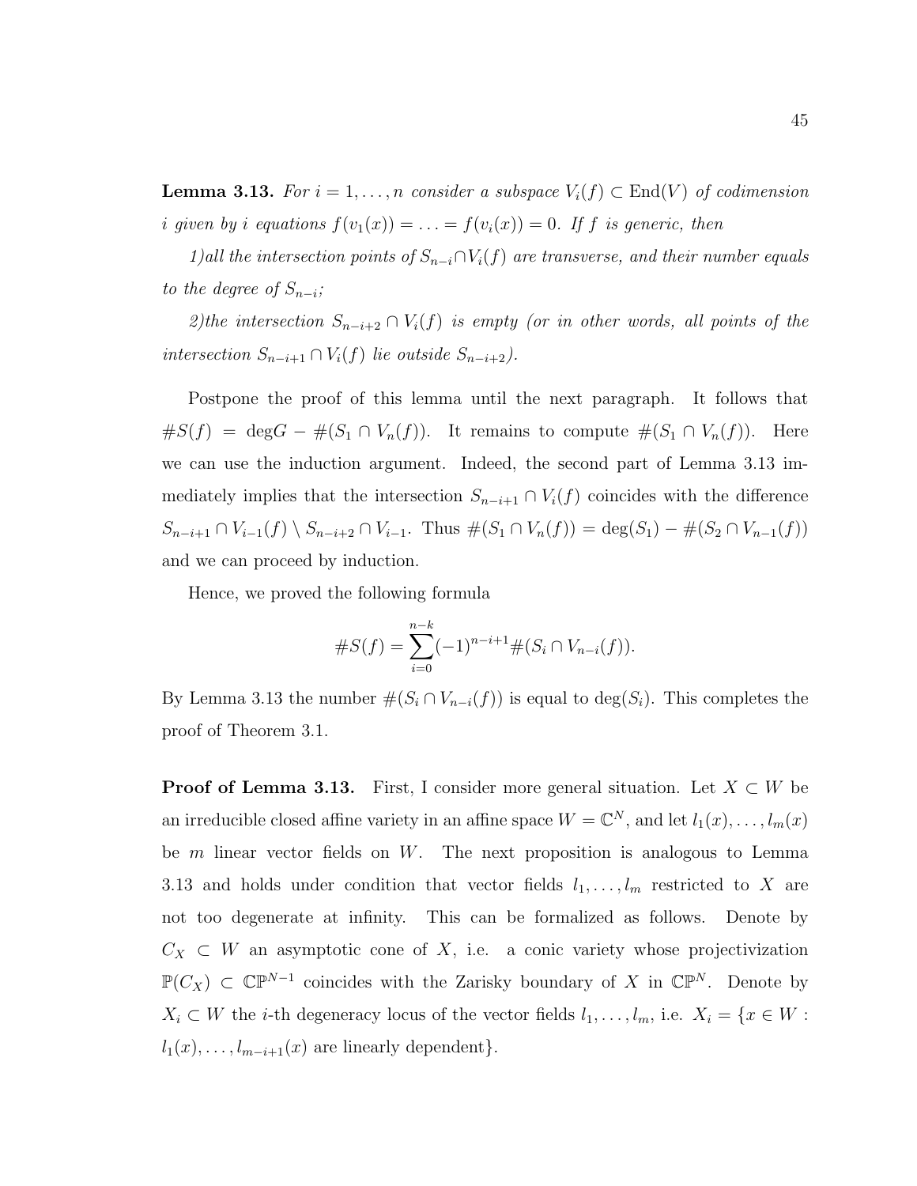**Lemma 3.13.** *For $i = 1, \ldots, n$ consider a subspace $V_i(f) \subset \mathrm{End}(V)$ of codimension $i$ given by $i$ equations $f(v_1(x)) = \ldots = f(v_i(x)) = 0$. If $f$ is generic, then*

*1)all the intersection points of $S_{n-i} \cap V_i(f)$ are transverse, and their number equals to the degree of $S_{n-i}$;*

*2)the intersection $S_{n-i+2} \cap V_i(f)$ is empty (or in other words, all points of the intersection $S_{n-i+1} \cap V_i(f)$ lie outside $S_{n-i+2}$).*

Postpone the proof of this lemma until the next paragraph. It follows that $\#S(f) = \deg G - \#(S_1 \cap V_n(f))$. It remains to compute $\#(S_1 \cap V_n(f))$. Here we can use the induction argument. Indeed, the second part of Lemma 3.13 immediately implies that the intersection $S_{n-i+1} \cap V_i(f)$ coincides with the difference $S_{n-i+1} \cap V_{i-1}(f) \setminus S_{n-i+2} \cap V_{i-1}$. Thus $\#(S_1 \cap V_n(f)) = \deg(S_1) - \#(S_2 \cap V_{n-1}(f))$ and we can proceed by induction.

Hence, we proved the following formula

$$\#S(f) = \sum_{i=0}^{n-k} (-1)^{n-i+1} \#(S_i \cap V_{n-i}(f)).$$

By Lemma 3.13 the number $\#(S_i \cap V_{n-i}(f))$ is equal to $\deg(S_i)$. This completes the proof of Theorem 3.1.

**Proof of Lemma 3.13.** First, I consider more general situation. Let $X \subset W$ be an irreducible closed affine variety in an affine space $W = \mathbb{C}^N$, and let $l_1(x), \ldots, l_m(x)$ be $m$ linear vector fields on $W$. The next proposition is analogous to Lemma 3.13 and holds under condition that vector fields $l_1, \ldots, l_m$ restricted to $X$ are not too degenerate at infinity. This can be formalized as follows. Denote by $C_X \subset W$ an asymptotic cone of $X$, i.e. a conic variety whose projectivization $\mathbb{P}(C_X) \subset \mathbb{CP}^{N-1}$ coincides with the Zarisky boundary of $X$ in $\mathbb{CP}^N$. Denote by $X_i \subset W$ the $i$-th degeneracy locus of the vector fields $l_1, \ldots, l_m$, i.e. $X_i = \{x \in W : l_1(x), \ldots, l_{m-i+1}(x) \text{ are linearly dependent}\}$.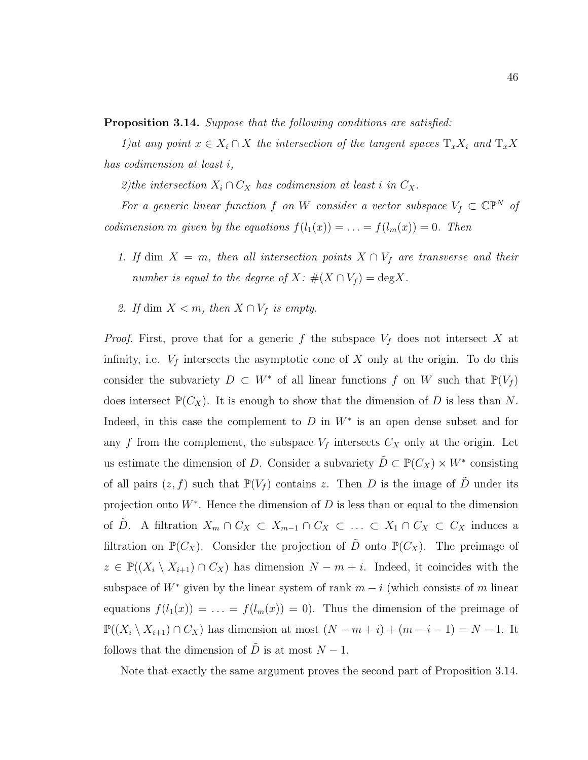**Proposition 3.14.** *Suppose that the following conditions are satisfied:*

*1)at any point $x \in X_i \cap X$ the intersection of the tangent spaces $\mathrm{T}_x X_i$ and $\mathrm{T}_x X$ has codimension at least $i$,*

*2)the intersection $X_i \cap C_X$ has codimension at least $i$ in $C_X$.*

*For a generic linear function $f$ on $W$ consider a vector subspace $V_f \subset \mathbb{CP}^N$ of codimension $m$ given by the equations $f(l_1(x)) = \ldots = f(l_m(x)) = 0$. Then*

1. *If $\dim X = m$, then all intersection points $X \cap V_f$ are transverse and their number is equal to the degree of $X$: $\#(X \cap V_f) = \deg X$.*
2. *If $\dim X < m$, then $X \cap V_f$ is empty.*

*Proof.* First, prove that for a generic $f$ the subspace $V_f$ does not intersect $X$ at infinity, i.e. $V_f$ intersects the asymptotic cone of $X$ only at the origin. To do this consider the subvariety $D \subset W^*$ of all linear functions $f$ on $W$ such that $\mathbb{P}(V_f)$ does intersect $\mathbb{P}(C_X)$. It is enough to show that the dimension of $D$ is less than $N$. Indeed, in this case the complement to $D$ in $W^*$ is an open dense subset and for any $f$ from the complement, the subspace $V_f$ intersects $C_X$ only at the origin. Let us estimate the dimension of $D$. Consider a subvariety $\tilde{D} \subset \mathbb{P}(C_X) \times W^*$ consisting of all pairs $(z, f)$ such that $\mathbb{P}(V_f)$ contains $z$. Then $D$ is the image of $\tilde{D}$ under its projection onto $W^*$. Hence the dimension of $D$ is less than or equal to the dimension of $\tilde{D}$. A filtration $X_m \cap C_X \subset X_{m-1} \cap C_X \subset \ldots \subset X_1 \cap C_X \subset C_X$ induces a filtration on $\mathbb{P}(C_X)$. Consider the projection of $\tilde{D}$ onto $\mathbb{P}(C_X)$. The preimage of $z \in \mathbb{P}((X_i \setminus X_{i+1}) \cap C_X)$ has dimension $N - m + i$. Indeed, it coincides with the subspace of $W^*$ given by the linear system of rank $m - i$ (which consists of $m$ linear equations $f(l_1(x)) = \ldots = f(l_m(x)) = 0$). Thus the dimension of the preimage of $\mathbb{P}((X_i \setminus X_{i+1}) \cap C_X)$ has dimension at most $(N - m + i) + (m - i - 1) = N - 1$. It follows that the dimension of $\tilde{D}$ is at most $N - 1$.

Note that exactly the same argument proves the second part of Proposition 3.14.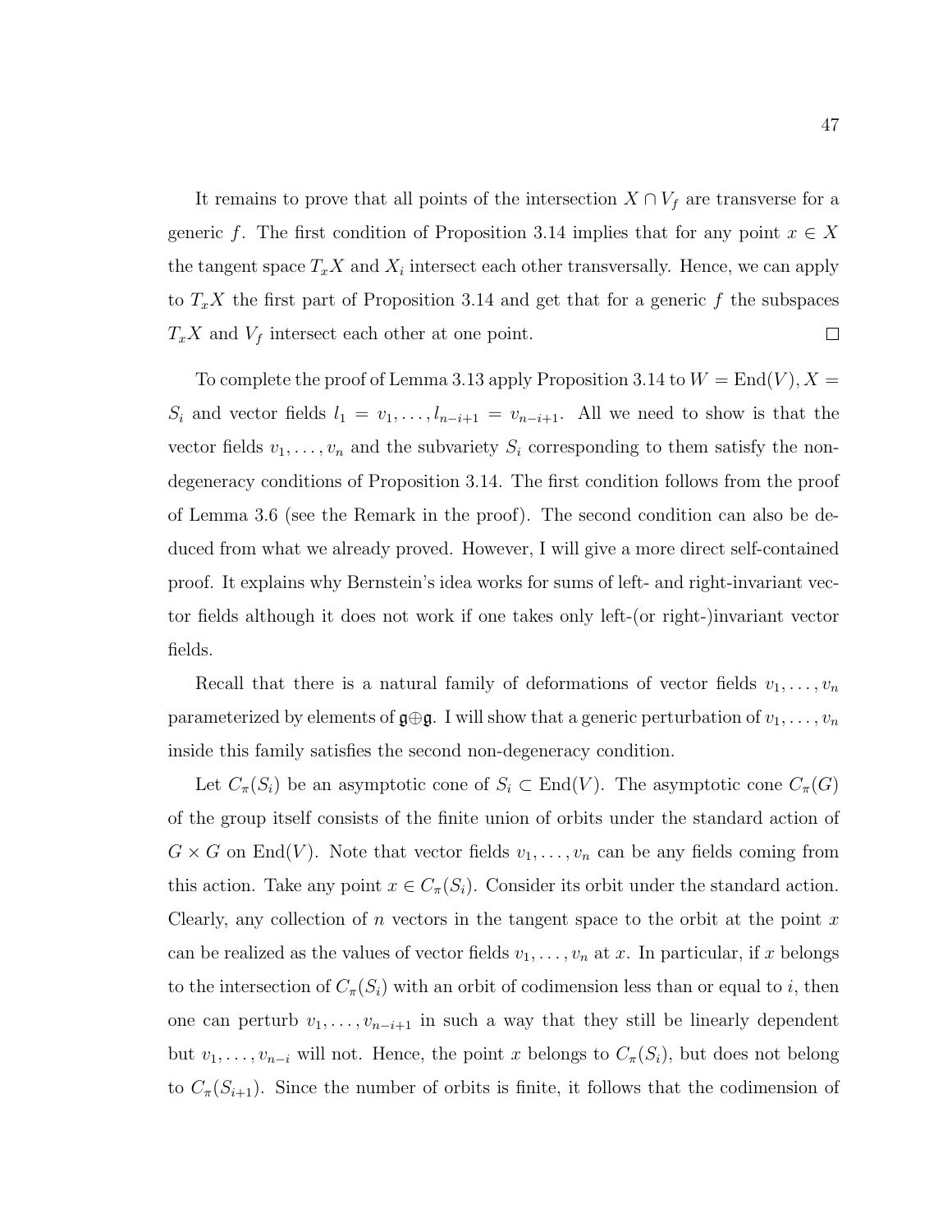It remains to prove that all points of the intersection $X \cap V_f$ are transverse for a generic $f$. The first condition of Proposition 3.14 implies that for any point $x \in X$ the tangent space $T_xX$ and $X_i$ intersect each other transversally. Hence, we can apply to $T_xX$ the first part of Proposition 3.14 and get that for a generic $f$ the subspaces $T_xX$ and $V_f$ intersect each other at one point. $\square$

To complete the proof of Lemma 3.13 apply Proposition 3.14 to $W = \mathrm{End}(V)$, $X = S_i$ and vector fields $l_1 = v_1, \ldots, l_{n-i+1} = v_{n-i+1}$. All we need to show is that the vector fields $v_1, \ldots, v_n$ and the subvariety $S_i$ corresponding to them satisfy the non-degeneracy conditions of Proposition 3.14. The first condition follows from the proof of Lemma 3.6 (see the Remark in the proof). The second condition can also be deduced from what we already proved. However, I will give a more direct self-contained proof. It explains why Bernstein's idea works for sums of left- and right-invariant vector fields although it does not work if one takes only left-(or right-)invariant vector fields.

Recall that there is a natural family of deformations of vector fields $v_1, \ldots, v_n$ parameterized by elements of $\mathfrak{g} \oplus \mathfrak{g}$. I will show that a generic perturbation of $v_1, \ldots, v_n$ inside this family satisfies the second non-degeneracy condition.

Let $C_\pi(S_i)$ be an asymptotic cone of $S_i \subset \mathrm{End}(V)$. The asymptotic cone $C_\pi(G)$ of the group itself consists of the finite union of orbits under the standard action of $G \times G$ on $\mathrm{End}(V)$. Note that vector fields $v_1, \ldots, v_n$ can be any fields coming from this action. Take any point $x \in C_\pi(S_i)$. Consider its orbit under the standard action. Clearly, any collection of $n$ vectors in the tangent space to the orbit at the point $x$ can be realized as the values of vector fields $v_1, \ldots, v_n$ at $x$. In particular, if $x$ belongs to the intersection of $C_\pi(S_i)$ with an orbit of codimension less than or equal to $i$, then one can perturb $v_1, \ldots, v_{n-i+1}$ in such a way that they still be linearly dependent but $v_1, \ldots, v_{n-i}$ will not. Hence, the point $x$ belongs to $C_\pi(S_i)$, but does not belong to $C_\pi(S_{i+1})$. Since the number of orbits is finite, it follows that the codimension of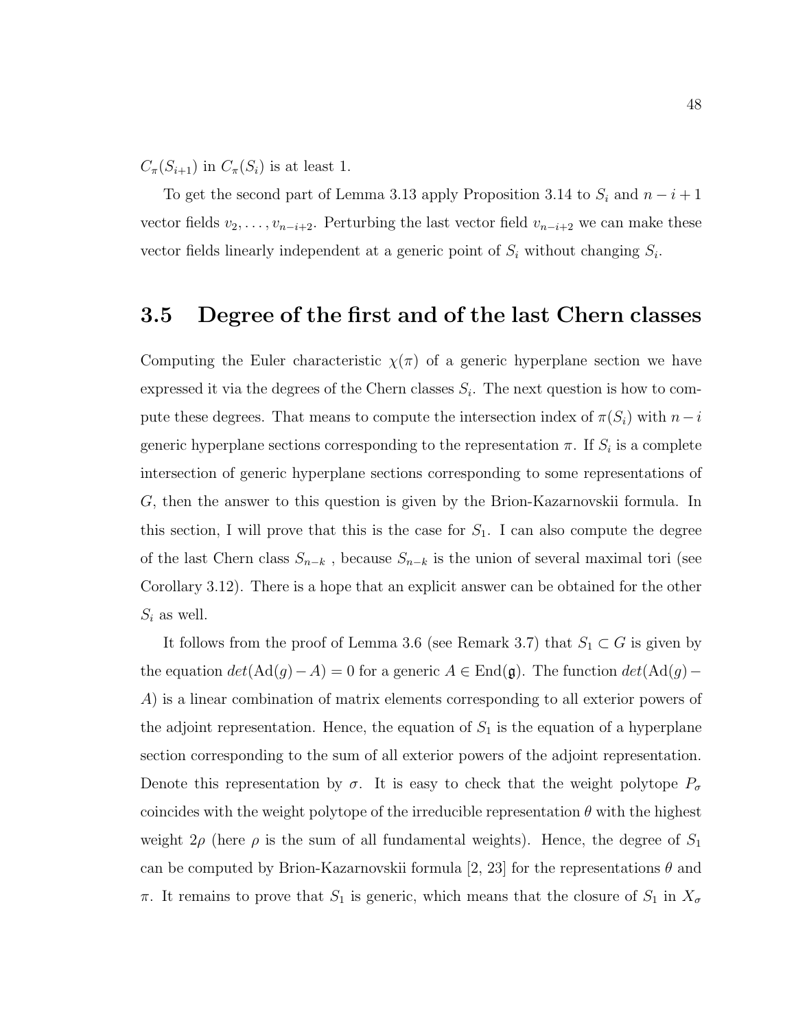$C_\pi(S_{i+1})$ in $C_\pi(S_i)$ is at least 1.

To get the second part of Lemma 3.13 apply Proposition 3.14 to $S_i$ and $n-i+1$ vector fields $v_2, \ldots, v_{n-i+2}$. Perturbing the last vector field $v_{n-i+2}$ we can make these vector fields linearly independent at a generic point of $S_i$ without changing $S_i$.

## 3.5 Degree of the first and of the last Chern classes

Computing the Euler characteristic $\chi(\pi)$ of a generic hyperplane section we have expressed it via the degrees of the Chern classes $S_i$. The next question is how to compute these degrees. That means to compute the intersection index of $\pi(S_i)$ with $n-i$ generic hyperplane sections corresponding to the representation $\pi$. If $S_i$ is a complete intersection of generic hyperplane sections corresponding to some representations of $G$, then the answer to this question is given by the Brion-Kazarnovskii formula. In this section, I will prove that this is the case for $S_1$. I can also compute the degree of the last Chern class $S_{n-k}$ , because $S_{n-k}$ is the union of several maximal tori (see Corollary 3.12). There is a hope that an explicit answer can be obtained for the other $S_i$ as well.

It follows from the proof of Lemma 3.6 (see Remark 3.7) that $S_1 \subset G$ is given by the equation $det(\mathrm{Ad}(g) - A) = 0$ for a generic $A \in \mathrm{End}(\mathfrak{g})$. The function $det(\mathrm{Ad}(g) - A)$ is a linear combination of matrix elements corresponding to all exterior powers of the adjoint representation. Hence, the equation of $S_1$ is the equation of a hyperplane section corresponding to the sum of all exterior powers of the adjoint representation. Denote this representation by $\sigma$. It is easy to check that the weight polytope $P_\sigma$ coincides with the weight polytope of the irreducible representation $\theta$ with the highest weight $2\rho$ (here $\rho$ is the sum of all fundamental weights). Hence, the degree of $S_1$ can be computed by Brion-Kazarnovskii formula [2, 23] for the representations $\theta$ and $\pi$. It remains to prove that $S_1$ is generic, which means that the closure of $S_1$ in $X_\sigma$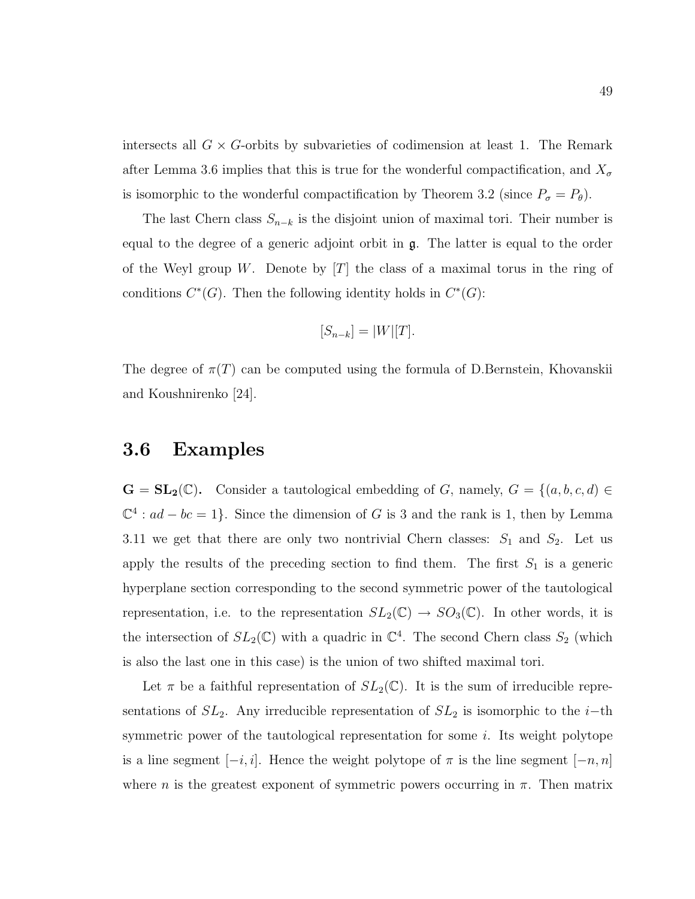intersects all $G \times G$-orbits by subvarieties of codimension at least 1. The Remark after Lemma 3.6 implies that this is true for the wonderful compactification, and $X_\sigma$ is isomorphic to the wonderful compactification by Theorem 3.2 (since $P_\sigma = P_\theta$).

The last Chern class $S_{n-k}$ is the disjoint union of maximal tori. Their number is equal to the degree of a generic adjoint orbit in $\mathfrak{g}$. The latter is equal to the order of the Weyl group $W$. Denote by $[T]$ the class of a maximal torus in the ring of conditions $C^*(G)$. Then the following identity holds in $C^*(G)$:

$$[S_{n-k}] = |W|[T].$$

The degree of $\pi(T)$ can be computed using the formula of D.Bernstein, Khovanskii and Koushnirenko [24].

## 3.6 Examples

$\mathbf{G = SL_2(\mathbb{C})}$**.** Consider a tautological embedding of $G$, namely, $G = \{(a, b, c, d) \in \mathbb{C}^4 : ad - bc = 1\}$. Since the dimension of $G$ is 3 and the rank is 1, then by Lemma 3.11 we get that there are only two nontrivial Chern classes: $S_1$ and $S_2$. Let us apply the results of the preceding section to find them. The first $S_1$ is a generic hyperplane section corresponding to the second symmetric power of the tautological representation, i.e. to the representation $SL_2(\mathbb{C}) \to SO_3(\mathbb{C})$. In other words, it is the intersection of $SL_2(\mathbb{C})$ with a quadric in $\mathbb{C}^4$. The second Chern class $S_2$ (which is also the last one in this case) is the union of two shifted maximal tori.

Let $\pi$ be a faithful representation of $SL_2(\mathbb{C})$. It is the sum of irreducible representations of $SL_2$. Any irreducible representation of $SL_2$ is isomorphic to the $i-$th symmetric power of the tautological representation for some $i$. Its weight polytope is a line segment $[-i, i]$. Hence the weight polytope of $\pi$ is the line segment $[-n, n]$ where $n$ is the greatest exponent of symmetric powers occurring in $\pi$. Then matrix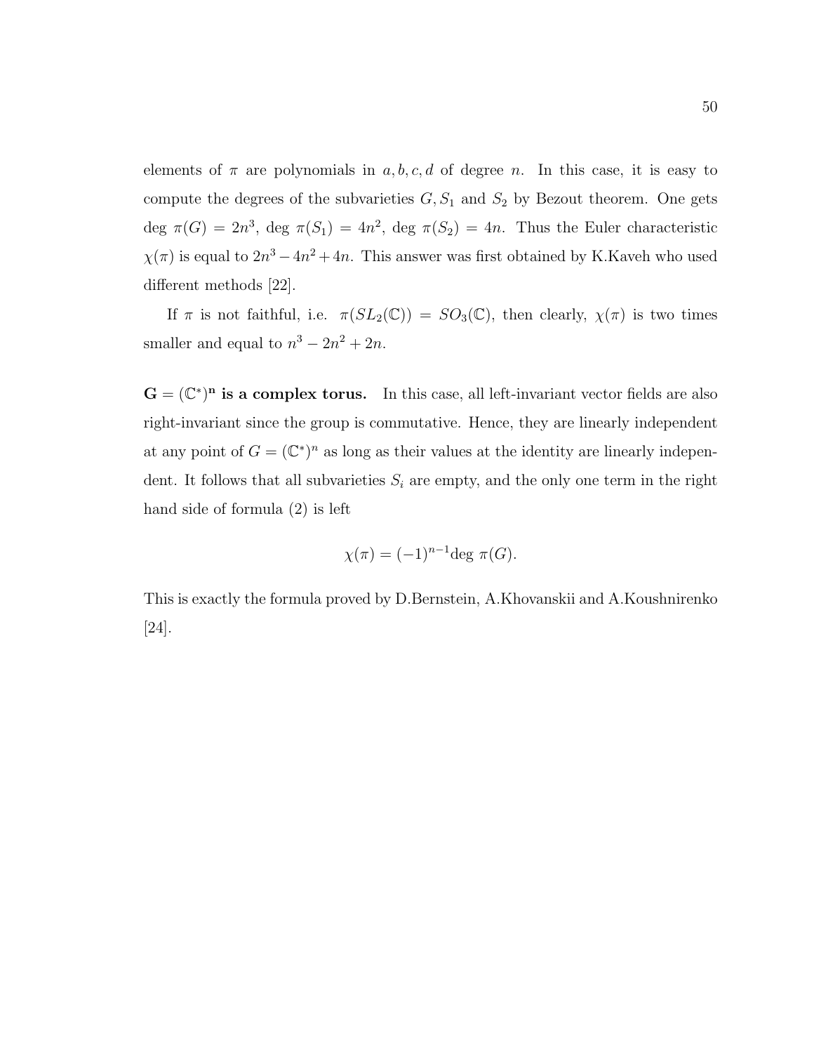elements of $\pi$ are polynomials in $a, b, c, d$ of degree $n$. In this case, it is easy to compute the degrees of the subvarieties $G, S_1$ and $S_2$ by Bezout theorem. One gets deg $\pi(G) = 2n^3$, deg $\pi(S_1) = 4n^2$, deg $\pi(S_2) = 4n$. Thus the Euler characteristic $\chi(\pi)$ is equal to $2n^3 - 4n^2 + 4n$. This answer was first obtained by K.Kaveh who used different methods [22].

If $\pi$ is not faithful, i.e. $\pi(SL_2(\mathbb{C})) = SO_3(\mathbb{C})$, then clearly, $\chi(\pi)$ is two times smaller and equal to $n^3 - 2n^2 + 2n$.

**$\mathbf{G = (\mathbb{C}^*)^n}$ is a complex torus.** In this case, all left-invariant vector fields are also right-invariant since the group is commutative. Hence, they are linearly independent at any point of $G = (\mathbb{C}^*)^n$ as long as their values at the identity are linearly independent. It follows that all subvarieties $S_i$ are empty, and the only one term in the right hand side of formula (2) is left

$$\chi(\pi) = (-1)^{n-1}\text{deg } \pi(G).$$

This is exactly the formula proved by D.Bernstein, A.Khovanskii and A.Koushnirenko [24].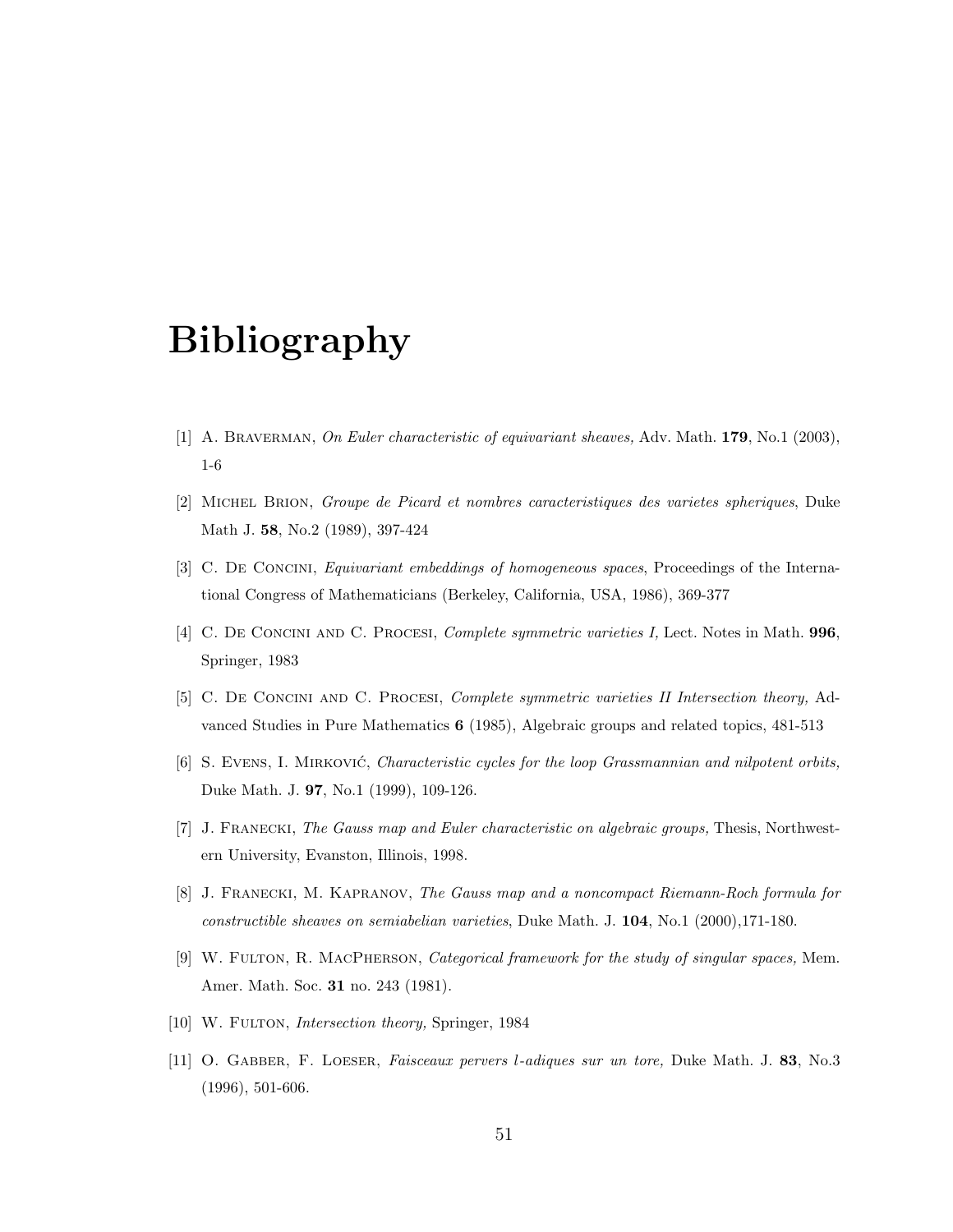# Bibliography

[1] A. Braverman, *On Euler characteristic of equivariant sheaves,* Adv. Math. **179**, No.1 (2003), 1-6

[2] Michel Brion, *Groupe de Picard et nombres caracteristiques des varietes spheriques*, Duke Math J. **58**, No.2 (1989), 397-424

[3] C. De Concini, *Equivariant embeddings of homogeneous spaces*, Proceedings of the International Congress of Mathematicians (Berkeley, California, USA, 1986), 369-377

[4] C. De Concini and C. Procesi, *Complete symmetric varieties I,* Lect. Notes in Math. **996**, Springer, 1983

[5] C. De Concini and C. Procesi, *Complete symmetric varieties II Intersection theory,* Advanced Studies in Pure Mathematics **6** (1985), Algebraic groups and related topics, 481-513

[6] S. Evens, I. Mirković, *Characteristic cycles for the loop Grassmannian and nilpotent orbits,* Duke Math. J. **97**, No.1 (1999), 109-126.

[7] J. Franecki, *The Gauss map and Euler characteristic on algebraic groups,* Thesis, Northwestern University, Evanston, Illinois, 1998.

[8] J. Franecki, M. Kapranov, *The Gauss map and a noncompact Riemann-Roch formula for constructible sheaves on semiabelian varieties*, Duke Math. J. **104**, No.1 (2000),171-180.

[9] W. Fulton, R. MacPherson, *Categorical framework for the study of singular spaces,* Mem. Amer. Math. Soc. **31** no. 243 (1981).

[10] W. Fulton, *Intersection theory,* Springer, 1984

[11] O. Gabber, F. Loeser, *Faisceaux pervers l-adiques sur un tore,* Duke Math. J. **83**, No.3 (1996), 501-606.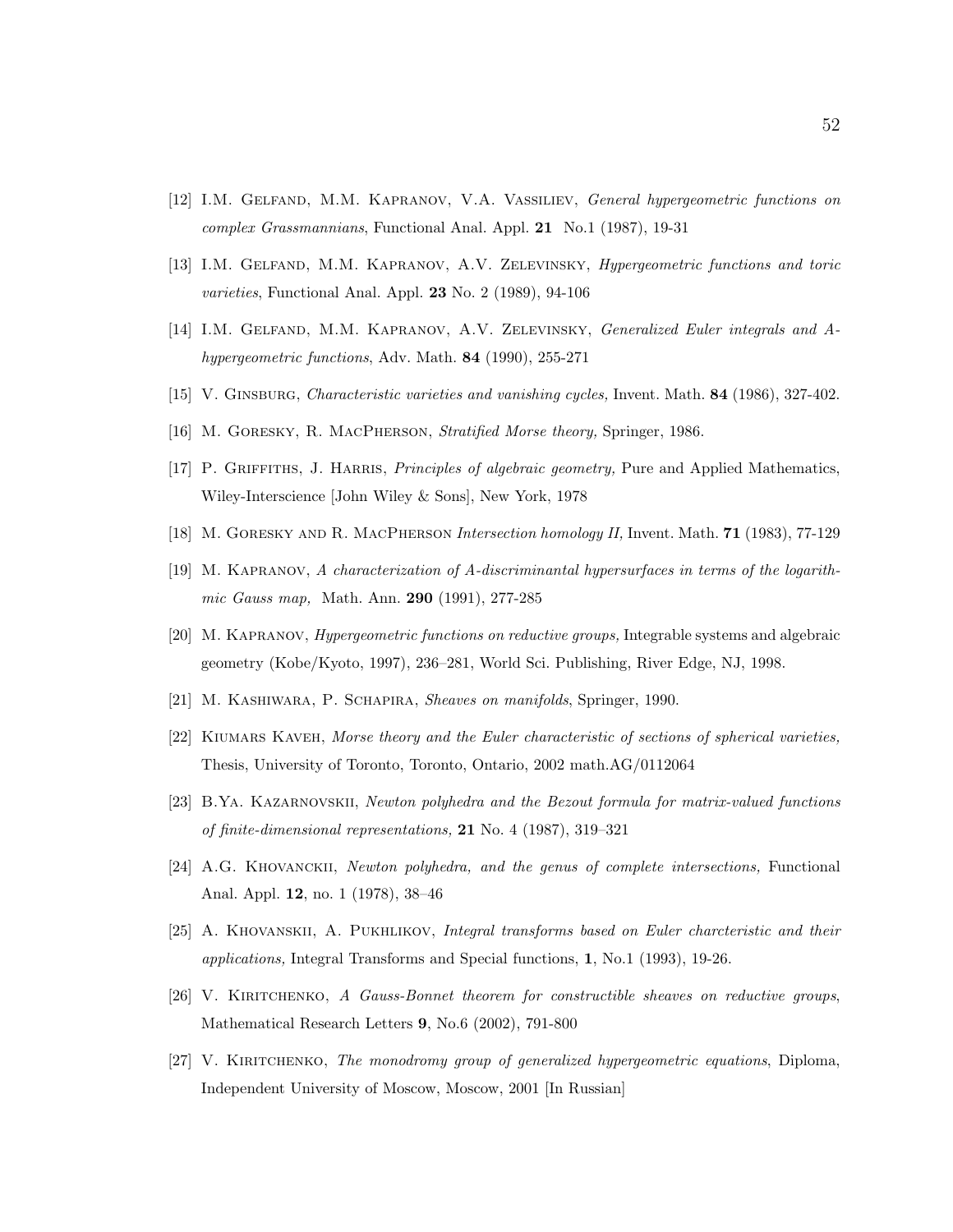[12] I.M. Gelfand, M.M. Kapranov, V.A. Vassiliev, *General hypergeometric functions on complex Grassmannians*, Functional Anal. Appl. **21** No.1 (1987), 19-31

[13] I.M. Gelfand, M.M. Kapranov, A.V. Zelevinsky, *Hypergeometric functions and toric varieties*, Functional Anal. Appl. **23** No. 2 (1989), 94-106

[14] I.M. Gelfand, M.M. Kapranov, A.V. Zelevinsky, *Generalized Euler integrals and A-hypergeometric functions*, Adv. Math. **84** (1990), 255-271

[15] V. Ginsburg, *Characteristic varieties and vanishing cycles,* Invent. Math. **84** (1986), 327-402.

[16] M. Goresky, R. MacPherson, *Stratified Morse theory,* Springer, 1986.

[17] P. Griffiths, J. Harris, *Principles of algebraic geometry,* Pure and Applied Mathematics, Wiley-Interscience [John Wiley & Sons], New York, 1978

[18] M. Goresky and R. MacPherson *Intersection homology II,* Invent. Math. **71** (1983), 77-129

[19] M. Kapranov, *A characterization of A-discriminantal hypersurfaces in terms of the logarithmic Gauss map,* Math. Ann. **290** (1991), 277-285

[20] M. Kapranov, *Hypergeometric functions on reductive groups,* Integrable systems and algebraic geometry (Kobe/Kyoto, 1997), 236–281, World Sci. Publishing, River Edge, NJ, 1998.

[21] M. Kashiwara, P. Schapira, *Sheaves on manifolds*, Springer, 1990.

[22] Kiumars Kaveh, *Morse theory and the Euler characteristic of sections of spherical varieties,* Thesis, University of Toronto, Toronto, Ontario, 2002 math.AG/0112064

[23] B.Ya. Kazarnovskii, *Newton polyhedra and the Bezout formula for matrix-valued functions of finite-dimensional representations,* **21** No. 4 (1987), 319–321

[24] A.G. Khovanckii, *Newton polyhedra, and the genus of complete intersections,* Functional Anal. Appl. **12**, no. 1 (1978), 38–46

[25] A. Khovanskii, A. Pukhlikov, *Integral transforms based on Euler charcteristic and their applications,* Integral Transforms and Special functions, **1**, No.1 (1993), 19-26.

[26] V. Kiritchenko, *A Gauss-Bonnet theorem for constructible sheaves on reductive groups*, Mathematical Research Letters **9**, No.6 (2002), 791-800

[27] V. Kiritchenko, *The monodromy group of generalized hypergeometric equations*, Diploma, Independent University of Moscow, Moscow, 2001 [In Russian]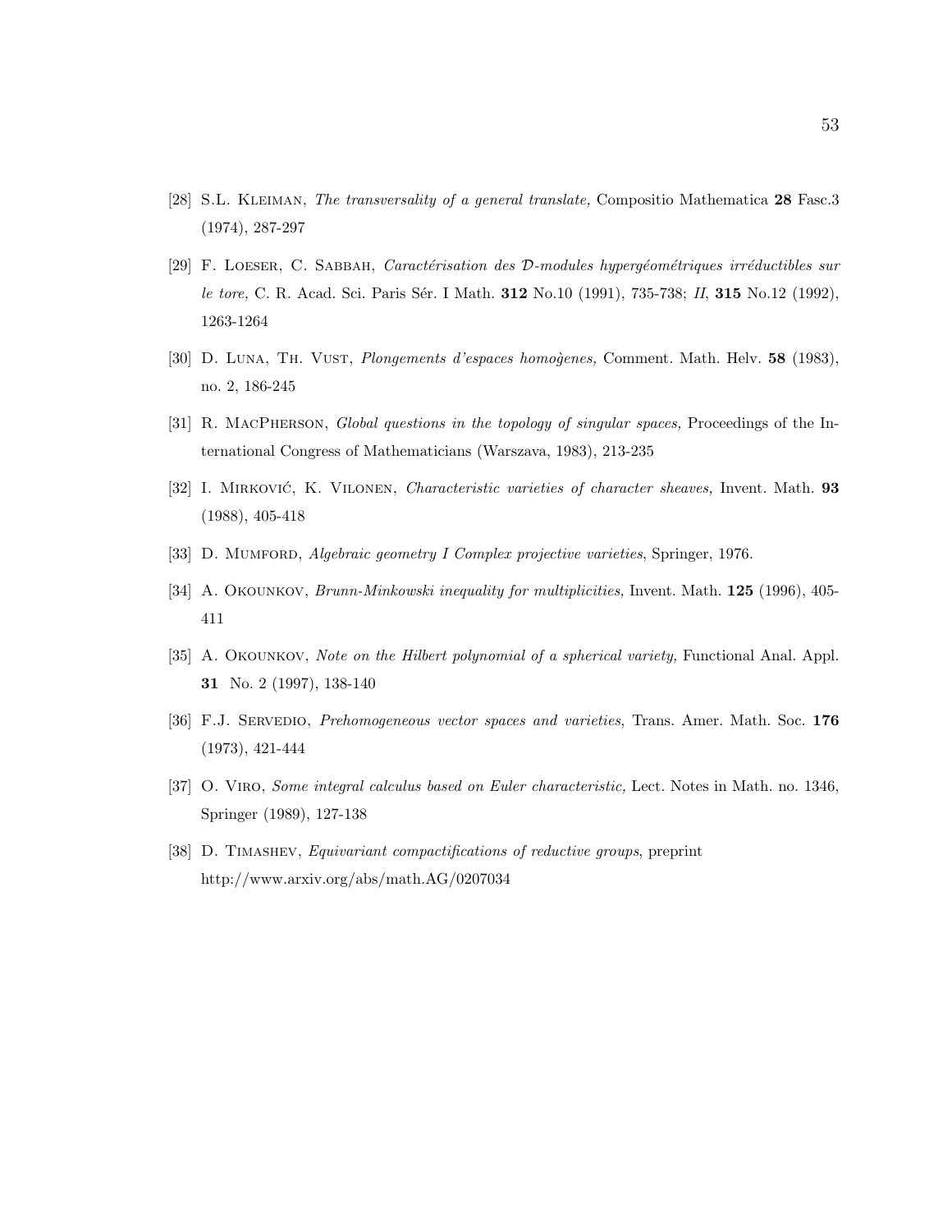[28] S.L. Kleiman, *The transversality of a general translate,* Compositio Mathematica **28** Fasc.3 (1974), 287-297

[29] F. Loeser, C. Sabbah, *Caractérisation des $\mathcal{D}$-modules hypergéométriques irréductibles sur le tore,* C. R. Acad. Sci. Paris Sér. I Math. **312** No.10 (1991), 735-738; *II*, **315** No.12 (1992), 1263-1264

[30] D. Luna, Th. Vust, *Plongements d'espaces homoģenes,* Comment. Math. Helv. **58** (1983), no. 2, 186-245

[31] R. MacPherson, *Global questions in the topology of singular spaces,* Proceedings of the International Congress of Mathematicians (Warszava, 1983), 213-235

[32] I. Mirković, K. Vilonen, *Characteristic varieties of character sheaves,* Invent. Math. **93** (1988), 405-418

[33] D. Mumford, *Algebraic geometry I Complex projective varieties*, Springer, 1976.

[34] A. Okounkov, *Brunn-Minkowski inequality for multiplicities,* Invent. Math. **125** (1996), 405-411

[35] A. Okounkov, *Note on the Hilbert polynomial of a spherical variety,* Functional Anal. Appl. **31** No. 2 (1997), 138-140

[36] F.J. Servedio, *Prehomogeneous vector spaces and varieties*, Trans. Amer. Math. Soc. **176** (1973), 421-444

[37] O. Viro, *Some integral calculus based on Euler characteristic,* Lect. Notes in Math. no. 1346, Springer (1989), 127-138

[38] D. Timashev, *Equivariant compactifications of reductive groups*, preprint http://www.arxiv.org/abs/math.AG/0207034